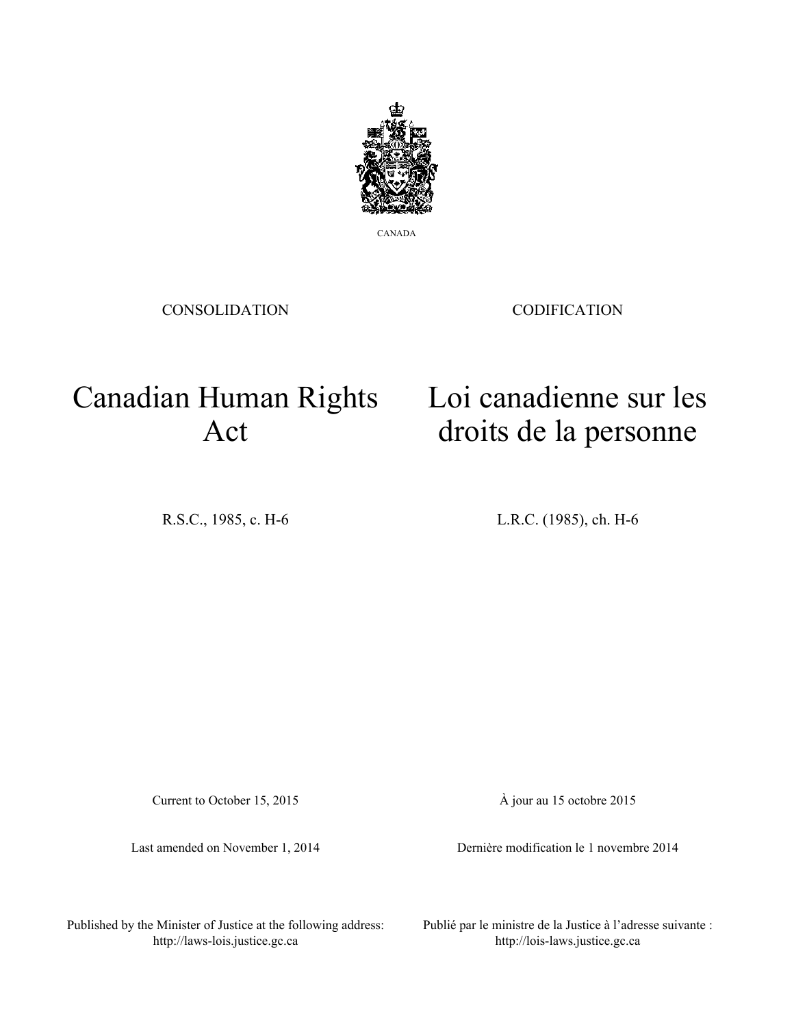CANADA

CONSOLIDATION

CODIFICATION

# Canadian Human Rights Act

# Loi canadienne sur les droits de la personne

R.S.C., 1985, c. H-6

L.R.C. (1985), ch. H-6

Current to October 15, 2015

À jour au 15 octobre 2015

Last amended on November 1, 2014

Dernière modification le 1 novembre 2014

Published by the Minister of Justice at the following address:
http://laws-lois.justice.gc.ca

Publié par le ministre de la Justice à l'adresse suivante :
http://lois-laws.justice.gc.ca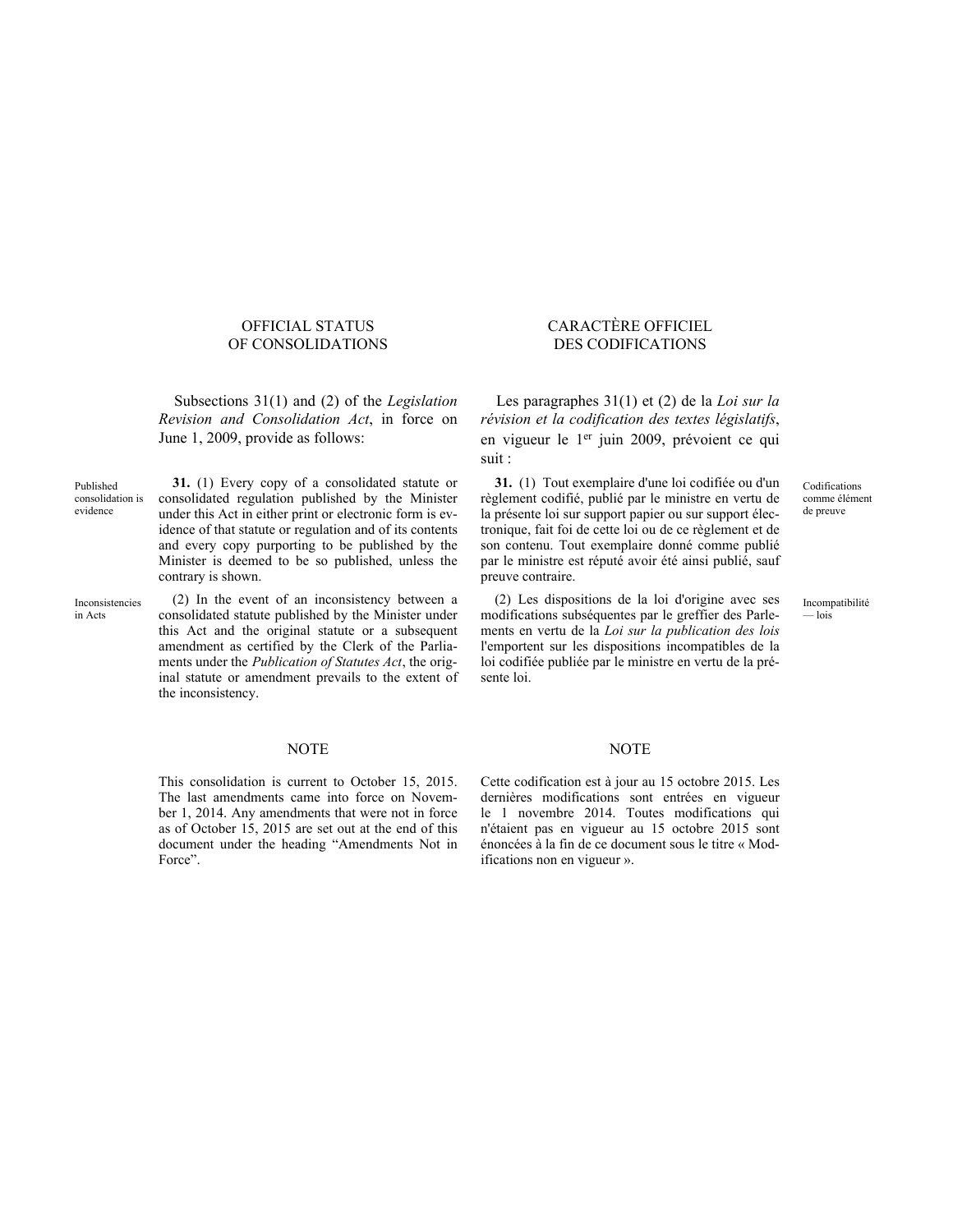## OFFICIAL STATUS OF CONSOLIDATIONS

Subsections 31(1) and (2) of the *Legislation Revision and Consolidation Act*, in force on June 1, 2009, provide as follows:

Published consolidation is evidence

**31.** (1) Every copy of a consolidated statute or consolidated regulation published by the Minister under this Act in either print or electronic form is evidence of that statute or regulation and of its contents and every copy purporting to be published by the Minister is deemed to be so published, unless the contrary is shown.

Inconsistencies in Acts

(2) In the event of an inconsistency between a consolidated statute published by the Minister under this Act and the original statute or a subsequent amendment as certified by the Clerk of the Parliaments under the *Publication of Statutes Act*, the original statute or amendment prevails to the extent of the inconsistency.

### NOTE

This consolidation is current to October 15, 2015. The last amendments came into force on November 1, 2014. Any amendments that were not in force as of October 15, 2015 are set out at the end of this document under the heading "Amendments Not in Force".

## CARACTÈRE OFFICIEL DES CODIFICATIONS

Les paragraphes 31(1) et (2) de la *Loi sur la révision et la codification des textes législatifs*, en vigueur le 1er juin 2009, prévoient ce qui suit :

Codifications comme élément de preuve

**31.** (1) Tout exemplaire d'une loi codifiée ou d'un règlement codifié, publié par le ministre en vertu de la présente loi sur support papier ou sur support électronique, fait foi de cette loi ou de ce règlement et de son contenu. Tout exemplaire donné comme publié par le ministre est réputé avoir été ainsi publié, sauf preuve contraire.

Incompatibilité — lois

(2) Les dispositions de la loi d'origine avec ses modifications subséquentes par le greffier des Parlements en vertu de la *Loi sur la publication des lois* l'emportent sur les dispositions incompatibles de la loi codifiée publiée par le ministre en vertu de la présente loi.

### NOTE

Cette codification est à jour au 15 octobre 2015. Les dernières modifications sont entrées en vigueur le 1 novembre 2014. Toutes modifications qui n'étaient pas en vigueur au 15 octobre 2015 sont énoncées à la fin de ce document sous le titre « Modifications non en vigueur ».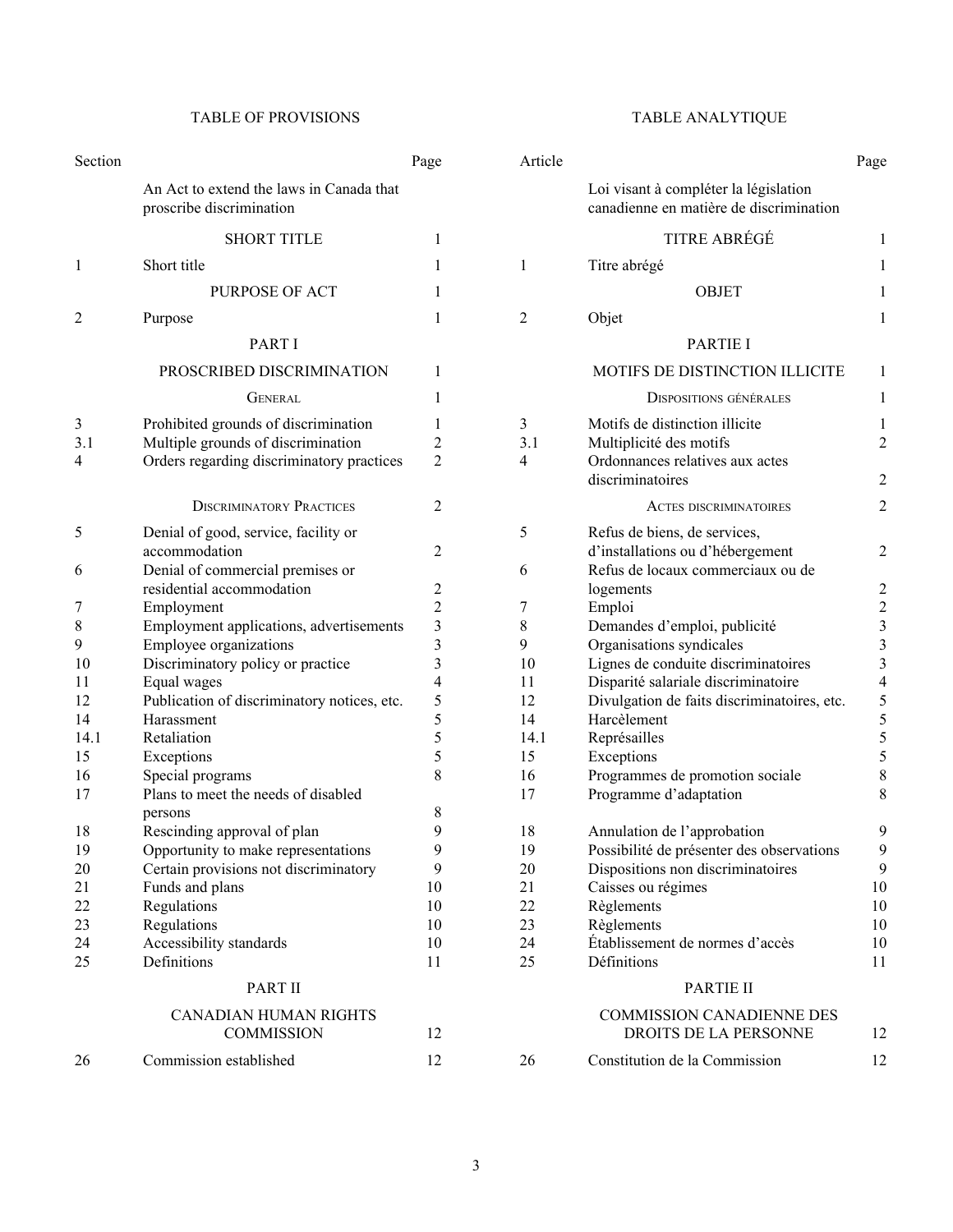## TABLE OF PROVISIONS

| Section | | Page |
|---|---|---|
| | An Act to extend the laws in Canada that proscribe discrimination | |
| | SHORT TITLE | 1 |
| 1 | Short title | 1 |
| | PURPOSE OF ACT | 1 |
| 2 | Purpose | 1 |
| | PART I | |
| | PROSCRIBED DISCRIMINATION | 1 |
| | GENERAL | 1 |
| 3 | Prohibited grounds of discrimination | 1 |
| 3.1 | Multiple grounds of discrimination | 2 |
| 4 | Orders regarding discriminatory practices | 2 |
| | DISCRIMINATORY PRACTICES | 2 |
| 5 | Denial of good, service, facility or accommodation | 2 |
| 6 | Denial of commercial premises or residential accommodation | 2 |
| 7 | Employment | 2 |
| 8 | Employment applications, advertisements | 3 |
| 9 | Employee organizations | 3 |
| 10 | Discriminatory policy or practice | 3 |
| 11 | Equal wages | 4 |
| 12 | Publication of discriminatory notices, etc. | 5 |
| 14 | Harassment | 5 |
| 14.1 | Retaliation | 5 |
| 15 | Exceptions | 5 |
| 16 | Special programs | 8 |
| 17 | Plans to meet the needs of disabled persons | 8 |
| 18 | Rescinding approval of plan | 9 |
| 19 | Opportunity to make representations | 9 |
| 20 | Certain provisions not discriminatory | 9 |
| 21 | Funds and plans | 10 |
| 22 | Regulations | 10 |
| 23 | Regulations | 10 |
| 24 | Accessibility standards | 10 |
| 25 | Definitions | 11 |
| | PART II | |
| | CANADIAN HUMAN RIGHTS COMMISSION | 12 |
| 26 | Commission established | 12 |

## TABLE ANALYTIQUE

| Article | | Page |
|---|---|---|
| | Loi visant à compléter la législation canadienne en matière de discrimination | |
| | TITRE ABRÉGÉ | 1 |
| 1 | Titre abrégé | 1 |
| | OBJET | 1 |
| 2 | Objet | 1 |
| | PARTIE I | |
| | MOTIFS DE DISTINCTION ILLICITE | 1 |
| | DISPOSITIONS GÉNÉRALES | 1 |
| 3 | Motifs de distinction illicite | 1 |
| 3.1 | Multiplicité des motifs | 2 |
| 4 | Ordonnances relatives aux actes discriminatoires | 2 |
| | ACTES DISCRIMINATOIRES | 2 |
| 5 | Refus de biens, de services, d'installations ou d'hébergement | 2 |
| 6 | Refus de locaux commerciaux ou de logements | 2 |
| 7 | Emploi | 2 |
| 8 | Demandes d'emploi, publicité | 3 |
| 9 | Organisations syndicales | 3 |
| 10 | Lignes de conduite discriminatoires | 3 |
| 11 | Disparité salariale discriminatoire | 4 |
| 12 | Divulgation de faits discriminatoires, etc. | 5 |
| 14 | Harcèlement | 5 |
| 14.1 | Représailles | 5 |
| 15 | Exceptions | 5 |
| 16 | Programmes de promotion sociale | 8 |
| 17 | Programme d'adaptation | 8 |
| 18 | Annulation de l'approbation | 9 |
| 19 | Possibilité de présenter des observations | 9 |
| 20 | Dispositions non discriminatoires | 9 |
| 21 | Caisses ou régimes | 10 |
| 22 | Règlements | 10 |
| 23 | Règlements | 10 |
| 24 | Établissement de normes d'accès | 10 |
| 25 | Définitions | 11 |
| | PARTIE II | |
| | COMMISSION CANADIENNE DES DROITS DE LA PERSONNE | 12 |
| 26 | Constitution de la Commission | 12 |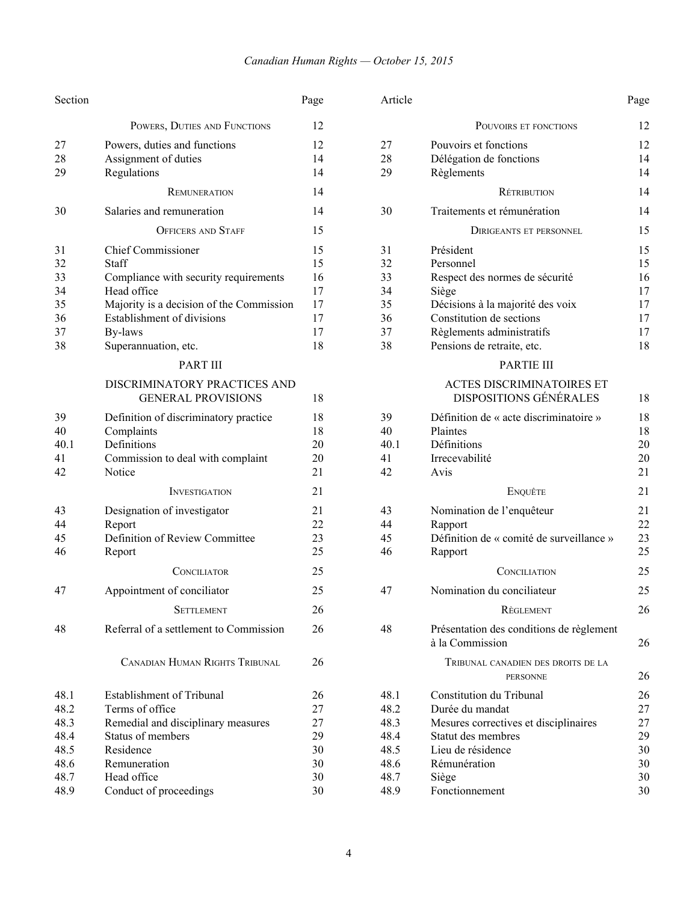| Section | | Page |
|---|---|---|
| | Powers, Duties and Functions | 12 |
| 27 | Powers, duties and functions | 12 |
| 28 | Assignment of duties | 14 |
| 29 | Regulations | 14 |
| | Remuneration | 14 |
| 30 | Salaries and remuneration | 14 |
| | Officers and Staff | 15 |
| 31 | Chief Commissioner | 15 |
| 32 | Staff | 15 |
| 33 | Compliance with security requirements | 16 |
| 34 | Head office | 17 |
| 35 | Majority is a decision of the Commission | 17 |
| 36 | Establishment of divisions | 17 |
| 37 | By-laws | 17 |
| 38 | Superannuation, etc. | 18 |
| | PART III | |
| | DISCRIMINATORY PRACTICES AND GENERAL PROVISIONS | 18 |
| 39 | Definition of discriminatory practice | 18 |
| 40 | Complaints | 18 |
| 40.1 | Definitions | 20 |
| 41 | Commission to deal with complaint | 20 |
| 42 | Notice | 21 |
| | Investigation | 21 |
| 43 | Designation of investigator | 21 |
| 44 | Report | 22 |
| 45 | Definition of Review Committee | 23 |
| 46 | Report | 25 |
| | Conciliator | 25 |
| 47 | Appointment of conciliator | 25 |
| | Settlement | 26 |
| 48 | Referral of a settlement to Commission | 26 |
| | Canadian Human Rights Tribunal | 26 |
| 48.1 | Establishment of Tribunal | 26 |
| 48.2 | Terms of office | 27 |
| 48.3 | Remedial and disciplinary measures | 27 |
| 48.4 | Status of members | 29 |
| 48.5 | Residence | 30 |
| 48.6 | Remuneration | 30 |
| 48.7 | Head office | 30 |
| 48.9 | Conduct of proceedings | 30 |

| Article | | Page |
|---|---|---|
| | Pouvoirs et fonctions | 12 |
| 27 | Pouvoirs et fonctions | 12 |
| 28 | Délégation de fonctions | 14 |
| 29 | Règlements | 14 |
| | Rétribution | 14 |
| 30 | Traitements et rémunération | 14 |
| | Dirigeants et personnel | 15 |
| 31 | Président | 15 |
| 32 | Personnel | 15 |
| 33 | Respect des normes de sécurité | 16 |
| 34 | Siège | 17 |
| 35 | Décisions à la majorité des voix | 17 |
| 36 | Constitution de sections | 17 |
| 37 | Règlements administratifs | 17 |
| 38 | Pensions de retraite, etc. | 18 |
| | PARTIE III | |
| | ACTES DISCRIMINATOIRES ET DISPOSITIONS GÉNÉRALES | 18 |
| 39 | Définition de « acte discriminatoire » | 18 |
| 40 | Plaintes | 18 |
| 40.1 | Définitions | 20 |
| 41 | Irrecevabilité | 20 |
| 42 | Avis | 21 |
| | Enquête | 21 |
| 43 | Nomination de l'enquêteur | 21 |
| 44 | Rapport | 22 |
| 45 | Définition de « comité de surveillance » | 23 |
| 46 | Rapport | 25 |
| | Conciliation | 25 |
| 47 | Nomination du conciliateur | 25 |
| | Règlement | 26 |
| 48 | Présentation des conditions de règlement à la Commission | 26 |
| | Tribunal canadien des droits de la personne | 26 |
| 48.1 | Constitution du Tribunal | 26 |
| 48.2 | Durée du mandat | 27 |
| 48.3 | Mesures correctives et disciplinaires | 27 |
| 48.4 | Statut des membres | 29 |
| 48.5 | Lieu de résidence | 30 |
| 48.6 | Rémunération | 30 |
| 48.7 | Siège | 30 |
| 48.9 | Fonctionnement | 30 |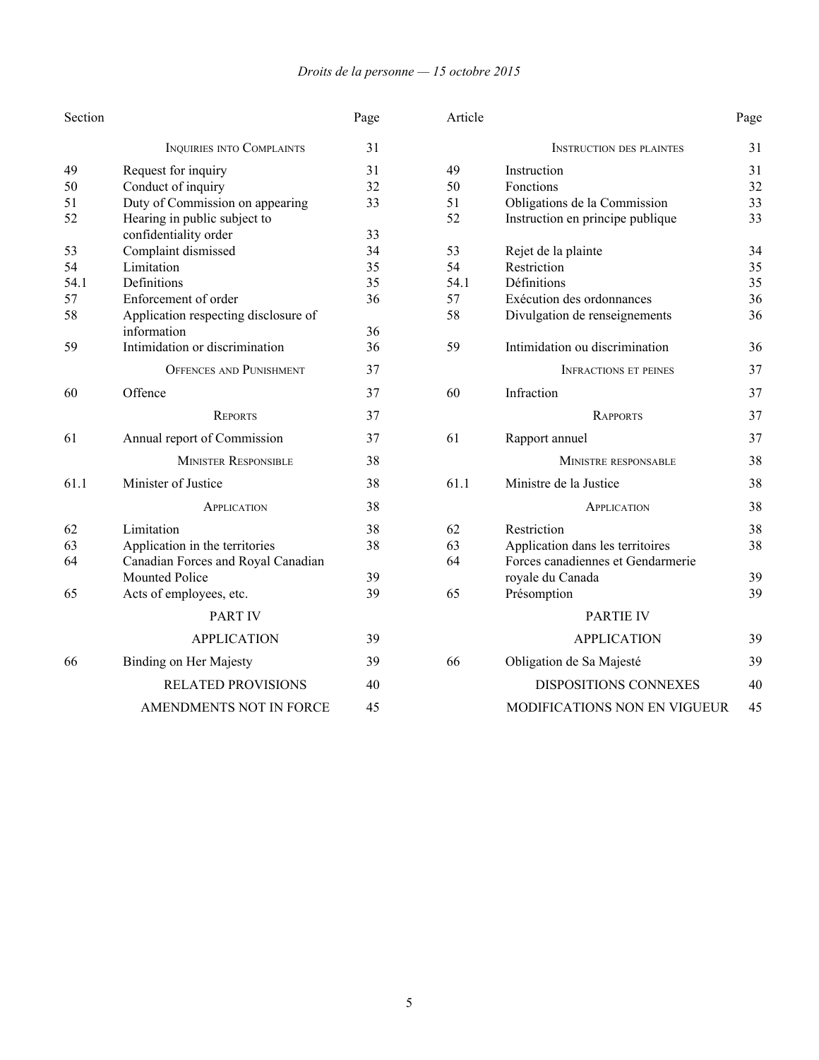| Section | | Page | Article | | Page |
|---|---|---|---|---|---|
| | INQUIRIES INTO COMPLAINTS | 31 | | INSTRUCTION DES PLAINTES | 31 |
| 49 | Request for inquiry | 31 | 49 | Instruction | 31 |
| 50 | Conduct of inquiry | 32 | 50 | Fonctions | 32 |
| 51 | Duty of Commission on appearing | 33 | 51 | Obligations de la Commission | 33 |
| 52 | Hearing in public subject to confidentiality order | 33 | 52 | Instruction en principe publique | 33 |
| 53 | Complaint dismissed | 34 | 53 | Rejet de la plainte | 34 |
| 54 | Limitation | 35 | 54 | Restriction | 35 |
| 54.1 | Definitions | 35 | 54.1 | Définitions | 35 |
| 57 | Enforcement of order | 36 | 57 | Exécution des ordonnances | 36 |
| 58 | Application respecting disclosure of information | 36 | 58 | Divulgation de renseignements | 36 |
| 59 | Intimidation or discrimination | 36 | 59 | Intimidation ou discrimination | 36 |
| | OFFENCES AND PUNISHMENT | 37 | | INFRACTIONS ET PEINES | 37 |
| 60 | Offence | 37 | 60 | Infraction | 37 |
| | REPORTS | 37 | | RAPPORTS | 37 |
| 61 | Annual report of Commission | 37 | 61 | Rapport annuel | 37 |
| | MINISTER RESPONSIBLE | 38 | | MINISTRE RESPONSABLE | 38 |
| 61.1 | Minister of Justice | 38 | 61.1 | Ministre de la Justice | 38 |
| | APPLICATION | 38 | | APPLICATION | 38 |
| 62 | Limitation | 38 | 62 | Restriction | 38 |
| 63 | Application in the territories | 38 | 63 | Application dans les territoires | 38 |
| 64 | Canadian Forces and Royal Canadian Mounted Police | 39 | 64 | Forces canadiennes et Gendarmerie royale du Canada | 39 |
| 65 | Acts of employees, etc. | 39 | 65 | Présomption | 39 |
| | PART IV | | | PARTIE IV | |
| | APPLICATION | 39 | | APPLICATION | 39 |
| 66 | Binding on Her Majesty | 39 | 66 | Obligation de Sa Majesté | 39 |
| | RELATED PROVISIONS | 40 | | DISPOSITIONS CONNEXES | 40 |
| | AMENDMENTS NOT IN FORCE | 45 | | MODIFICATIONS NON EN VIGUEUR | 45 |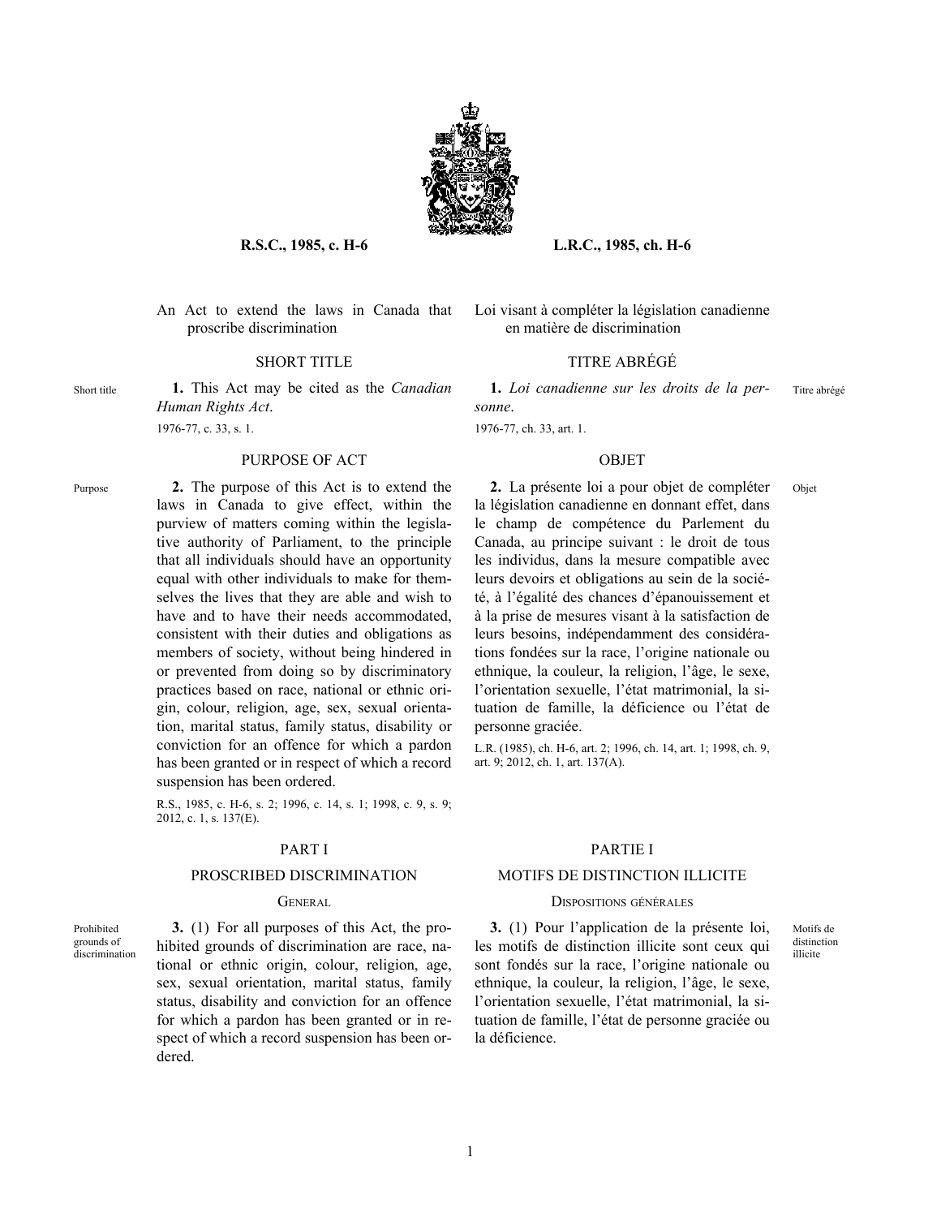**R.S.C., 1985, c. H-6**

**L.R.C., 1985, ch. H-6**

An Act to extend the laws in Canada that proscribe discrimination

Loi visant à compléter la législation canadienne en matière de discrimination

## SHORT TITLE

Short title

**1.** This Act may be cited as the *Canadian Human Rights Act*.

1976-77, c. 33, s. 1.

## TITRE ABRÉGÉ

Titre abrégé

**1.** *Loi canadienne sur les droits de la personne*.

1976-77, ch. 33, art. 1.

## PURPOSE OF ACT

Purpose

**2.** The purpose of this Act is to extend the laws in Canada to give effect, within the purview of matters coming within the legislative authority of Parliament, to the principle that all individuals should have an opportunity equal with other individuals to make for themselves the lives that they are able and wish to have and to have their needs accommodated, consistent with their duties and obligations as members of society, without being hindered in or prevented from doing so by discriminatory practices based on race, national or ethnic origin, colour, religion, age, sex, sexual orientation, marital status, family status, disability or conviction for an offence for which a pardon has been granted or in respect of which a record suspension has been ordered.

R.S., 1985, c. H-6, s. 2; 1996, c. 14, s. 1; 1998, c. 9, s. 9; 2012, c. 1, s. 137(E).

## OBJET

Objet

**2.** La présente loi a pour objet de compléter la législation canadienne en donnant effet, dans le champ de compétence du Parlement du Canada, au principe suivant : le droit de tous les individus, dans la mesure compatible avec leurs devoirs et obligations au sein de la société, à l'égalité des chances d'épanouissement et à la prise de mesures visant à la satisfaction de leurs besoins, indépendamment des considérations fondées sur la race, l'origine nationale ou ethnique, la couleur, la religion, l'âge, le sexe, l'orientation sexuelle, l'état matrimonial, la situation de famille, la déficience ou l'état de personne graciée.

L.R. (1985), ch. H-6, art. 2; 1996, ch. 14, art. 1; 1998, ch. 9, art. 9; 2012, ch. 1, art. 137(A).

## PART I

## PROSCRIBED DISCRIMINATION

### GENERAL

Prohibited grounds of discrimination

**3.** (1) For all purposes of this Act, the prohibited grounds of discrimination are race, national or ethnic origin, colour, religion, age, sex, sexual orientation, marital status, family status, disability and conviction for an offence for which a pardon has been granted or in respect of which a record suspension has been ordered.

## PARTIE I

## MOTIFS DE DISTINCTION ILLICITE

### DISPOSITIONS GÉNÉRALES

Motifs de distinction illicite

**3.** (1) Pour l'application de la présente loi, les motifs de distinction illicite sont ceux qui sont fondés sur la race, l'origine nationale ou ethnique, la couleur, la religion, l'âge, le sexe, l'orientation sexuelle, l'état matrimonial, la situation de famille, l'état de personne graciée ou la déficience.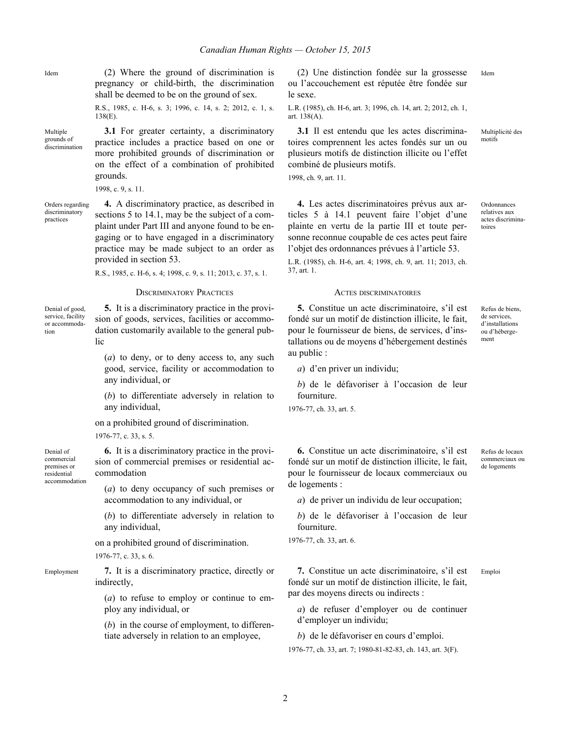Idem

(2) Where the ground of discrimination is pregnancy or child-birth, the discrimination shall be deemed to be on the ground of sex.

R.S., 1985, c. H-6, s. 3; 1996, c. 14, s. 2; 2012, c. 1, s. 138(E).

Idem

(2) Une distinction fondée sur la grossesse ou l'accouchement est réputée être fondée sur le sexe.

L.R. (1985), ch. H-6, art. 3; 1996, ch. 14, art. 2; 2012, ch. 1, art. 138(A).

Multiple grounds of discrimination

**3.1** For greater certainty, a discriminatory practice includes a practice based on one or more prohibited grounds of discrimination or on the effect of a combination of prohibited grounds.

1998, c. 9, s. 11.

Multiplicité des motifs

**3.1** Il est entendu que les actes discriminatoires comprennent les actes fondés sur un ou plusieurs motifs de distinction illicite ou l'effet combiné de plusieurs motifs.

1998, ch. 9, art. 11.

Orders regarding discriminatory practices

**4.** A discriminatory practice, as described in sections 5 to 14.1, may be the subject of a complaint under Part III and anyone found to be engaging or to have engaged in a discriminatory practice may be made subject to an order as provided in section 53.

R.S., 1985, c. H-6, s. 4; 1998, c. 9, s. 11; 2013, c. 37, s. 1.

Ordonnances relatives aux actes discriminatoires

**4.** Les actes discriminatoires prévus aux articles 5 à 14.1 peuvent faire l'objet d'une plainte en vertu de la partie III et toute personne reconnue coupable de ces actes peut faire l'objet des ordonnances prévues à l'article 53.

L.R. (1985), ch. H-6, art. 4; 1998, ch. 9, art. 11; 2013, ch. 37, art. 1.

## DISCRIMINATORY PRACTICES

## ACTES DISCRIMINATOIRES

Denial of good, service, facility or accommodation

**5.** It is a discriminatory practice in the provision of goods, services, facilities or accommodation customarily available to the general public

(*a*) to deny, or to deny access to, any such good, service, facility or accommodation to any individual, or

(*b*) to differentiate adversely in relation to any individual,

on a prohibited ground of discrimination.

1976-77, c. 33, s. 5.

Refus de biens, de services, d'installations ou d'hébergement

**5.** Constitue un acte discriminatoire, s'il est fondé sur un motif de distinction illicite, le fait, pour le fournisseur de biens, de services, d'installations ou de moyens d'hébergement destinés au public :

*a*) d'en priver un individu;

*b*) de le défavoriser à l'occasion de leur fourniture.

1976-77, ch. 33, art. 5.

Denial of commercial premises or residential accommodation

**6.** It is a discriminatory practice in the provision of commercial premises or residential accommodation

(*a*) to deny occupancy of such premises or accommodation to any individual, or

(*b*) to differentiate adversely in relation to any individual,

on a prohibited ground of discrimination.

1976-77, c. 33, s. 6.

Refus de locaux commerciaux ou de logements

**6.** Constitue un acte discriminatoire, s'il est fondé sur un motif de distinction illicite, le fait, pour le fournisseur de locaux commerciaux ou de logements :

*a*) de priver un individu de leur occupation;

*b*) de le défavoriser à l'occasion de leur fourniture.

1976-77, ch. 33, art. 6.

Employment

**7.** It is a discriminatory practice, directly or indirectly,

(*a*) to refuse to employ or continue to employ any individual, or

(*b*) in the course of employment, to differentiate adversely in relation to an employee,

Emploi

**7.** Constitue un acte discriminatoire, s'il est fondé sur un motif de distinction illicite, le fait, par des moyens directs ou indirects :

*a*) de refuser d'employer ou de continuer d'employer un individu;

*b*) de le défavoriser en cours d'emploi.

1976-77, ch. 33, art. 7; 1980-81-82-83, ch. 143, art. 3(F).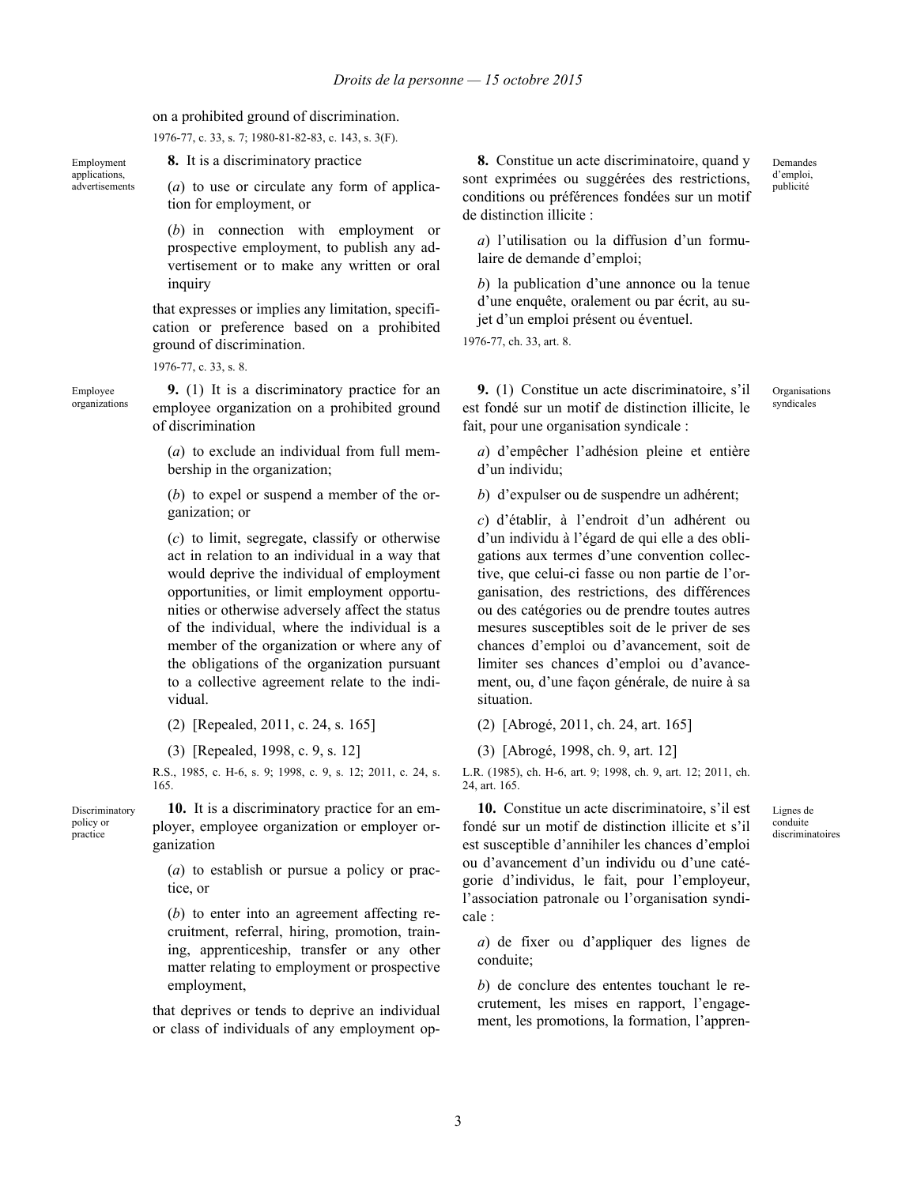on a prohibited ground of discrimination.

1976-77, c. 33, s. 7; 1980-81-82-83, c. 143, s. 3(F).

Employment applications, advertisements

**8.** It is a discriminatory practice

(*a*) to use or circulate any form of application for employment, or

(*b*) in connection with employment or prospective employment, to publish any advertisement or to make any written or oral inquiry

that expresses or implies any limitation, specification or preference based on a prohibited ground of discrimination.

1976-77, c. 33, s. 8.

Employee organizations

**9.** (1) It is a discriminatory practice for an employee organization on a prohibited ground of discrimination

(*a*) to exclude an individual from full membership in the organization;

(*b*) to expel or suspend a member of the organization; or

(*c*) to limit, segregate, classify or otherwise act in relation to an individual in a way that would deprive the individual of employment opportunities, or limit employment opportunities or otherwise adversely affect the status of the individual, where the individual is a member of the organization or where any of the obligations of the organization pursuant to a collective agreement relate to the individual.

(2) [Repealed, 2011, c. 24, s. 165]

(3) [Repealed, 1998, c. 9, s. 12]

R.S., 1985, c. H-6, s. 9; 1998, c. 9, s. 12; 2011, c. 24, s. 165.

Discriminatory policy or practice

**10.** It is a discriminatory practice for an employer, employee organization or employer organization

(*a*) to establish or pursue a policy or practice, or

(*b*) to enter into an agreement affecting recruitment, referral, hiring, promotion, training, apprenticeship, transfer or any other matter relating to employment or prospective employment,

that deprives or tends to deprive an individual or class of individuals of any employment op-

Demandes d'emploi, publicité

**8.** Constitue un acte discriminatoire, quand y sont exprimées ou suggérées des restrictions, conditions ou préférences fondées sur un motif de distinction illicite :

*a*) l'utilisation ou la diffusion d'un formulaire de demande d'emploi;

*b*) la publication d'une annonce ou la tenue d'une enquête, oralement ou par écrit, au sujet d'un emploi présent ou éventuel.

1976-77, ch. 33, art. 8.

Organisations syndicales

**9.** (1) Constitue un acte discriminatoire, s'il est fondé sur un motif de distinction illicite, le fait, pour une organisation syndicale :

*a*) d'empêcher l'adhésion pleine et entière d'un individu;

*b*) d'expulser ou de suspendre un adhérent;

*c*) d'établir, à l'endroit d'un adhérent ou d'un individu à l'égard de qui elle a des obligations aux termes d'une convention collective, que celui-ci fasse ou non partie de l'organisation, des restrictions, des différences ou des catégories ou de prendre toutes autres mesures susceptibles soit de le priver de ses chances d'emploi ou d'avancement, soit de limiter ses chances d'emploi ou d'avancement, ou, d'une façon générale, de nuire à sa situation.

(2) [Abrogé, 2011, ch. 24, art. 165]

(3) [Abrogé, 1998, ch. 9, art. 12]

L.R. (1985), ch. H-6, art. 9; 1998, ch. 9, art. 12; 2011, ch. 24, art. 165.

Lignes de conduite discriminatoires

**10.** Constitue un acte discriminatoire, s'il est fondé sur un motif de distinction illicite et s'il est susceptible d'annihiler les chances d'emploi ou d'avancement d'un individu ou d'une catégorie d'individus, le fait, pour l'employeur, l'association patronale ou l'organisation syndicale :

*a*) de fixer ou d'appliquer des lignes de conduite;

*b*) de conclure des ententes touchant le recrutement, les mises en rapport, l'engagement, les promotions, la formation, l'appren-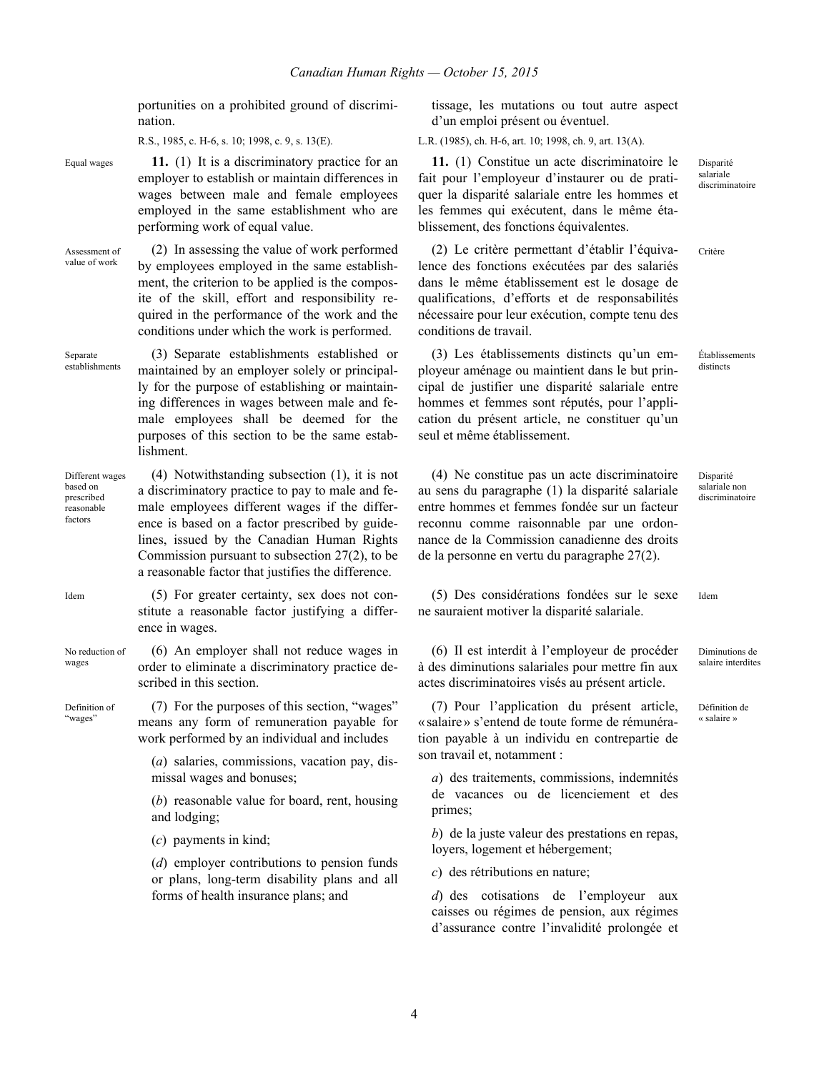portunities on a prohibited ground of discrimination.

R.S., 1985, c. H-6, s. 10; 1998, c. 9, s. 13(E).

Equal wages

**11.** (1) It is a discriminatory practice for an employer to establish or maintain differences in wages between male and female employees employed in the same establishment who are performing work of equal value.

Assessment of value of work

(2) In assessing the value of work performed by employees employed in the same establishment, the criterion to be applied is the composite of the skill, effort and responsibility required in the performance of the work and the conditions under which the work is performed.

Separate establishments

(3) Separate establishments established or maintained by an employer solely or principally for the purpose of establishing or maintaining differences in wages between male and female employees shall be deemed for the purposes of this section to be the same establishment.

Different wages based on prescribed reasonable factors

(4) Notwithstanding subsection (1), it is not a discriminatory practice to pay to male and female employees different wages if the difference is based on a factor prescribed by guidelines, issued by the Canadian Human Rights Commission pursuant to subsection 27(2), to be a reasonable factor that justifies the difference.

Idem

(5) For greater certainty, sex does not constitute a reasonable factor justifying a difference in wages.

No reduction of wages

(6) An employer shall not reduce wages in order to eliminate a discriminatory practice described in this section.

Definition of "wages"

(7) For the purposes of this section, "wages" means any form of remuneration payable for work performed by an individual and includes

(*a*) salaries, commissions, vacation pay, dismissal wages and bonuses;

(*b*) reasonable value for board, rent, housing and lodging;

(*c*) payments in kind;

(*d*) employer contributions to pension funds or plans, long-term disability plans and all forms of health insurance plans; and

tissage, les mutations ou tout autre aspect d'un emploi présent ou éventuel.

L.R. (1985), ch. H-6, art. 10; 1998, ch. 9, art. 13(A).

Disparité salariale discriminatoire

**11.** (1) Constitue un acte discriminatoire le fait pour l'employeur d'instaurer ou de pratiquer la disparité salariale entre les hommes et les femmes qui exécutent, dans le même établissement, des fonctions équivalentes.

Critère

(2) Le critère permettant d'établir l'équivalence des fonctions exécutées par des salariés dans le même établissement est le dosage de qualifications, d'efforts et de responsabilités nécessaire pour leur exécution, compte tenu des conditions de travail.

Établissements distincts

(3) Les établissements distincts qu'un employeur aménage ou maintient dans le but principal de justifier une disparité salariale entre hommes et femmes sont réputés, pour l'application du présent article, ne constituer qu'un seul et même établissement.

Disparité salariale non discriminatoire

(4) Ne constitue pas un acte discriminatoire au sens du paragraphe (1) la disparité salariale entre hommes et femmes fondée sur un facteur reconnu comme raisonnable par une ordonnance de la Commission canadienne des droits de la personne en vertu du paragraphe 27(2).

Idem

(5) Des considérations fondées sur le sexe ne sauraient motiver la disparité salariale.

Diminutions de salaire interdites

(6) Il est interdit à l'employeur de procéder à des diminutions salariales pour mettre fin aux actes discriminatoires visés au présent article.

Définition de « salaire »

(7) Pour l'application du présent article, « salaire » s'entend de toute forme de rémunération payable à un individu en contrepartie de son travail et, notamment :

*a*) des traitements, commissions, indemnités de vacances ou de licenciement et des primes;

*b*) de la juste valeur des prestations en repas, loyers, logement et hébergement;

*c*) des rétributions en nature;

*d*) des cotisations de l'employeur aux caisses ou régimes de pension, aux régimes d'assurance contre l'invalidité prolongée et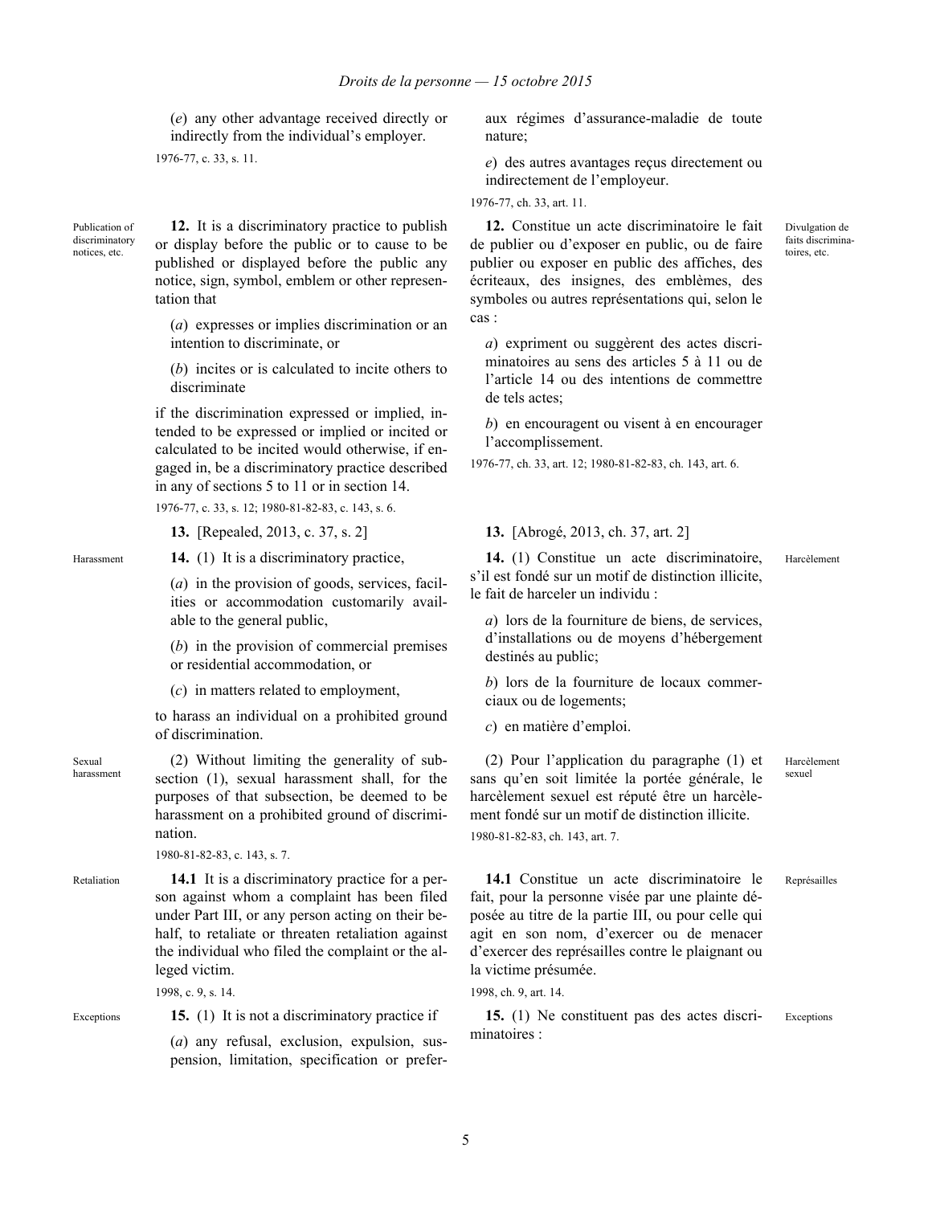(*e*) any other advantage received directly or indirectly from the individual's employer.

1976-77, c. 33, s. 11.

aux régimes d'assurance-maladie de toute nature;

*e*) des autres avantages reçus directement ou indirectement de l'employeur.

1976-77, ch. 33, art. 11.

Publication of discriminatory notices, etc.

**12.** It is a discriminatory practice to publish or display before the public or to cause to be published or displayed before the public any notice, sign, symbol, emblem or other representation that

(*a*) expresses or implies discrimination or an intention to discriminate, or

(*b*) incites or is calculated to incite others to discriminate

if the discrimination expressed or implied, intended to be expressed or implied or incited or calculated to be incited would otherwise, if engaged in, be a discriminatory practice described in any of sections 5 to 11 or in section 14.

1976-77, c. 33, s. 12; 1980-81-82-83, c. 143, s. 6.

Divulgation de faits discriminatoires, etc.

**12.** Constitue un acte discriminatoire le fait de publier ou d'exposer en public, ou de faire publier ou exposer en public des affiches, des écriteaux, des insignes, des emblèmes, des symboles ou autres représentations qui, selon le cas :

*a*) expriment ou suggèrent des actes discriminatoires au sens des articles 5 à 11 ou de l'article 14 ou des intentions de commettre de tels actes;

*b*) en encouragent ou visent à en encourager l'accomplissement.

1976-77, ch. 33, art. 12; 1980-81-82-83, ch. 143, art. 6.

**13.** [Repealed, 2013, c. 37, s. 2]

**13.** [Abrogé, 2013, ch. 37, art. 2]

Harassment

**14.** (1) It is a discriminatory practice,

(*a*) in the provision of goods, services, facilities or accommodation customarily available to the general public,

(*b*) in the provision of commercial premises or residential accommodation, or

(*c*) in matters related to employment,

to harass an individual on a prohibited ground of discrimination.

Harcèlement

**14.** (1) Constitue un acte discriminatoire, s'il est fondé sur un motif de distinction illicite, le fait de harceler un individu :

*a*) lors de la fourniture de biens, de services, d'installations ou de moyens d'hébergement destinés au public;

*b*) lors de la fourniture de locaux commerciaux ou de logements;

*c*) en matière d'emploi.

Sexual harassment

(2) Without limiting the generality of subsection (1), sexual harassment shall, for the purposes of that subsection, be deemed to be harassment on a prohibited ground of discrimination.

1980-81-82-83, c. 143, s. 7.

Harcèlement sexuel

(2) Pour l'application du paragraphe (1) et sans qu'en soit limitée la portée générale, le harcèlement sexuel est réputé être un harcèlement fondé sur un motif de distinction illicite.

1980-81-82-83, ch. 143, art. 7.

Retaliation

**14.1** It is a discriminatory practice for a person against whom a complaint has been filed under Part III, or any person acting on their behalf, to retaliate or threaten retaliation against the individual who filed the complaint or the alleged victim.

1998, c. 9, s. 14.

Représailles

**14.1** Constitue un acte discriminatoire le fait, pour la personne visée par une plainte déposée au titre de la partie III, ou pour celle qui agit en son nom, d'exercer ou de menacer d'exercer des représailles contre le plaignant ou la victime présumée.

1998, ch. 9, art. 14.

Exceptions

**15.** (1) It is not a discriminatory practice if

(*a*) any refusal, exclusion, expulsion, suspension, limitation, specification or prefer-

Exceptions

**15.** (1) Ne constituent pas des actes discriminatoires :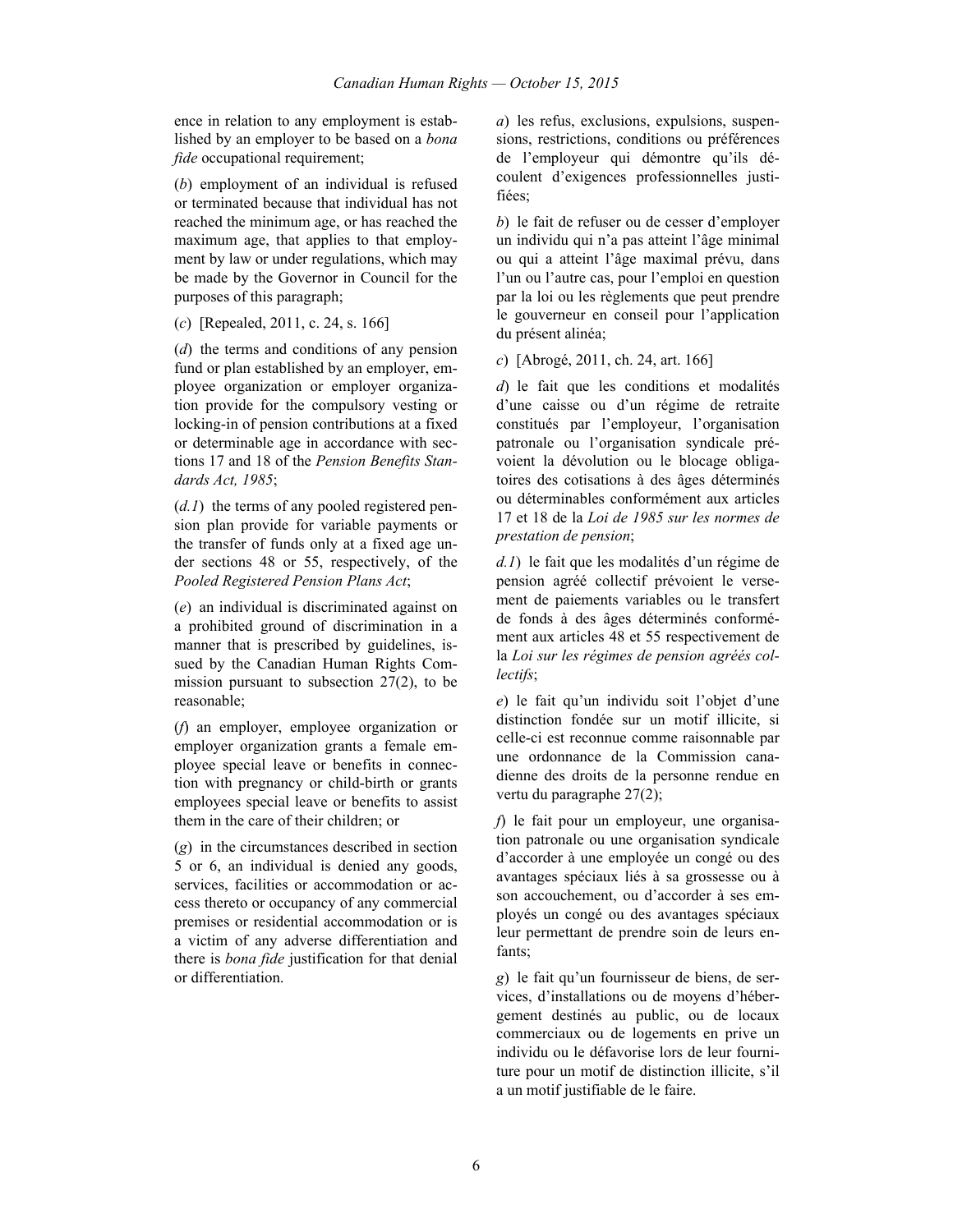ence in relation to any employment is established by an employer to be based on a *bona fide* occupational requirement;

(*b*) employment of an individual is refused or terminated because that individual has not reached the minimum age, or has reached the maximum age, that applies to that employment by law or under regulations, which may be made by the Governor in Council for the purposes of this paragraph;

(*c*) [Repealed, 2011, c. 24, s. 166]

(*d*) the terms and conditions of any pension fund or plan established by an employer, employee organization or employer organization provide for the compulsory vesting or locking-in of pension contributions at a fixed or determinable age in accordance with sections 17 and 18 of the *Pension Benefits Standards Act, 1985*;

(*d.1*) the terms of any pooled registered pension plan provide for variable payments or the transfer of funds only at a fixed age under sections 48 or 55, respectively, of the *Pooled Registered Pension Plans Act*;

(*e*) an individual is discriminated against on a prohibited ground of discrimination in a manner that is prescribed by guidelines, issued by the Canadian Human Rights Commission pursuant to subsection 27(2), to be reasonable;

(*f*) an employer, employee organization or employer organization grants a female employee special leave or benefits in connection with pregnancy or child-birth or grants employees special leave or benefits to assist them in the care of their children; or

(*g*) in the circumstances described in section 5 or 6, an individual is denied any goods, services, facilities or accommodation or access thereto or occupancy of any commercial premises or residential accommodation or is a victim of any adverse differentiation and there is *bona fide* justification for that denial or differentiation.

*a*) les refus, exclusions, expulsions, suspensions, restrictions, conditions ou préférences de l'employeur qui démontre qu'ils découlent d'exigences professionnelles justifiées;

*b*) le fait de refuser ou de cesser d'employer un individu qui n'a pas atteint l'âge minimal ou qui a atteint l'âge maximal prévu, dans l'un ou l'autre cas, pour l'emploi en question par la loi ou les règlements que peut prendre le gouverneur en conseil pour l'application du présent alinéa;

*c*) [Abrogé, 2011, ch. 24, art. 166]

*d*) le fait que les conditions et modalités d'une caisse ou d'un régime de retraite constitués par l'employeur, l'organisation patronale ou l'organisation syndicale prévoient la dévolution ou le blocage obligatoires des cotisations à des âges déterminés ou déterminables conformément aux articles 17 et 18 de la *Loi de 1985 sur les normes de prestation de pension*;

*d.1*) le fait que les modalités d'un régime de pension agréé collectif prévoient le versement de paiements variables ou le transfert de fonds à des âges déterminés conformément aux articles 48 et 55 respectivement de la *Loi sur les régimes de pension agréés collectifs*;

*e*) le fait qu'un individu soit l'objet d'une distinction fondée sur un motif illicite, si celle-ci est reconnue comme raisonnable par une ordonnance de la Commission canadienne des droits de la personne rendue en vertu du paragraphe 27(2);

*f*) le fait pour un employeur, une organisation patronale ou une organisation syndicale d'accorder à une employée un congé ou des avantages spéciaux liés à sa grossesse ou à son accouchement, ou d'accorder à ses employés un congé ou des avantages spéciaux leur permettant de prendre soin de leurs enfants;

*g*) le fait qu'un fournisseur de biens, de services, d'installations ou de moyens d'hébergement destinés au public, ou de locaux commerciaux ou de logements en prive un individu ou le défavorise lors de leur fourniture pour un motif de distinction illicite, s'il a un motif justifiable de le faire.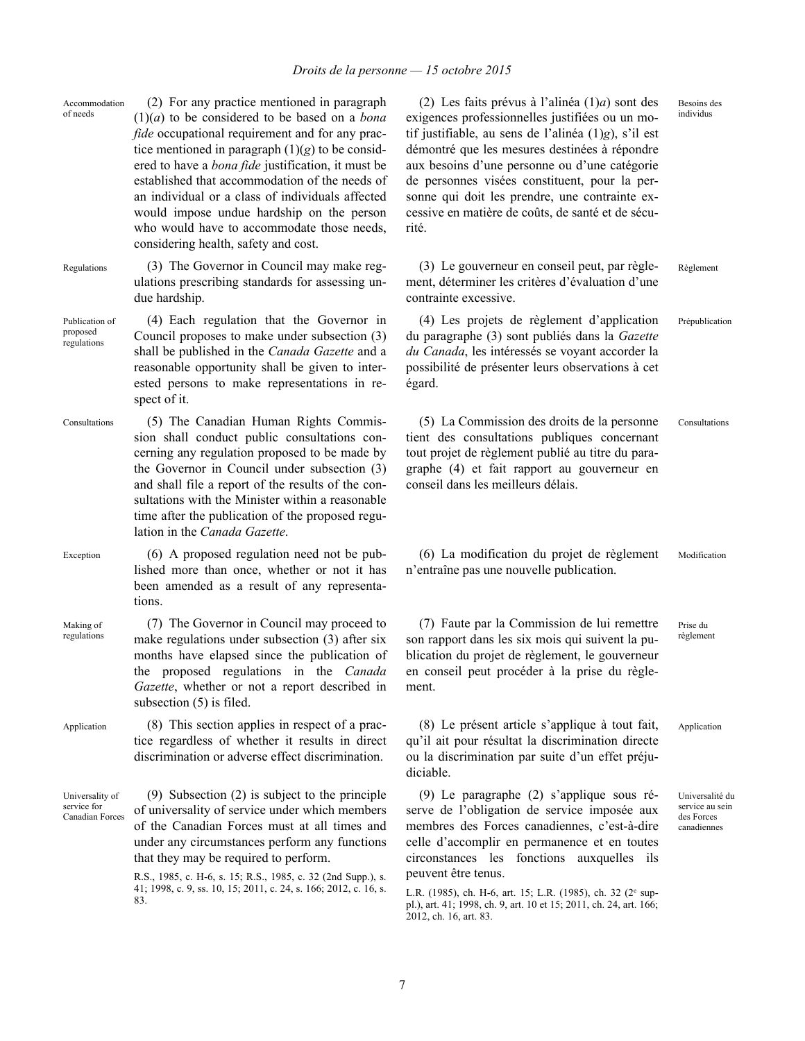Accommodation of needs

(2) For any practice mentioned in paragraph (1)(*a*) to be considered to be based on a *bona fide* occupational requirement and for any practice mentioned in paragraph (1)(*g*) to be considered to have a *bona fide* justification, it must be established that accommodation of the needs of an individual or a class of individuals affected would impose undue hardship on the person who would have to accommodate those needs, considering health, safety and cost.

Regulations

(3) The Governor in Council may make regulations prescribing standards for assessing undue hardship.

Publication of proposed regulations

(4) Each regulation that the Governor in Council proposes to make under subsection (3) shall be published in the *Canada Gazette* and a reasonable opportunity shall be given to interested persons to make representations in respect of it.

Consultations

(5) The Canadian Human Rights Commission shall conduct public consultations concerning any regulation proposed to be made by the Governor in Council under subsection (3) and shall file a report of the results of the consultations with the Minister within a reasonable time after the publication of the proposed regulation in the *Canada Gazette*.

Exception

(6) A proposed regulation need not be published more than once, whether or not it has been amended as a result of any representations.

Making of regulations

(7) The Governor in Council may proceed to make regulations under subsection (3) after six months have elapsed since the publication of the proposed regulations in the *Canada Gazette*, whether or not a report described in subsection (5) is filed.

Application

(8) This section applies in respect of a practice regardless of whether it results in direct discrimination or adverse effect discrimination.

Universality of service for Canadian Forces

(9) Subsection (2) is subject to the principle of universality of service under which members of the Canadian Forces must at all times and under any circumstances perform any functions that they may be required to perform.

R.S., 1985, c. H-6, s. 15; R.S., 1985, c. 32 (2nd Supp.), s. 41; 1998, c. 9, ss. 10, 15; 2011, c. 24, s. 166; 2012, c. 16, s. 83.

Besoins des individus

(2) Les faits prévus à l'alinéa (1)*a*) sont des exigences professionnelles justifiées ou un motif justifiable, au sens de l'alinéa (1)*g*), s'il est démontré que les mesures destinées à répondre aux besoins d'une personne ou d'une catégorie de personnes visées constituent, pour la personne qui doit les prendre, une contrainte excessive en matière de coûts, de santé et de sécurité.

Règlement

(3) Le gouverneur en conseil peut, par règlement, déterminer les critères d'évaluation d'une contrainte excessive.

Prépublication

(4) Les projets de règlement d'application du paragraphe (3) sont publiés dans la *Gazette du Canada*, les intéressés se voyant accorder la possibilité de présenter leurs observations à cet égard.

Consultations

(5) La Commission des droits de la personne tient des consultations publiques concernant tout projet de règlement publié au titre du paragraphe (4) et fait rapport au gouverneur en conseil dans les meilleurs délais.

Modification

(6) La modification du projet de règlement n'entraîne pas une nouvelle publication.

Prise du règlement

(7) Faute par la Commission de lui remettre son rapport dans les six mois qui suivent la publication du projet de règlement, le gouverneur en conseil peut procéder à la prise du règlement.

Application

(8) Le présent article s'applique à tout fait, qu'il ait pour résultat la discrimination directe ou la discrimination par suite d'un effet préjudiciable.

Universalité du service au sein des Forces canadiennes

(9) Le paragraphe (2) s'applique sous réserve de l'obligation de service imposée aux membres des Forces canadiennes, c'est-à-dire celle d'accomplir en permanence et en toutes circonstances les fonctions auxquelles ils peuvent être tenus.

L.R. (1985), ch. H-6, art. 15; L.R. (1985), ch. 32 (2e suppl.), art. 41; 1998, ch. 9, art. 10 et 15; 2011, ch. 24, art. 166; 2012, ch. 16, art. 83.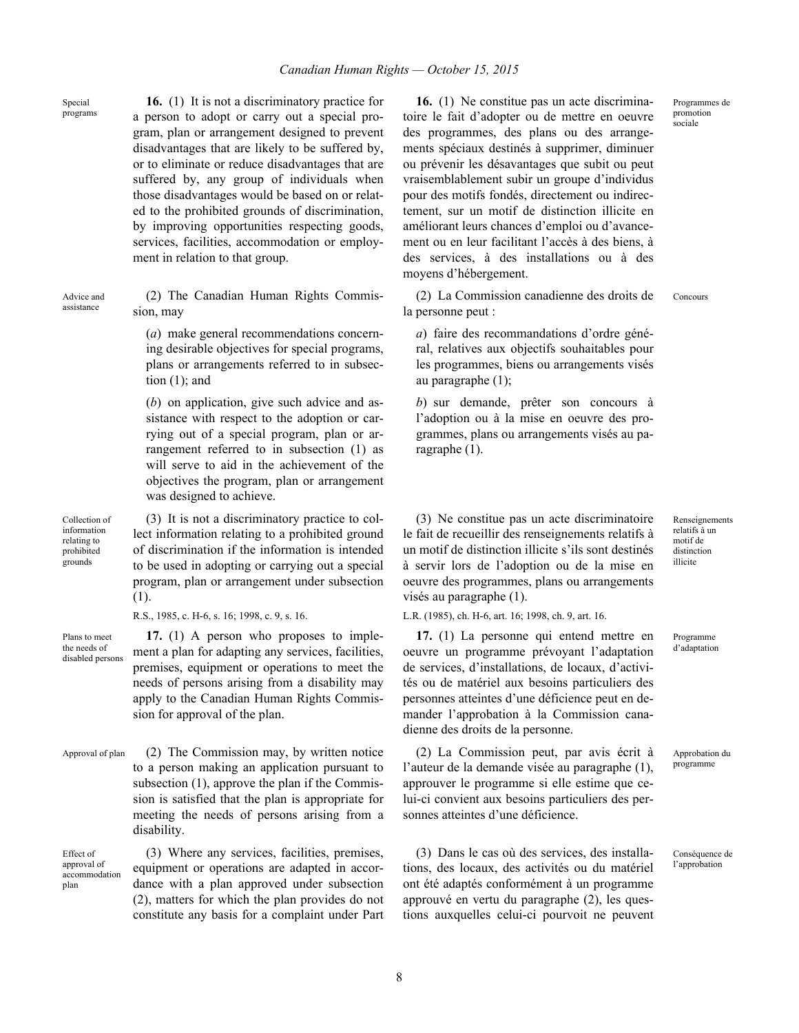Special programs

**16.** (1) It is not a discriminatory practice for a person to adopt or carry out a special program, plan or arrangement designed to prevent disadvantages that are likely to be suffered by, or to eliminate or reduce disadvantages that are suffered by, any group of individuals when those disadvantages would be based on or related to the prohibited grounds of discrimination, by improving opportunities respecting goods, services, facilities, accommodation or employment in relation to that group.

Advice and assistance

(2) The Canadian Human Rights Commission, may

(*a*) make general recommendations concerning desirable objectives for special programs, plans or arrangements referred to in subsection (1); and

(*b*) on application, give such advice and assistance with respect to the adoption or carrying out of a special program, plan or arrangement referred to in subsection (1) as will serve to aid in the achievement of the objectives the program, plan or arrangement was designed to achieve.

Collection of information relating to prohibited grounds

(3) It is not a discriminatory practice to collect information relating to a prohibited ground of discrimination if the information is intended to be used in adopting or carrying out a special program, plan or arrangement under subsection (1).

R.S., 1985, c. H-6, s. 16; 1998, c. 9, s. 16.

Plans to meet the needs of disabled persons

**17.** (1) A person who proposes to implement a plan for adapting any services, facilities, premises, equipment or operations to meet the needs of persons arising from a disability may apply to the Canadian Human Rights Commission for approval of the plan.

Approval of plan

(2) The Commission may, by written notice to a person making an application pursuant to subsection (1), approve the plan if the Commission is satisfied that the plan is appropriate for meeting the needs of persons arising from a disability.

Effect of approval of accommodation plan

(3) Where any services, facilities, premises, equipment or operations are adapted in accordance with a plan approved under subsection (2), matters for which the plan provides do not constitute any basis for a complaint under Part

Programmes de promotion sociale

**16.** (1) Ne constitue pas un acte discriminatoire le fait d'adopter ou de mettre en oeuvre des programmes, des plans ou des arrangements spéciaux destinés à supprimer, diminuer ou prévenir les désavantages que subit ou peut vraisemblablement subir un groupe d'individus pour des motifs fondés, directement ou indirectement, sur un motif de distinction illicite en améliorant leurs chances d'emploi ou d'avancement ou en leur facilitant l'accès à des biens, à des services, à des installations ou à des moyens d'hébergement.

Concours

(2) La Commission canadienne des droits de la personne peut :

*a*) faire des recommandations d'ordre général, relatives aux objectifs souhaitables pour les programmes, biens ou arrangements visés au paragraphe (1);

*b*) sur demande, prêter son concours à l'adoption ou à la mise en oeuvre des programmes, plans ou arrangements visés au paragraphe (1).

Renseignements relatifs à un motif de distinction illicite

(3) Ne constitue pas un acte discriminatoire le fait de recueillir des renseignements relatifs à un motif de distinction illicite s'ils sont destinés à servir lors de l'adoption ou de la mise en oeuvre des programmes, plans ou arrangements visés au paragraphe (1).

L.R. (1985), ch. H-6, art. 16; 1998, ch. 9, art. 16.

Programme d'adaptation

**17.** (1) La personne qui entend mettre en oeuvre un programme prévoyant l'adaptation de services, d'installations, de locaux, d'activités ou de matériel aux besoins particuliers des personnes atteintes d'une déficience peut en demander l'approbation à la Commission canadienne des droits de la personne.

Approbation du programme

(2) La Commission peut, par avis écrit à l'auteur de la demande visée au paragraphe (1), approuver le programme si elle estime que celui-ci convient aux besoins particuliers des personnes atteintes d'une déficience.

Conséquence de l'approbation

(3) Dans le cas où des services, des installations, des locaux, des activités ou du matériel ont été adaptés conformément à un programme approuvé en vertu du paragraphe (2), les questions auxquelles celui-ci pourvoit ne peuvent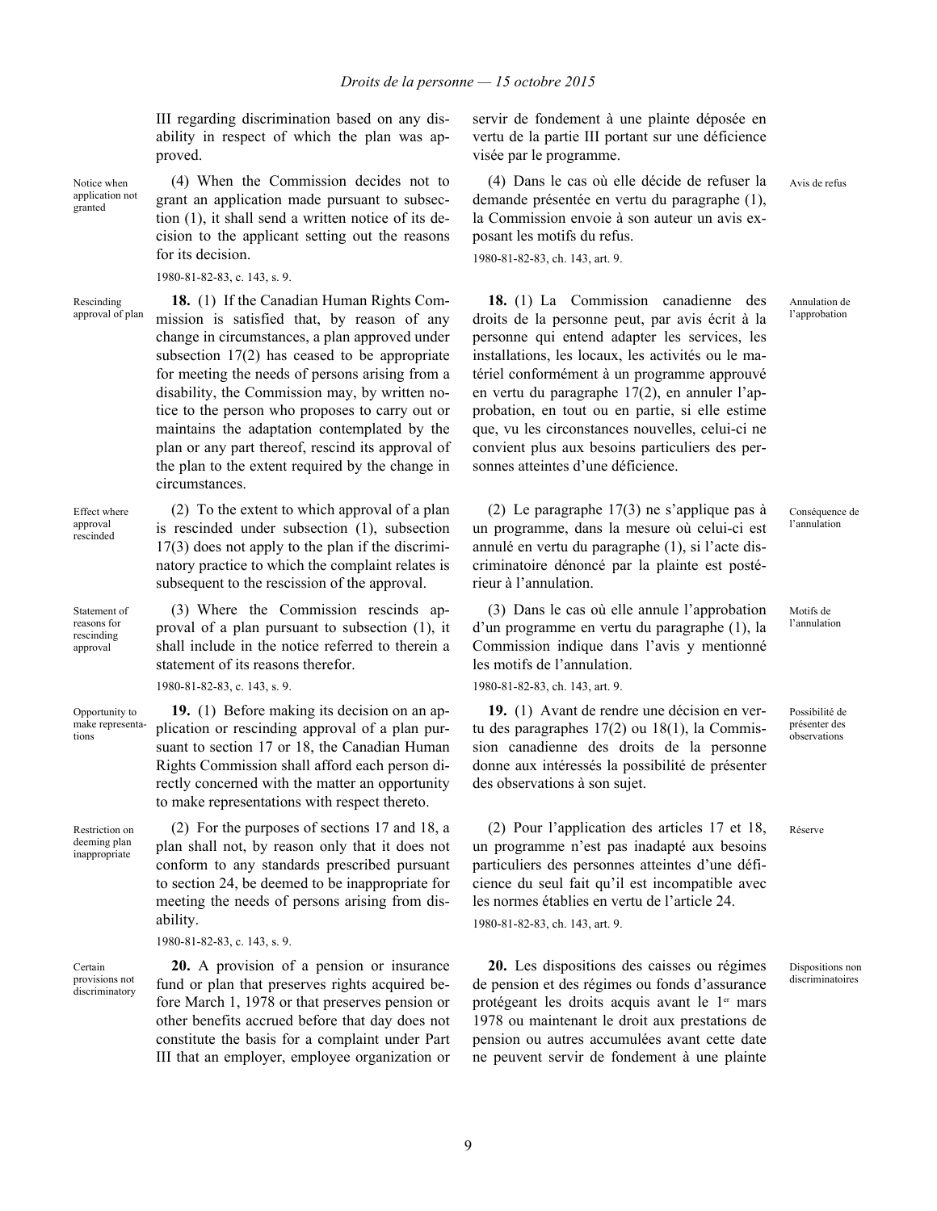III regarding discrimination based on any disability in respect of which the plan was approved.

servir de fondement à une plainte déposée en vertu de la partie III portant sur une déficience visée par le programme.

Notice when application not granted

(4) When the Commission decides not to grant an application made pursuant to subsection (1), it shall send a written notice of its decision to the applicant setting out the reasons for its decision.

1980-81-82-83, c. 143, s. 9.

Avis de refus

(4) Dans le cas où elle décide de refuser la demande présentée en vertu du paragraphe (1), la Commission envoie à son auteur un avis exposant les motifs du refus.

1980-81-82-83, ch. 143, art. 9.

Rescinding approval of plan

**18.** (1) If the Canadian Human Rights Commission is satisfied that, by reason of any change in circumstances, a plan approved under subsection 17(2) has ceased to be appropriate for meeting the needs of persons arising from a disability, the Commission may, by written notice to the person who proposes to carry out or maintains the adaptation contemplated by the plan or any part thereof, rescind its approval of the plan to the extent required by the change in circumstances.

Annulation de l'approbation

**18.** (1) La Commission canadienne des droits de la personne peut, par avis écrit à la personne qui entend adapter les services, les installations, les locaux, les activités ou le matériel conformément à un programme approuvé en vertu du paragraphe 17(2), en annuler l'approbation, en tout ou en partie, si elle estime que, vu les circonstances nouvelles, celui-ci ne convient plus aux besoins particuliers des personnes atteintes d'une déficience.

Effect where approval rescinded

(2) To the extent to which approval of a plan is rescinded under subsection (1), subsection 17(3) does not apply to the plan if the discriminatory practice to which the complaint relates is subsequent to the rescission of the approval.

Conséquence de l'annulation

(2) Le paragraphe 17(3) ne s'applique pas à un programme, dans la mesure où celui-ci est annulé en vertu du paragraphe (1), si l'acte discriminatoire dénoncé par la plainte est postérieur à l'annulation.

Statement of reasons for rescinding approval

(3) Where the Commission rescinds approval of a plan pursuant to subsection (1), it shall include in the notice referred to therein a statement of its reasons therefor.

1980-81-82-83, c. 143, s. 9.

Motifs de l'annulation

(3) Dans le cas où elle annule l'approbation d'un programme en vertu du paragraphe (1), la Commission indique dans l'avis y mentionné les motifs de l'annulation.

1980-81-82-83, ch. 143, art. 9.

Opportunity to make representations

**19.** (1) Before making its decision on an application or rescinding approval of a plan pursuant to section 17 or 18, the Canadian Human Rights Commission shall afford each person directly concerned with the matter an opportunity to make representations with respect thereto.

Possibilité de présenter des observations

**19.** (1) Avant de rendre une décision en vertu des paragraphes 17(2) ou 18(1), la Commission canadienne des droits de la personne donne aux intéressés la possibilité de présenter des observations à son sujet.

Restriction on deeming plan inappropriate

(2) For the purposes of sections 17 and 18, a plan shall not, by reason only that it does not conform to any standards prescribed pursuant to section 24, be deemed to be inappropriate for meeting the needs of persons arising from disability.

1980-81-82-83, c. 143, s. 9.

Réserve

(2) Pour l'application des articles 17 et 18, un programme n'est pas inadapté aux besoins particuliers des personnes atteintes d'une déficience du seul fait qu'il est incompatible avec les normes établies en vertu de l'article 24.

1980-81-82-83, ch. 143, art. 9.

Certain provisions not discriminatory

**20.** A provision of a pension or insurance fund or plan that preserves rights acquired before March 1, 1978 or that preserves pension or other benefits accrued before that day does not constitute the basis for a complaint under Part III that an employer, employee organization or

Dispositions non discriminatoires

**20.** Les dispositions des caisses ou régimes de pension et des régimes ou fonds d'assurance protégeant les droits acquis avant le 1er mars 1978 ou maintenant le droit aux prestations de pension ou autres accumulées avant cette date ne peuvent servir de fondement à une plainte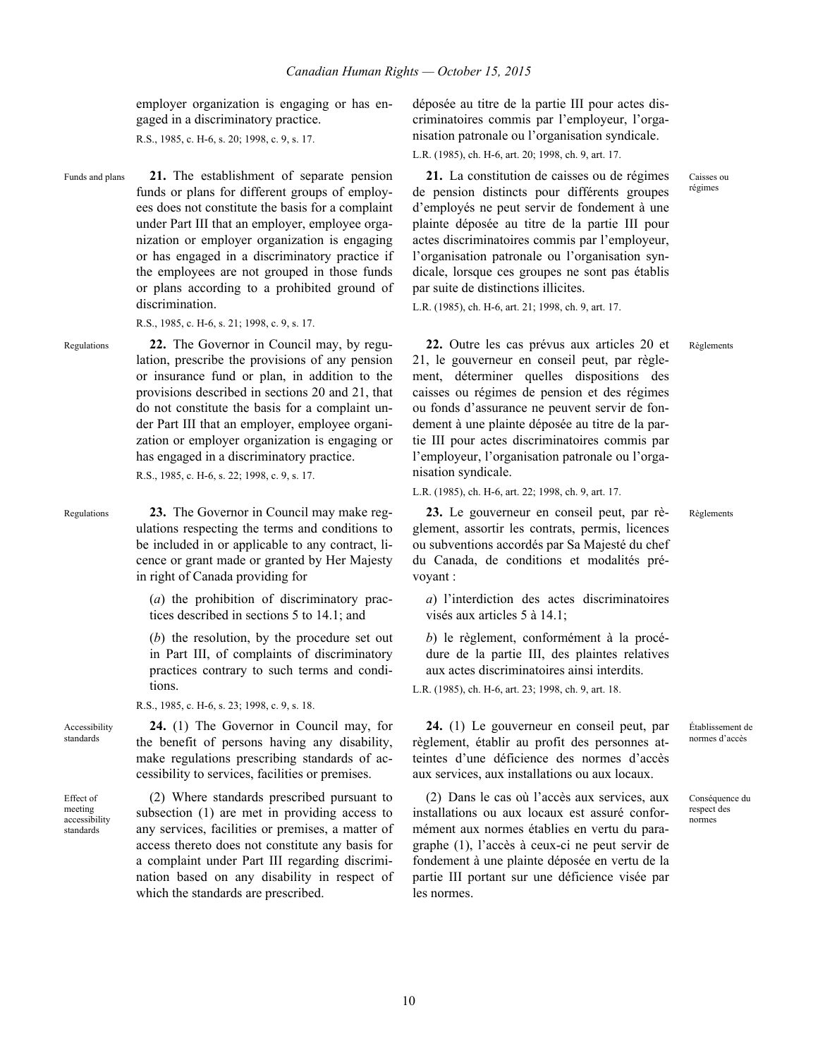employer organization is engaging or has engaged in a discriminatory practice.

R.S., 1985, c. H-6, s. 20; 1998, c. 9, s. 17.

Funds and plans

**21.** The establishment of separate pension funds or plans for different groups of employees does not constitute the basis for a complaint under Part III that an employer, employee organization or employer organization is engaging or has engaged in a discriminatory practice if the employees are not grouped in those funds or plans according to a prohibited ground of discrimination.

R.S., 1985, c. H-6, s. 21; 1998, c. 9, s. 17.

Regulations

**22.** The Governor in Council may, by regulation, prescribe the provisions of any pension or insurance fund or plan, in addition to the provisions described in sections 20 and 21, that do not constitute the basis for a complaint under Part III that an employer, employee organization or employer organization is engaging or has engaged in a discriminatory practice.

R.S., 1985, c. H-6, s. 22; 1998, c. 9, s. 17.

Regulations

**23.** The Governor in Council may make regulations respecting the terms and conditions to be included in or applicable to any contract, licence or grant made or granted by Her Majesty in right of Canada providing for

(*a*) the prohibition of discriminatory practices described in sections 5 to 14.1; and

(*b*) the resolution, by the procedure set out in Part III, of complaints of discriminatory practices contrary to such terms and conditions.

R.S., 1985, c. H-6, s. 23; 1998, c. 9, s. 18.

Accessibility standards

**24.** (1) The Governor in Council may, for the benefit of persons having any disability, make regulations prescribing standards of accessibility to services, facilities or premises.

Effect of meeting accessibility standards

(2) Where standards prescribed pursuant to subsection (1) are met in providing access to any services, facilities or premises, a matter of access thereto does not constitute any basis for a complaint under Part III regarding discrimination based on any disability in respect of which the standards are prescribed.

---

déposée au titre de la partie III pour actes discriminatoires commis par l'employeur, l'organisation patronale ou l'organisation syndicale.

L.R. (1985), ch. H-6, art. 20; 1998, ch. 9, art. 17.

Caisses ou régimes

**21.** La constitution de caisses ou de régimes de pension distincts pour différents groupes d'employés ne peut servir de fondement à une plainte déposée au titre de la partie III pour actes discriminatoires commis par l'employeur, l'organisation patronale ou l'organisation syndicale, lorsque ces groupes ne sont pas établis par suite de distinctions illicites.

L.R. (1985), ch. H-6, art. 21; 1998, ch. 9, art. 17.

Règlements

**22.** Outre les cas prévus aux articles 20 et 21, le gouverneur en conseil peut, par règlement, déterminer quelles dispositions des caisses ou régimes de pension et des régimes ou fonds d'assurance ne peuvent servir de fondement à une plainte déposée au titre de la partie III pour actes discriminatoires commis par l'employeur, l'organisation patronale ou l'organisation syndicale.

L.R. (1985), ch. H-6, art. 22; 1998, ch. 9, art. 17.

Règlements

**23.** Le gouverneur en conseil peut, par règlement, assortir les contrats, permis, licences ou subventions accordés par Sa Majesté du chef du Canada, de conditions et modalités prévoyant :

*a*) l'interdiction des actes discriminatoires visés aux articles 5 à 14.1;

*b*) le règlement, conformément à la procédure de la partie III, des plaintes relatives aux actes discriminatoires ainsi interdits.

L.R. (1985), ch. H-6, art. 23; 1998, ch. 9, art. 18.

Établissement de normes d'accès

**24.** (1) Le gouverneur en conseil peut, par règlement, établir au profit des personnes atteintes d'une déficience des normes d'accès aux services, aux installations ou aux locaux.

Conséquence du respect des normes

(2) Dans le cas où l'accès aux services, aux installations ou aux locaux est assuré conformément aux normes établies en vertu du paragraphe (1), l'accès à ceux-ci ne peut servir de fondement à une plainte déposée en vertu de la partie III portant sur une déficience visée par les normes.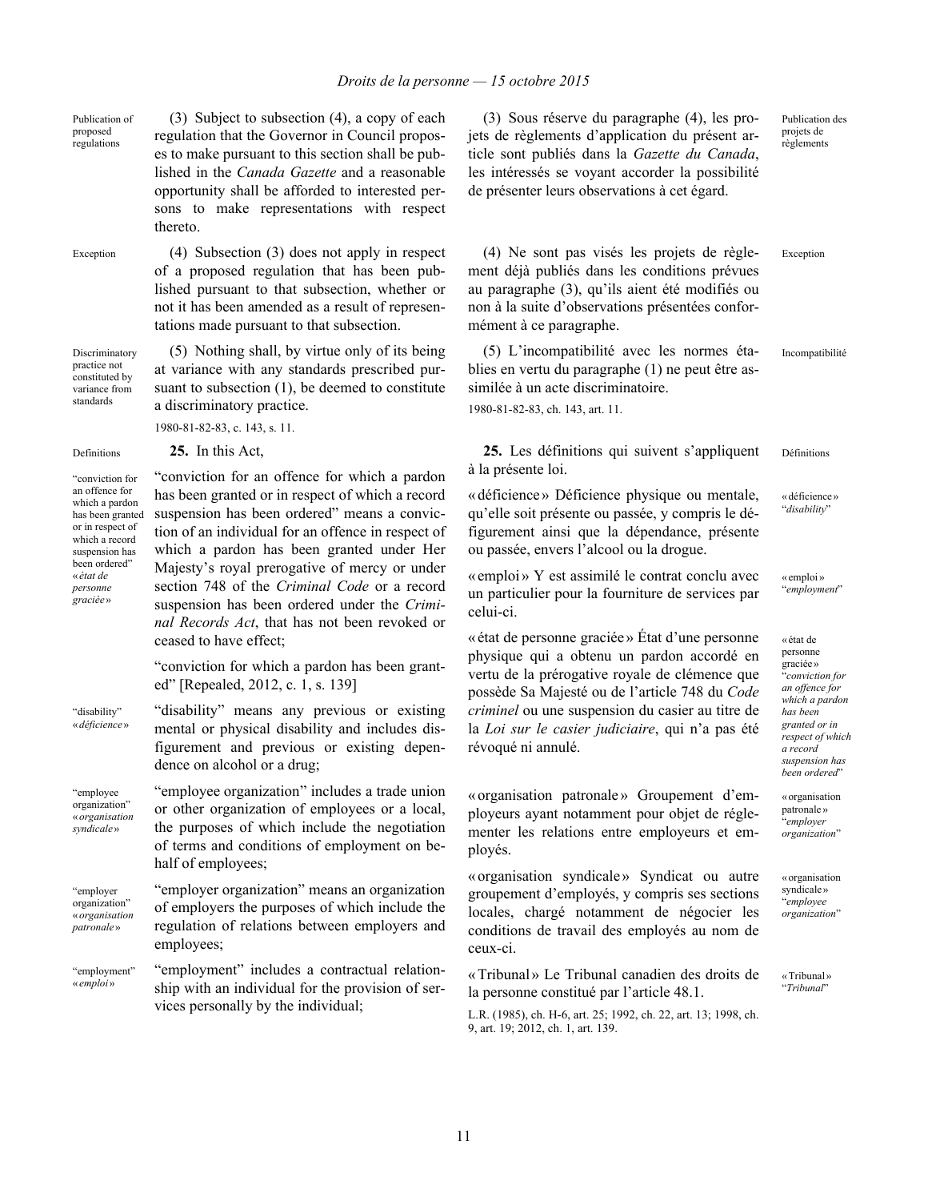Publication of proposed regulations

(3) Subject to subsection (4), a copy of each regulation that the Governor in Council proposes to make pursuant to this section shall be published in the *Canada Gazette* and a reasonable opportunity shall be afforded to interested persons to make representations with respect thereto.

Exception

(4) Subsection (3) does not apply in respect of a proposed regulation that has been published pursuant to that subsection, whether or not it has been amended as a result of representations made pursuant to that subsection.

Discriminatory practice not constituted by variance from standards

(5) Nothing shall, by virtue only of its being at variance with any standards prescribed pursuant to subsection (1), be deemed to constitute a discriminatory practice.

1980-81-82-83, c. 143, s. 11.

Definitions

**25.** In this Act,

"conviction for an offence for which a pardon has been granted or in respect of which a record suspension has been ordered" «*état de personne graciée*»

"conviction for an offence for which a pardon has been granted or in respect of which a record suspension has been ordered" means a conviction of an individual for an offence in respect of which a pardon has been granted under Her Majesty's royal prerogative of mercy or under section 748 of the *Criminal Code* or a record suspension has been ordered under the *Criminal Records Act*, that has not been revoked or ceased to have effect;

"conviction for which a pardon has been granted" [Repealed, 2012, c. 1, s. 139]

"disability" «*déficience*»

"disability" means any previous or existing mental or physical disability and includes disfigurement and previous or existing dependence on alcohol or a drug;

"employee organization" «*organisation syndicale*»

"employee organization" includes a trade union or other organization of employees or a local, the purposes of which include the negotiation of terms and conditions of employment on behalf of employees;

"employer organization" «*organisation patronale*»

"employer organization" means an organization of employers the purposes of which include the regulation of relations between employers and employees;

"employment" «*emploi*»

"employment" includes a contractual relationship with an individual for the provision of services personally by the individual;

---

Publication des projets de règlements

(3) Sous réserve du paragraphe (4), les projets de règlements d'application du présent article sont publiés dans la *Gazette du Canada*, les intéressés se voyant accorder la possibilité de présenter leurs observations à cet égard.

Exception

(4) Ne sont pas visés les projets de règlement déjà publiés dans les conditions prévues au paragraphe (3), qu'ils aient été modifiés ou non à la suite d'observations présentées conformément à ce paragraphe.

Incompatibilité

(5) L'incompatibilité avec les normes établies en vertu du paragraphe (1) ne peut être assimilée à un acte discriminatoire.

1980-81-82-83, ch. 143, art. 11.

Définitions

**25.** Les définitions qui suivent s'appliquent à la présente loi.

«déficience» "*disability*"

«déficience» Déficience physique ou mentale, qu'elle soit présente ou passée, y compris le défigurement ainsi que la dépendance, présente ou passée, envers l'alcool ou la drogue.

«emploi» "*employment*"

«emploi» Y est assimilé le contrat conclu avec un particulier pour la fourniture de services par celui-ci.

«état de personne graciée» "*conviction for an offence for which a pardon has been granted or in respect of which a record suspension has been ordered*"

«état de personne graciée» État d'une personne physique qui a obtenu un pardon accordé en vertu de la prérogative royale de clémence que possède Sa Majesté ou de l'article 748 du *Code criminel* ou une suspension du casier au titre de la *Loi sur le casier judiciaire*, qui n'a pas été révoqué ni annulé.

«organisation patronale» "*employer organization*"

«organisation patronale» Groupement d'employeurs ayant notamment pour objet de réglementer les relations entre employeurs et employés.

«organisation syndicale» "*employee organization*"

«organisation syndicale» Syndicat ou autre groupement d'employés, y compris ses sections locales, chargé notamment de négocier les conditions de travail des employés au nom de ceux-ci.

«Tribunal» "*Tribunal*"

«Tribunal» Le Tribunal canadien des droits de la personne constitué par l'article 48.1.

L.R. (1985), ch. H-6, art. 25; 1992, ch. 22, art. 13; 1998, ch. 9, art. 19; 2012, ch. 1, art. 139.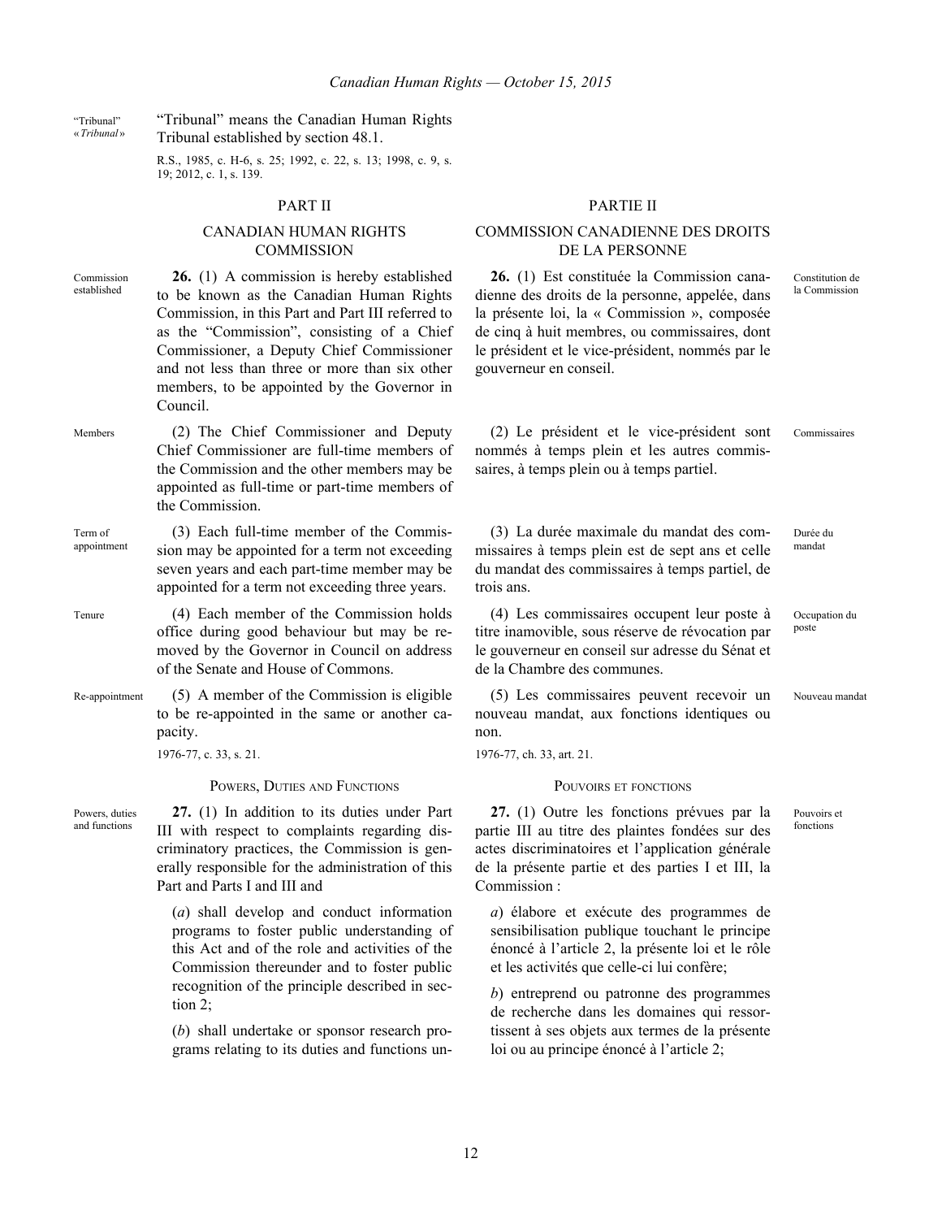"Tribunal" «*Tribunal*»

"Tribunal" means the Canadian Human Rights Tribunal established by section 48.1.

R.S., 1985, c. H-6, s. 25; 1992, c. 22, s. 13; 1998, c. 9, s. 19; 2012, c. 1, s. 139.

## PART II

## CANADIAN HUMAN RIGHTS COMMISSION

Commission established

**26.** (1) A commission is hereby established to be known as the Canadian Human Rights Commission, in this Part and Part III referred to as the "Commission", consisting of a Chief Commissioner, a Deputy Chief Commissioner and not less than three or more than six other members, to be appointed by the Governor in Council.

Members

(2) The Chief Commissioner and Deputy Chief Commissioner are full-time members of the Commission and the other members may be appointed as full-time or part-time members of the Commission.

Term of appointment

(3) Each full-time member of the Commission may be appointed for a term not exceeding seven years and each part-time member may be appointed for a term not exceeding three years.

Tenure

(4) Each member of the Commission holds office during good behaviour but may be removed by the Governor in Council on address of the Senate and House of Commons.

Re-appointment

(5) A member of the Commission is eligible to be re-appointed in the same or another capacity.

1976-77, c. 33, s. 21.

### POWERS, DUTIES AND FUNCTIONS

Powers, duties and functions

**27.** (1) In addition to its duties under Part III with respect to complaints regarding discriminatory practices, the Commission is generally responsible for the administration of this Part and Parts I and III and

(*a*) shall develop and conduct information programs to foster public understanding of this Act and of the role and activities of the Commission thereunder and to foster public recognition of the principle described in section 2;

(*b*) shall undertake or sponsor research programs relating to its duties and functions un-

## PARTIE II

## COMMISSION CANADIENNE DES DROITS DE LA PERSONNE

Constitution de la Commission

**26.** (1) Est constituée la Commission canadienne des droits de la personne, appelée, dans la présente loi, la « Commission », composée de cinq à huit membres, ou commissaires, dont le président et le vice-président, nommés par le gouverneur en conseil.

Commissaires

(2) Le président et le vice-président sont nommés à temps plein et les autres commissaires, à temps plein ou à temps partiel.

Durée du mandat

(3) La durée maximale du mandat des commissaires à temps plein est de sept ans et celle du mandat des commissaires à temps partiel, de trois ans.

Occupation du poste

(4) Les commissaires occupent leur poste à titre inamovible, sous réserve de révocation par le gouverneur en conseil sur adresse du Sénat et de la Chambre des communes.

Nouveau mandat

(5) Les commissaires peuvent recevoir un nouveau mandat, aux fonctions identiques ou non.

1976-77, ch. 33, art. 21.

### POUVOIRS ET FONCTIONS

Pouvoirs et fonctions

**27.** (1) Outre les fonctions prévues par la partie III au titre des plaintes fondées sur des actes discriminatoires et l'application générale de la présente partie et des parties I et III, la Commission :

*a*) élabore et exécute des programmes de sensibilisation publique touchant le principe énoncé à l'article 2, la présente loi et le rôle et les activités que celle-ci lui confère;

*b*) entreprend ou patronne des programmes de recherche dans les domaines qui ressortissent à ses objets aux termes de la présente loi ou au principe énoncé à l'article 2;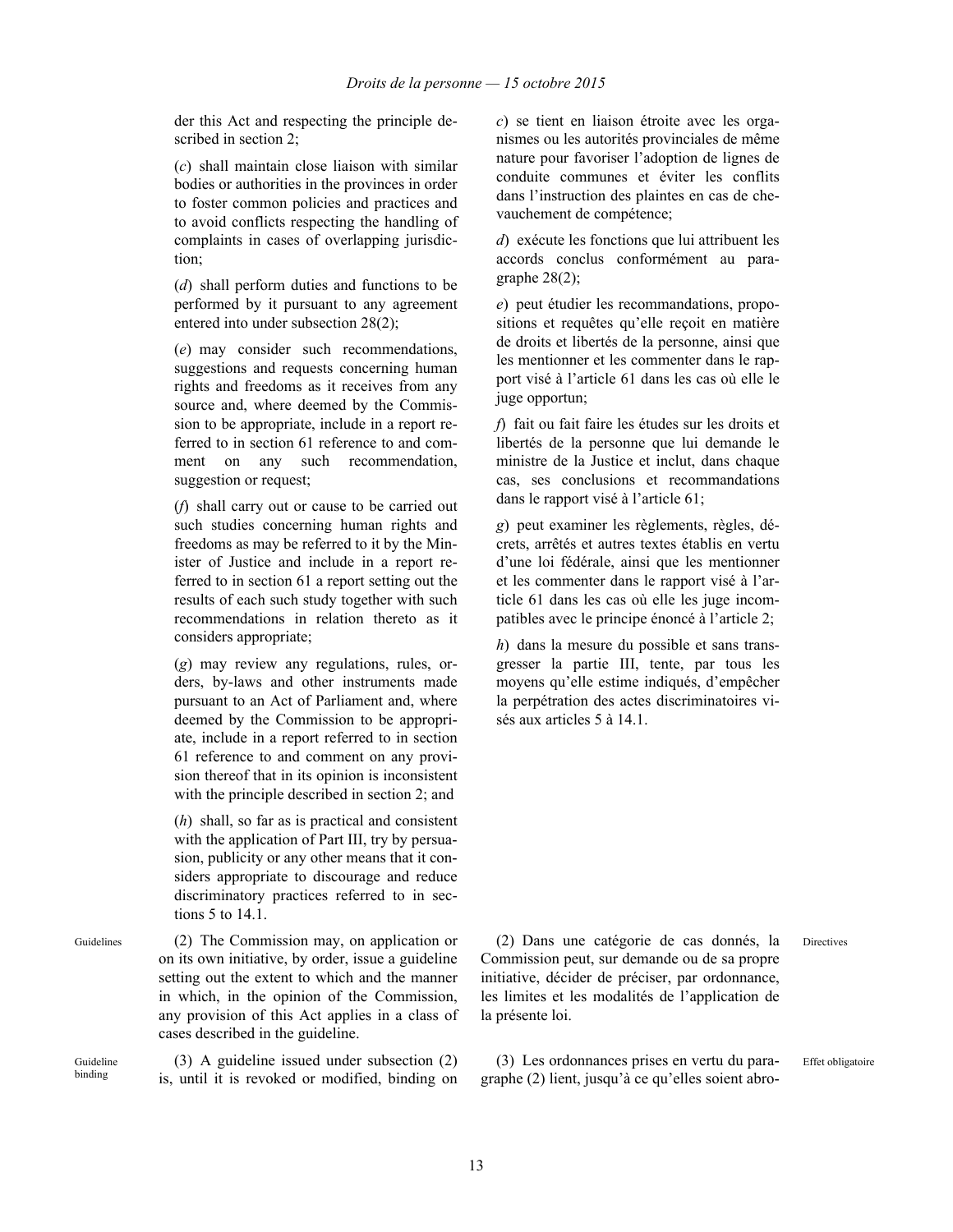der this Act and respecting the principle described in section 2;

(*c*) shall maintain close liaison with similar bodies or authorities in the provinces in order to foster common policies and practices and to avoid conflicts respecting the handling of complaints in cases of overlapping jurisdiction;

(*d*) shall perform duties and functions to be performed by it pursuant to any agreement entered into under subsection 28(2);

(*e*) may consider such recommendations, suggestions and requests concerning human rights and freedoms as it receives from any source and, where deemed by the Commission to be appropriate, include in a report referred to in section 61 reference to and comment on any such recommendation, suggestion or request;

(*f*) shall carry out or cause to be carried out such studies concerning human rights and freedoms as may be referred to it by the Minister of Justice and include in a report referred to in section 61 a report setting out the results of each such study together with such recommendations in relation thereto as it considers appropriate;

(*g*) may review any regulations, rules, orders, by-laws and other instruments made pursuant to an Act of Parliament and, where deemed by the Commission to be appropriate, include in a report referred to in section 61 reference to and comment on any provision thereof that in its opinion is inconsistent with the principle described in section 2; and

(*h*) shall, so far as is practical and consistent with the application of Part III, try by persuasion, publicity or any other means that it considers appropriate to discourage and reduce discriminatory practices referred to in sections 5 to 14.1.

Guidelines

(2) The Commission may, on application or on its own initiative, by order, issue a guideline setting out the extent to which and the manner in which, in the opinion of the Commission, any provision of this Act applies in a class of cases described in the guideline.

Guideline binding

(3) A guideline issued under subsection (2) is, until it is revoked or modified, binding on

*c*) se tient en liaison étroite avec les organismes ou les autorités provinciales de même nature pour favoriser l’adoption de lignes de conduite communes et éviter les conflits dans l’instruction des plaintes en cas de chevauchement de compétence;

*d*) exécute les fonctions que lui attribuent les accords conclus conformément au paragraphe 28(2);

*e*) peut étudier les recommandations, propositions et requêtes qu’elle reçoit en matière de droits et libertés de la personne, ainsi que les mentionner et les commenter dans le rapport visé à l’article 61 dans les cas où elle le juge opportun;

*f*) fait ou fait faire les études sur les droits et libertés de la personne que lui demande le ministre de la Justice et inclut, dans chaque cas, ses conclusions et recommandations dans le rapport visé à l’article 61;

*g*) peut examiner les règlements, règles, décrets, arrêtés et autres textes établis en vertu d’une loi fédérale, ainsi que les mentionner et les commenter dans le rapport visé à l’article 61 dans les cas où elle les juge incompatibles avec le principe énoncé à l’article 2;

*h*) dans la mesure du possible et sans transgresser la partie III, tente, par tous les moyens qu’elle estime indiqués, d’empêcher la perpétration des actes discriminatoires visés aux articles 5 à 14.1.

Directives

(2) Dans une catégorie de cas donnés, la Commission peut, sur demande ou de sa propre initiative, décider de préciser, par ordonnance, les limites et les modalités de l’application de la présente loi.

Effet obligatoire

(3) Les ordonnances prises en vertu du paragraphe (2) lient, jusqu’à ce qu’elles soient abro-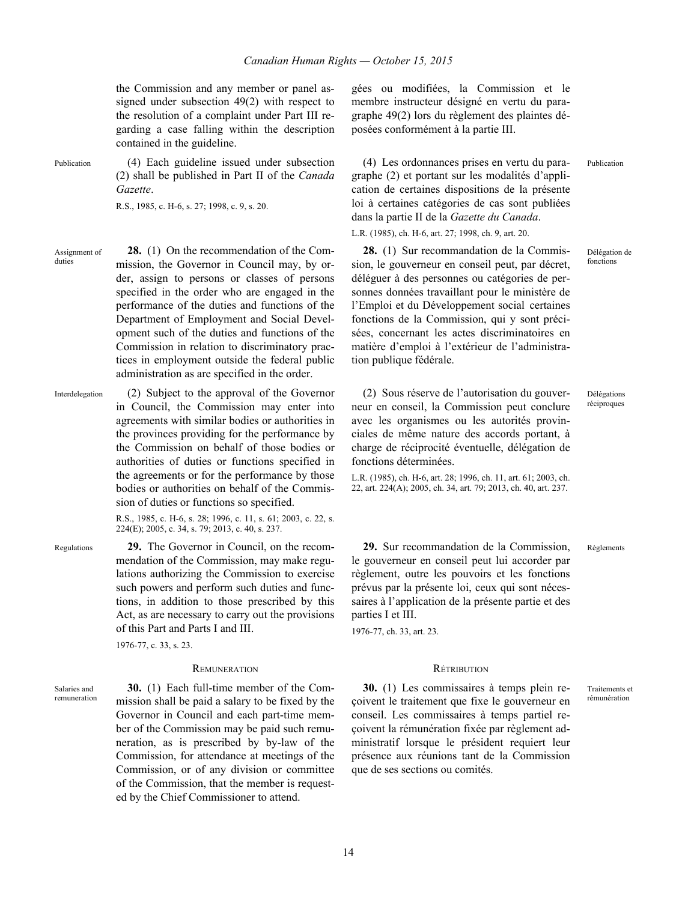the Commission and any member or panel assigned under subsection 49(2) with respect to the resolution of a complaint under Part III regarding a case falling within the description contained in the guideline.

gées ou modifiées, la Commission et le membre instructeur désigné en vertu du paragraphe 49(2) lors du règlement des plaintes déposées conformément à la partie III.

Publication

(4) Each guideline issued under subsection (2) shall be published in Part II of the *Canada Gazette*.

R.S., 1985, c. H-6, s. 27; 1998, c. 9, s. 20.

(4) Les ordonnances prises en vertu du paragraphe (2) et portant sur les modalités d'application de certaines dispositions de la présente loi à certaines catégories de cas sont publiées dans la partie II de la *Gazette du Canada*.

L.R. (1985), ch. H-6, art. 27; 1998, ch. 9, art. 20.

Publication

Assignment of duties

**28.** (1) On the recommendation of the Commission, the Governor in Council may, by order, assign to persons or classes of persons specified in the order who are engaged in the performance of the duties and functions of the Department of Employment and Social Development such of the duties and functions of the Commission in relation to discriminatory practices in employment outside the federal public administration as are specified in the order.

**28.** (1) Sur recommandation de la Commission, le gouverneur en conseil peut, par décret, déléguer à des personnes ou catégories de personnes données travaillant pour le ministère de l'Emploi et du Développement social certaines fonctions de la Commission, qui y sont précisées, concernant les actes discriminatoires en matière d'emploi à l'extérieur de l'administration publique fédérale.

Délégation de fonctions

Interdelegation

(2) Subject to the approval of the Governor in Council, the Commission may enter into agreements with similar bodies or authorities in the provinces providing for the performance by the Commission on behalf of those bodies or authorities of duties or functions specified in the agreements or for the performance by those bodies or authorities on behalf of the Commission of duties or functions so specified.

R.S., 1985, c. H-6, s. 28; 1996, c. 11, s. 61; 2003, c. 22, s. 224(E); 2005, c. 34, s. 79; 2013, c. 40, s. 237.

(2) Sous réserve de l'autorisation du gouverneur en conseil, la Commission peut conclure avec les organismes ou les autorités provinciales de même nature des accords portant, à charge de réciprocité éventuelle, délégation de fonctions déterminées.

L.R. (1985), ch. H-6, art. 28; 1996, ch. 11, art. 61; 2003, ch. 22, art. 224(A); 2005, ch. 34, art. 79; 2013, ch. 40, art. 237.

Délégations réciproques

Regulations

**29.** The Governor in Council, on the recommendation of the Commission, may make regulations authorizing the Commission to exercise such powers and perform such duties and functions, in addition to those prescribed by this Act, as are necessary to carry out the provisions of this Part and Parts I and III.

1976-77, c. 33, s. 23.

**29.** Sur recommandation de la Commission, le gouverneur en conseil peut lui accorder par règlement, outre les pouvoirs et les fonctions prévus par la présente loi, ceux qui sont nécessaires à l'application de la présente partie et des parties I et III.

1976-77, ch. 33, art. 23.

Règlements

## REMUNERATION

## RÉTRIBUTION

Salaries and remuneration

**30.** (1) Each full-time member of the Commission shall be paid a salary to be fixed by the Governor in Council and each part-time member of the Commission may be paid such remuneration, as is prescribed by by-law of the Commission, for attendance at meetings of the Commission, or of any division or committee of the Commission, that the member is requested by the Chief Commissioner to attend.

**30.** (1) Les commissaires à temps plein reçoivent le traitement que fixe le gouverneur en conseil. Les commissaires à temps partiel reçoivent la rémunération fixée par règlement administratif lorsque le président requiert leur présence aux réunions tant de la Commission que de ses sections ou comités.

Traitements et rémunération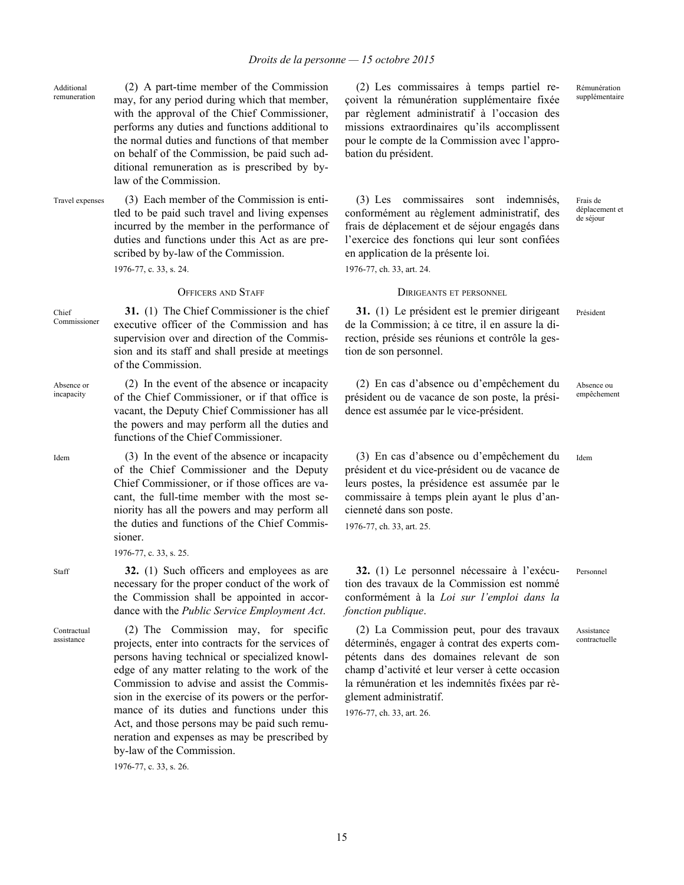Additional remuneration

(2) A part-time member of the Commission may, for any period during which that member, with the approval of the Chief Commissioner, performs any duties and functions additional to the normal duties and functions of that member on behalf of the Commission, be paid such additional remuneration as is prescribed by by-law of the Commission.

Travel expenses

(3) Each member of the Commission is entitled to be paid such travel and living expenses incurred by the member in the performance of duties and functions under this Act as are prescribed by by-law of the Commission.

1976-77, c. 33, s. 24.

## OFFICERS AND STAFF

Chief Commissioner

**31.** (1) The Chief Commissioner is the chief executive officer of the Commission and has supervision over and direction of the Commission and its staff and shall preside at meetings of the Commission.

Absence or incapacity

(2) In the event of the absence or incapacity of the Chief Commissioner, or if that office is vacant, the Deputy Chief Commissioner has all the powers and may perform all the duties and functions of the Chief Commissioner.

Idem

(3) In the event of the absence or incapacity of the Chief Commissioner and the Deputy Chief Commissioner, or if those offices are vacant, the full-time member with the most seniority has all the powers and may perform all the duties and functions of the Chief Commissioner.

1976-77, c. 33, s. 25.

Staff

**32.** (1) Such officers and employees as are necessary for the proper conduct of the work of the Commission shall be appointed in accordance with the *Public Service Employment Act*.

Contractual assistance

(2) The Commission may, for specific projects, enter into contracts for the services of persons having technical or specialized knowledge of any matter relating to the work of the Commission to advise and assist the Commission in the exercise of its powers or the performance of its duties and functions under this Act, and those persons may be paid such remuneration and expenses as may be prescribed by by-law of the Commission.

1976-77, c. 33, s. 26.

Rémunération supplémentaire

(2) Les commissaires à temps partiel reçoivent la rémunération supplémentaire fixée par règlement administratif à l'occasion des missions extraordinaires qu'ils accomplissent pour le compte de la Commission avec l'approbation du président.

Frais de déplacement et de séjour

(3) Les commissaires sont indemnisés, conformément au règlement administratif, des frais de déplacement et de séjour engagés dans l'exercice des fonctions qui leur sont confiées en application de la présente loi.

1976-77, ch. 33, art. 24.

## DIRIGEANTS ET PERSONNEL

Président

**31.** (1) Le président est le premier dirigeant de la Commission; à ce titre, il en assure la direction, préside ses réunions et contrôle la gestion de son personnel.

Absence ou empêchement

(2) En cas d'absence ou d'empêchement du président ou de vacance de son poste, la présidence est assumée par le vice-président.

Idem

(3) En cas d'absence ou d'empêchement du président et du vice-président ou de vacance de leurs postes, la présidence est assumée par le commissaire à temps plein ayant le plus d'ancienneté dans son poste.

1976-77, ch. 33, art. 25.

Personnel

**32.** (1) Le personnel nécessaire à l'exécution des travaux de la Commission est nommé conformément à la *Loi sur l'emploi dans la fonction publique*.

Assistance contractuelle

(2) La Commission peut, pour des travaux déterminés, engager à contrat des experts compétents dans des domaines relevant de son champ d'activité et leur verser à cette occasion la rémunération et les indemnités fixées par règlement administratif.

1976-77, ch. 33, art. 26.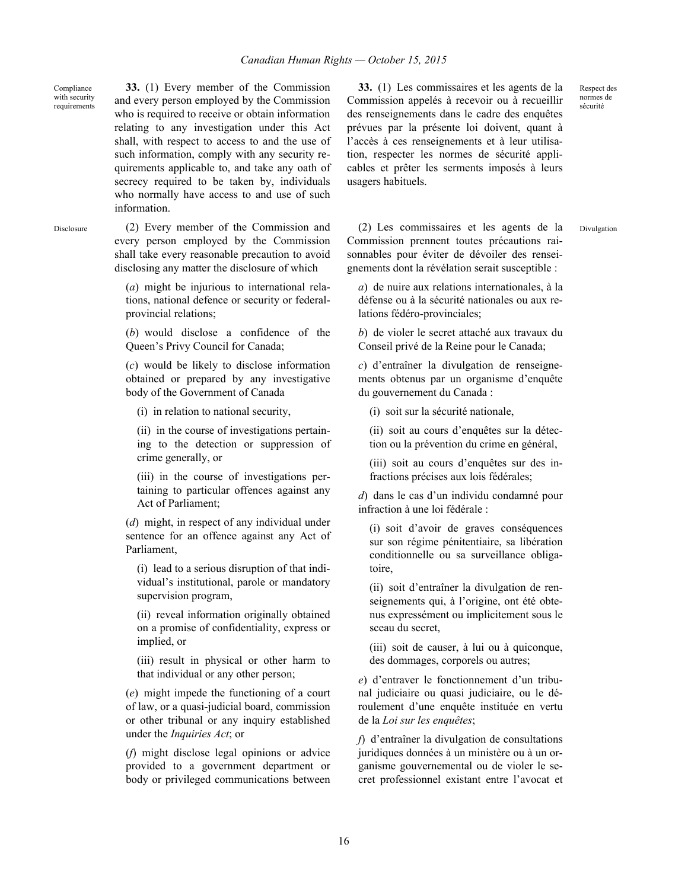Compliance with security requirements

**33.** (1) Every member of the Commission and every person employed by the Commission who is required to receive or obtain information relating to any investigation under this Act shall, with respect to access to and the use of such information, comply with any security requirements applicable to, and take any oath of secrecy required to be taken by, individuals who normally have access to and use of such information.

Disclosure

(2) Every member of the Commission and every person employed by the Commission shall take every reasonable precaution to avoid disclosing any matter the disclosure of which

(*a*) might be injurious to international relations, national defence or security or federal-provincial relations;

(*b*) would disclose a confidence of the Queen's Privy Council for Canada;

(*c*) would be likely to disclose information obtained or prepared by any investigative body of the Government of Canada

(i) in relation to national security,

(ii) in the course of investigations pertaining to the detection or suppression of crime generally, or

(iii) in the course of investigations pertaining to particular offences against any Act of Parliament;

(*d*) might, in respect of any individual under sentence for an offence against any Act of Parliament,

(i) lead to a serious disruption of that individual's institutional, parole or mandatory supervision program,

(ii) reveal information originally obtained on a promise of confidentiality, express or implied, or

(iii) result in physical or other harm to that individual or any other person;

(*e*) might impede the functioning of a court of law, or a quasi-judicial board, commission or other tribunal or any inquiry established under the *Inquiries Act*; or

(*f*) might disclose legal opinions or advice provided to a government department or body or privileged communications between

Respect des normes de sécurité

**33.** (1) Les commissaires et les agents de la Commission appelés à recevoir ou à recueillir des renseignements dans le cadre des enquêtes prévues par la présente loi doivent, quant à l'accès à ces renseignements et à leur utilisation, respecter les normes de sécurité applicables et prêter les serments imposés à leurs usagers habituels.

Divulgation

(2) Les commissaires et les agents de la Commission prennent toutes précautions raisonnables pour éviter de dévoiler des renseignements dont la révélation serait susceptible :

*a*) de nuire aux relations internationales, à la défense ou à la sécurité nationales ou aux relations fédéro-provinciales;

*b*) de violer le secret attaché aux travaux du Conseil privé de la Reine pour le Canada;

*c*) d'entraîner la divulgation de renseignements obtenus par un organisme d'enquête du gouvernement du Canada :

(i) soit sur la sécurité nationale,

(ii) soit au cours d'enquêtes sur la détection ou la prévention du crime en général,

(iii) soit au cours d'enquêtes sur des infractions précises aux lois fédérales;

*d*) dans le cas d'un individu condamné pour infraction à une loi fédérale :

(i) soit d'avoir de graves conséquences sur son régime pénitentiaire, sa libération conditionnelle ou sa surveillance obligatoire,

(ii) soit d'entraîner la divulgation de renseignements qui, à l'origine, ont été obtenus expressément ou implicitement sous le sceau du secret,

(iii) soit de causer, à lui ou à quiconque, des dommages, corporels ou autres;

*e*) d'entraver le fonctionnement d'un tribunal judiciaire ou quasi judiciaire, ou le déroulement d'une enquête instituée en vertu de la *Loi sur les enquêtes*;

*f*) d'entraîner la divulgation de consultations juridiques données à un ministère ou à un organisme gouvernemental ou de violer le secret professionnel existant entre l'avocat et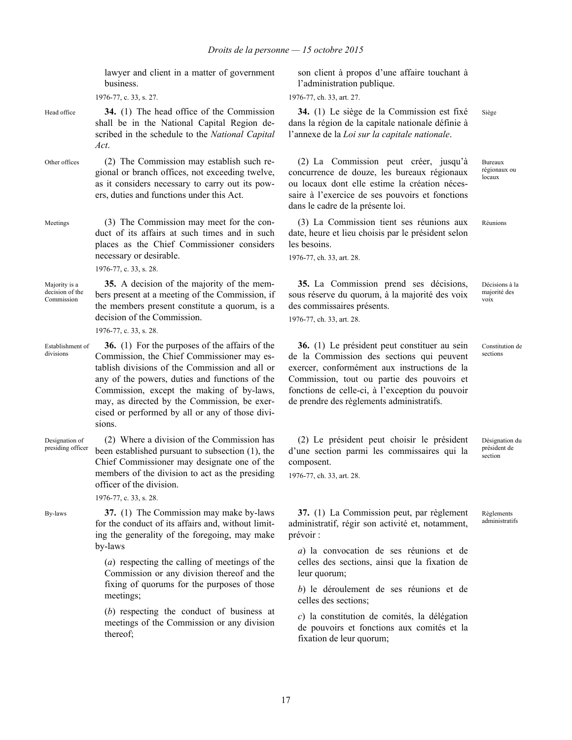lawyer and client in a matter of government business.

1976-77, c. 33, s. 27.

Head office

**34.** (1) The head office of the Commission shall be in the National Capital Region described in the schedule to the *National Capital Act*.

Other offices

(2) The Commission may establish such regional or branch offices, not exceeding twelve, as it considers necessary to carry out its powers, duties and functions under this Act.

Meetings

(3) The Commission may meet for the conduct of its affairs at such times and in such places as the Chief Commissioner considers necessary or desirable.

1976-77, c. 33, s. 28.

Majority is a decision of the Commission

**35.** A decision of the majority of the members present at a meeting of the Commission, if the members present constitute a quorum, is a decision of the Commission.

1976-77, c. 33, s. 28.

Establishment of divisions

**36.** (1) For the purposes of the affairs of the Commission, the Chief Commissioner may establish divisions of the Commission and all or any of the powers, duties and functions of the Commission, except the making of by-laws, may, as directed by the Commission, be exercised or performed by all or any of those divisions.

Designation of presiding officer

(2) Where a division of the Commission has been established pursuant to subsection (1), the Chief Commissioner may designate one of the members of the division to act as the presiding officer of the division.

1976-77, c. 33, s. 28.

By-laws

**37.** (1) The Commission may make by-laws for the conduct of its affairs and, without limiting the generality of the foregoing, may make by-laws

(*a*) respecting the calling of meetings of the Commission or any division thereof and the fixing of quorums for the purposes of those meetings;

(*b*) respecting the conduct of business at meetings of the Commission or any division thereof;

---

son client à propos d'une affaire touchant à l'administration publique.

1976-77, ch. 33, art. 27.

Siège

**34.** (1) Le siège de la Commission est fixé dans la région de la capitale nationale définie à l'annexe de la *Loi sur la capitale nationale*.

Bureaux régionaux ou locaux

(2) La Commission peut créer, jusqu'à concurrence de douze, les bureaux régionaux ou locaux dont elle estime la création nécessaire à l'exercice de ses pouvoirs et fonctions dans le cadre de la présente loi.

Réunions

(3) La Commission tient ses réunions aux date, heure et lieu choisis par le président selon les besoins.

1976-77, ch. 33, art. 28.

Décisions à la majorité des voix

**35.** La Commission prend ses décisions, sous réserve du quorum, à la majorité des voix des commissaires présents.

1976-77, ch. 33, art. 28.

Constitution de sections

**36.** (1) Le président peut constituer au sein de la Commission des sections qui peuvent exercer, conformément aux instructions de la Commission, tout ou partie des pouvoirs et fonctions de celle-ci, à l'exception du pouvoir de prendre des règlements administratifs.

Désignation du président de section

(2) Le président peut choisir le président d'une section parmi les commissaires qui la composent.

1976-77, ch. 33, art. 28.

Règlements administratifs

**37.** (1) La Commission peut, par règlement administratif, régir son activité et, notamment, prévoir :

*a*) la convocation de ses réunions et de celles des sections, ainsi que la fixation de leur quorum;

*b*) le déroulement de ses réunions et de celles des sections;

*c*) la constitution de comités, la délégation de pouvoirs et fonctions aux comités et la fixation de leur quorum;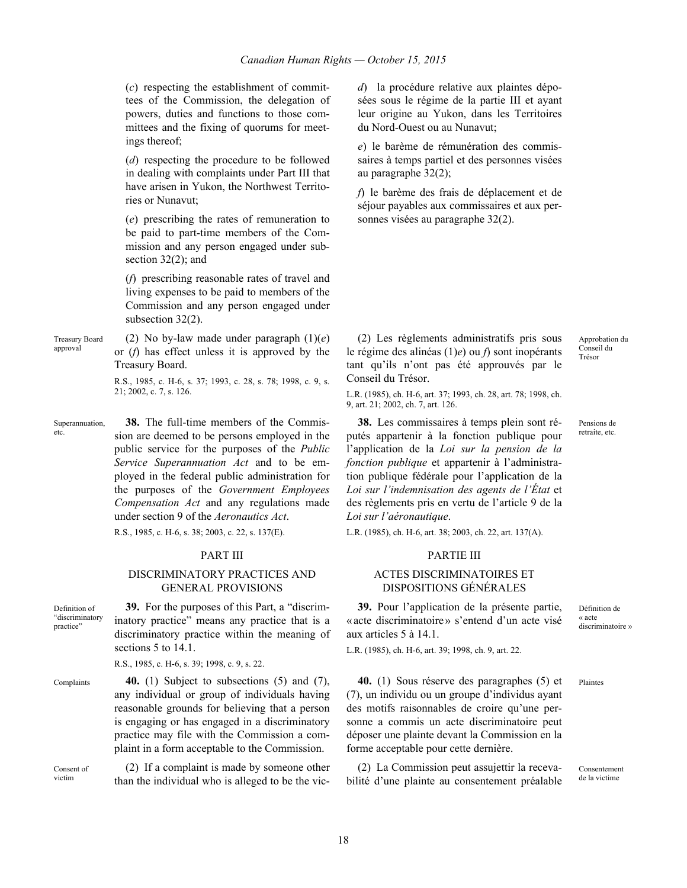(*c*) respecting the establishment of committees of the Commission, the delegation of powers, duties and functions to those committees and the fixing of quorums for meetings thereof;

(*d*) respecting the procedure to be followed in dealing with complaints under Part III that have arisen in Yukon, the Northwest Territories or Nunavut;

(*e*) prescribing the rates of remuneration to be paid to part-time members of the Commission and any person engaged under subsection 32(2); and

(*f*) prescribing reasonable rates of travel and living expenses to be paid to members of the Commission and any person engaged under subsection 32(2).

*d*) la procédure relative aux plaintes déposées sous le régime de la partie III et ayant leur origine au Yukon, dans les Territoires du Nord-Ouest ou au Nunavut;

*e*) le barème de rémunération des commissaires à temps partiel et des personnes visées au paragraphe 32(2);

*f*) le barème des frais de déplacement et de séjour payables aux commissaires et aux personnes visées au paragraphe 32(2).

Treasury Board approval

(2) No by-law made under paragraph (1)(*e*) or (*f*) has effect unless it is approved by the Treasury Board.

R.S., 1985, c. H-6, s. 37; 1993, c. 28, s. 78; 1998, c. 9, s. 21; 2002, c. 7, s. 126.

Approbation du Conseil du Trésor

(2) Les règlements administratifs pris sous le régime des alinéas (1)*e*) ou *f*) sont inopérants tant qu'ils n'ont pas été approuvés par le Conseil du Trésor.

L.R. (1985), ch. H-6, art. 37; 1993, ch. 28, art. 78; 1998, ch. 9, art. 21; 2002, ch. 7, art. 126.

Superannuation, etc.

**38.** The full-time members of the Commission are deemed to be persons employed in the public service for the purposes of the *Public Service Superannuation Act* and to be employed in the federal public administration for the purposes of the *Government Employees Compensation Act* and any regulations made under section 9 of the *Aeronautics Act*.

R.S., 1985, c. H-6, s. 38; 2003, c. 22, s. 137(E).

Pensions de retraite, etc.

**38.** Les commissaires à temps plein sont réputés appartenir à la fonction publique pour l'application de la *Loi sur la pension de la fonction publique* et appartenir à l'administration publique fédérale pour l'application de la *Loi sur l'indemnisation des agents de l'État* et des règlements pris en vertu de l'article 9 de la *Loi sur l'aéronautique*.

L.R. (1985), ch. H-6, art. 38; 2003, ch. 22, art. 137(A).

## PART III

## DISCRIMINATORY PRACTICES AND GENERAL PROVISIONS

## PARTIE III

## ACTES DISCRIMINATOIRES ET DISPOSITIONS GÉNÉRALES

Definition of "discriminatory practice"

**39.** For the purposes of this Part, a "discriminatory practice" means any practice that is a discriminatory practice within the meaning of sections 5 to 14.1.

R.S., 1985, c. H-6, s. 39; 1998, c. 9, s. 22.

Définition de « acte discriminatoire »

**39.** Pour l'application de la présente partie, « acte discriminatoire » s'entend d'un acte visé aux articles 5 à 14.1.

L.R. (1985), ch. H-6, art. 39; 1998, ch. 9, art. 22.

Complaints

**40.** (1) Subject to subsections (5) and (7), any individual or group of individuals having reasonable grounds for believing that a person is engaging or has engaged in a discriminatory practice may file with the Commission a complaint in a form acceptable to the Commission.

Plaintes

**40.** (1) Sous réserve des paragraphes (5) et (7), un individu ou un groupe d'individus ayant des motifs raisonnables de croire qu'une personne a commis un acte discriminatoire peut déposer une plainte devant la Commission en la forme acceptable pour cette dernière.

Consent of victim

(2) If a complaint is made by someone other than the individual who is alleged to be the vic-

Consentement de la victime

(2) La Commission peut assujettir la recevabilité d'une plainte au consentement préalable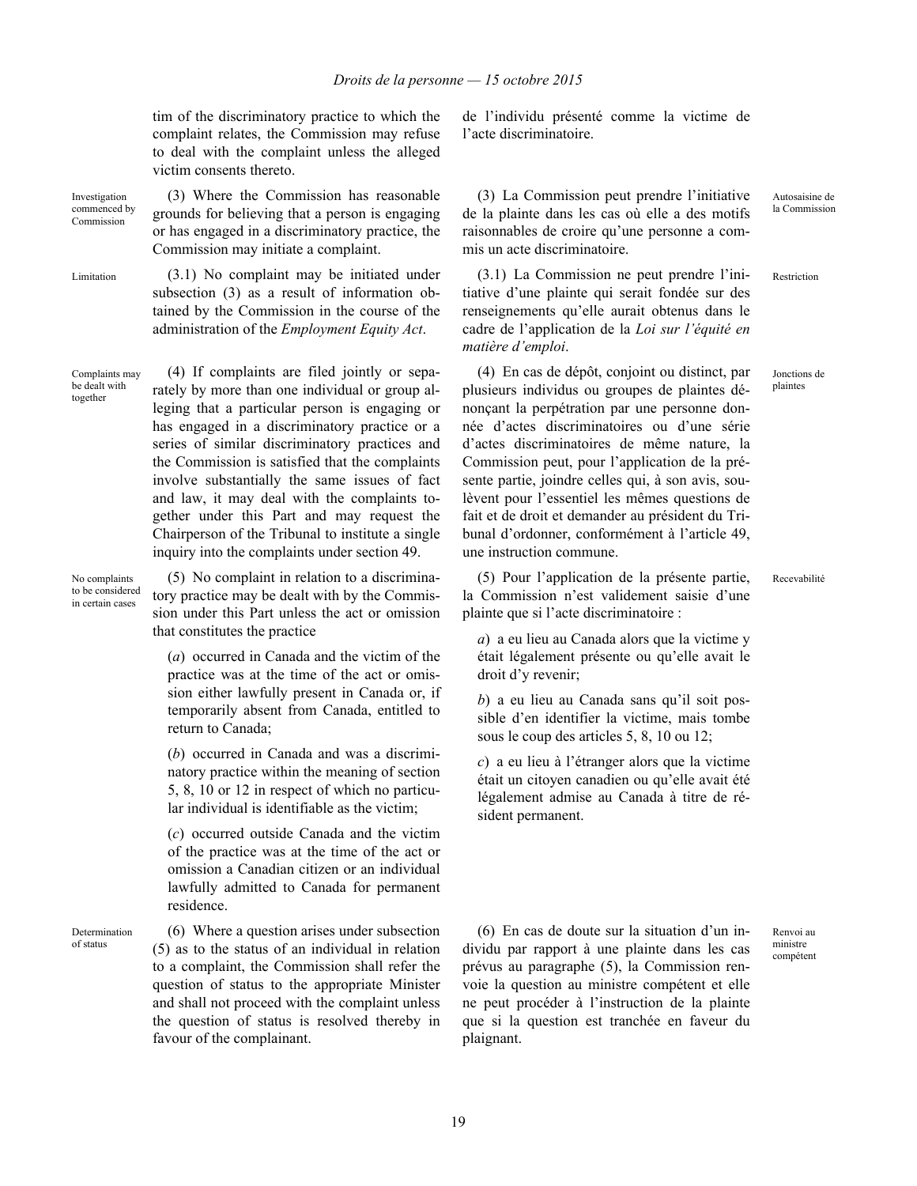tim of the discriminatory practice to which the complaint relates, the Commission may refuse to deal with the complaint unless the alleged victim consents thereto.

de l'individu présenté comme la victime de l'acte discriminatoire.

Investigation commenced by Commission

(3) Where the Commission has reasonable grounds for believing that a person is engaging or has engaged in a discriminatory practice, the Commission may initiate a complaint.

(3) La Commission peut prendre l'initiative de la plainte dans les cas où elle a des motifs raisonnables de croire qu'une personne a commis un acte discriminatoire.

Autosaisine de la Commission

Limitation

(3.1) No complaint may be initiated under subsection (3) as a result of information obtained by the Commission in the course of the administration of the *Employment Equity Act*.

(3.1) La Commission ne peut prendre l'initiative d'une plainte qui serait fondée sur des renseignements qu'elle aurait obtenus dans le cadre de l'application de la *Loi sur l'équité en matière d'emploi*.

Restriction

Complaints may be dealt with together

(4) If complaints are filed jointly or separately by more than one individual or group alleging that a particular person is engaging or has engaged in a discriminatory practice or a series of similar discriminatory practices and the Commission is satisfied that the complaints involve substantially the same issues of fact and law, it may deal with the complaints together under this Part and may request the Chairperson of the Tribunal to institute a single inquiry into the complaints under section 49.

(4) En cas de dépôt, conjoint ou distinct, par plusieurs individus ou groupes de plaintes dénonçant la perpétration par une personne donnée d'actes discriminatoires ou d'une série d'actes discriminatoires de même nature, la Commission peut, pour l'application de la présente partie, joindre celles qui, à son avis, soulèvent pour l'essentiel les mêmes questions de fait et de droit et demander au président du Tribunal d'ordonner, conformément à l'article 49, une instruction commune.

Jonctions de plaintes

No complaints to be considered in certain cases

(5) No complaint in relation to a discriminatory practice may be dealt with by the Commission under this Part unless the act or omission that constitutes the practice

(*a*) occurred in Canada and the victim of the practice was at the time of the act or omission either lawfully present in Canada or, if temporarily absent from Canada, entitled to return to Canada;

(*b*) occurred in Canada and was a discriminatory practice within the meaning of section 5, 8, 10 or 12 in respect of which no particular individual is identifiable as the victim;

(*c*) occurred outside Canada and the victim of the practice was at the time of the act or omission a Canadian citizen or an individual lawfully admitted to Canada for permanent residence.

(5) Pour l'application de la présente partie, la Commission n'est validement saisie d'une plainte que si l'acte discriminatoire :

*a*) a eu lieu au Canada alors que la victime y était légalement présente ou qu'elle avait le droit d'y revenir;

*b*) a eu lieu au Canada sans qu'il soit possible d'en identifier la victime, mais tombe sous le coup des articles 5, 8, 10 ou 12;

*c*) a eu lieu à l'étranger alors que la victime était un citoyen canadien ou qu'elle avait été légalement admise au Canada à titre de résident permanent.

Recevabilité

Determination of status

(6) Where a question arises under subsection (5) as to the status of an individual in relation to a complaint, the Commission shall refer the question of status to the appropriate Minister and shall not proceed with the complaint unless the question of status is resolved thereby in favour of the complainant.

(6) En cas de doute sur la situation d'un individu par rapport à une plainte dans les cas prévus au paragraphe (5), la Commission renvoie la question au ministre compétent et elle ne peut procéder à l'instruction de la plainte que si la question est tranchée en faveur du plaignant.

Renvoi au ministre compétent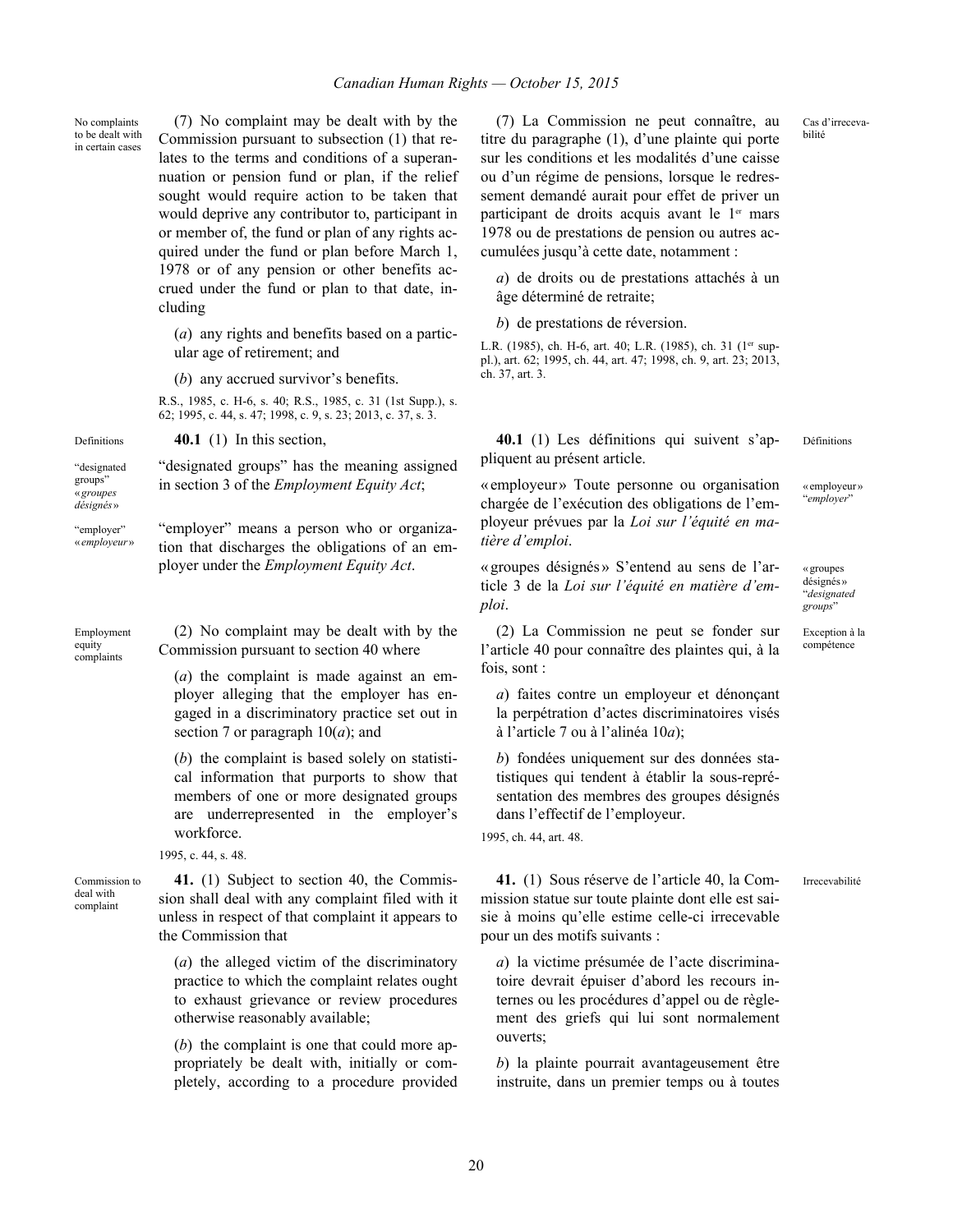No complaints to be dealt with in certain cases

(7) No complaint may be dealt with by the Commission pursuant to subsection (1) that relates to the terms and conditions of a superannuation or pension fund or plan, if the relief sought would require action to be taken that would deprive any contributor to, participant in or member of, the fund or plan of any rights acquired under the fund or plan before March 1, 1978 or of any pension or other benefits accrued under the fund or plan to that date, including

(*a*) any rights and benefits based on a particular age of retirement; and

(*b*) any accrued survivor's benefits.

R.S., 1985, c. H-6, s. 40; R.S., 1985, c. 31 (1st Supp.), s. 62; 1995, c. 44, s. 47; 1998, c. 9, s. 23; 2013, c. 37, s. 3.

Cas d'irrecevabilité

(7) La Commission ne peut connaître, au titre du paragraphe (1), d'une plainte qui porte sur les conditions et les modalités d'une caisse ou d'un régime de pensions, lorsque le redressement demandé aurait pour effet de priver un participant de droits acquis avant le 1er mars 1978 ou de prestations de pension ou autres accumulées jusqu'à cette date, notamment :

*a*) de droits ou de prestations attachés à un âge déterminé de retraite;

*b*) de prestations de réversion.

L.R. (1985), ch. H-6, art. 40; L.R. (1985), ch. 31 (1er suppl.), art. 62; 1995, ch. 44, art. 47; 1998, ch. 9, art. 23; 2013, ch. 37, art. 3.

Definitions

**40.1** (1) In this section,

"designated groups" «*groupes désignés*»

"designated groups" has the meaning assigned in section 3 of the *Employment Equity Act*;

"employer" «*employeur*»

"employer" means a person who or organization that discharges the obligations of an employer under the *Employment Equity Act*.

Définitions

**40.1** (1) Les définitions qui suivent s'appliquent au présent article.

«employeur» "*employer*"

«employeur» Toute personne ou organisation chargée de l'exécution des obligations de l'employeur prévues par la *Loi sur l'équité en matière d'emploi*.

«groupes désignés» "*designated groups*"

«groupes désignés» S'entend au sens de l'article 3 de la *Loi sur l'équité en matière d'emploi*.

Employment equity complaints

(2) No complaint may be dealt with by the Commission pursuant to section 40 where

(*a*) the complaint is made against an employer alleging that the employer has engaged in a discriminatory practice set out in section 7 or paragraph 10(*a*); and

(*b*) the complaint is based solely on statistical information that purports to show that members of one or more designated groups are underrepresented in the employer's workforce.

1995, c. 44, s. 48.

Exception à la compétence

(2) La Commission ne peut se fonder sur l'article 40 pour connaître des plaintes qui, à la fois, sont :

*a*) faites contre un employeur et dénonçant la perpétration d'actes discriminatoires visés à l'article 7 ou à l'alinéa 10*a*);

*b*) fondées uniquement sur des données statistiques qui tendent à établir la sous-représentation des membres des groupes désignés dans l'effectif de l'employeur.

1995, ch. 44, art. 48.

Commission to deal with complaint

**41.** (1) Subject to section 40, the Commission shall deal with any complaint filed with it unless in respect of that complaint it appears to the Commission that

(*a*) the alleged victim of the discriminatory practice to which the complaint relates ought to exhaust grievance or review procedures otherwise reasonably available;

(*b*) the complaint is one that could more appropriately be dealt with, initially or completely, according to a procedure provided

Irrecevabilité

**41.** (1) Sous réserve de l'article 40, la Commission statue sur toute plainte dont elle est saisie à moins qu'elle estime celle-ci irrecevable pour un des motifs suivants :

*a*) la victime présumée de l'acte discriminatoire devrait épuiser d'abord les recours internes ou les procédures d'appel ou de règlement des griefs qui lui sont normalement ouverts;

*b*) la plainte pourrait avantageusement être instruite, dans un premier temps ou à toutes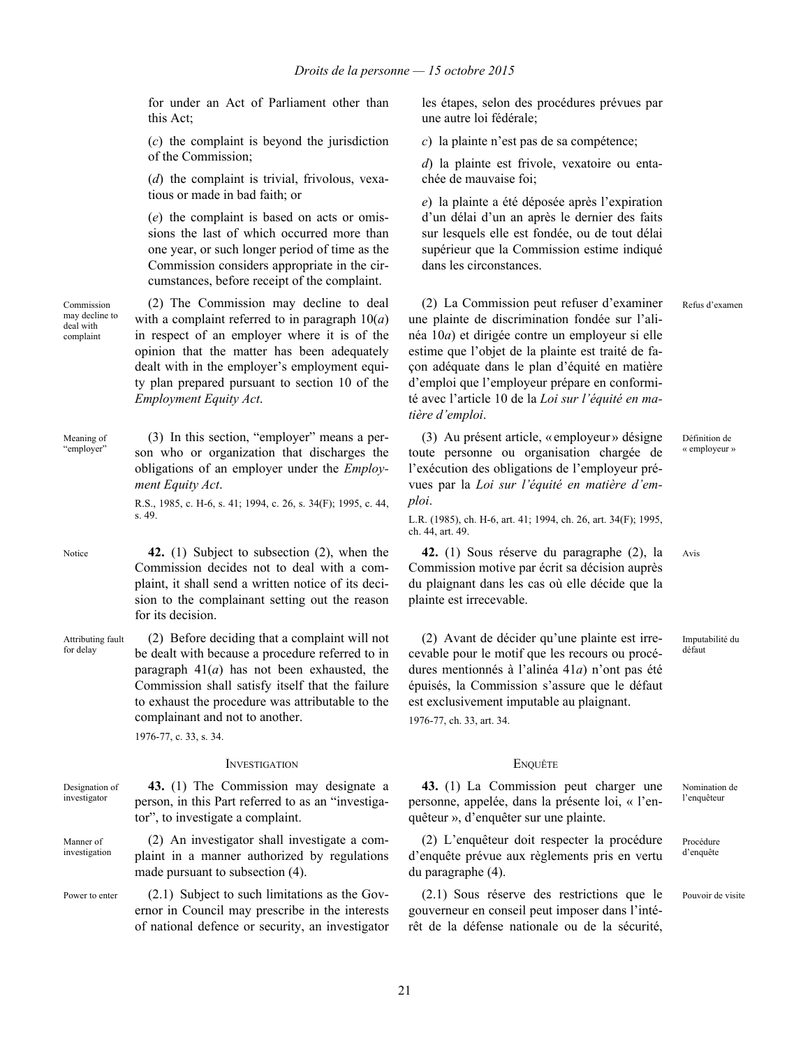for under an Act of Parliament other than this Act;

(*c*) the complaint is beyond the jurisdiction of the Commission;

(*d*) the complaint is trivial, frivolous, vexatious or made in bad faith; or

(*e*) the complaint is based on acts or omissions the last of which occurred more than one year, or such longer period of time as the Commission considers appropriate in the circumstances, before receipt of the complaint.

les étapes, selon des procédures prévues par une autre loi fédérale;

*c*) la plainte n'est pas de sa compétence;

*d*) la plainte est frivole, vexatoire ou entachée de mauvaise foi;

*e*) la plainte a été déposée après l'expiration d'un délai d'un an après le dernier des faits sur lesquels elle est fondée, ou de tout délai supérieur que la Commission estime indiqué dans les circonstances.

Commission may decline to deal with complaint

(2) The Commission may decline to deal with a complaint referred to in paragraph 10(*a*) in respect of an employer where it is of the opinion that the matter has been adequately dealt with in the employer's employment equity plan prepared pursuant to section 10 of the *Employment Equity Act*.

Refus d'examen

(2) La Commission peut refuser d'examiner une plainte de discrimination fondée sur l'alinéa 10*a*) et dirigée contre un employeur si elle estime que l'objet de la plainte est traité de façon adéquate dans le plan d'équité en matière d'emploi que l'employeur prépare en conformité avec l'article 10 de la *Loi sur l'équité en matière d'emploi*.

Meaning of "employer"

(3) In this section, "employer" means a person who or organization that discharges the obligations of an employer under the *Employment Equity Act*.

R.S., 1985, c. H-6, s. 41; 1994, c. 26, s. 34(F); 1995, c. 44, s. 49.

Définition de « employeur »

(3) Au présent article, «employeur» désigne toute personne ou organisation chargée de l'exécution des obligations de l'employeur prévues par la *Loi sur l'équité en matière d'emploi*.

L.R. (1985), ch. H-6, art. 41; 1994, ch. 26, art. 34(F); 1995, ch. 44, art. 49.

Notice

**42.** (1) Subject to subsection (2), when the Commission decides not to deal with a complaint, it shall send a written notice of its decision to the complainant setting out the reason for its decision.

Avis

**42.** (1) Sous réserve du paragraphe (2), la Commission motive par écrit sa décision auprès du plaignant dans les cas où elle décide que la plainte est irrecevable.

Attributing fault for delay

(2) Before deciding that a complaint will not be dealt with because a procedure referred to in paragraph 41(*a*) has not been exhausted, the Commission shall satisfy itself that the failure to exhaust the procedure was attributable to the complainant and not to another.

1976-77, c. 33, s. 34.

Imputabilité du défaut

(2) Avant de décider qu'une plainte est irrecevable pour le motif que les recours ou procédures mentionnés à l'alinéa 41*a*) n'ont pas été épuisés, la Commission s'assure que le défaut est exclusivement imputable au plaignant.

1976-77, ch. 33, art. 34.

## INVESTIGATION

## ENQUÊTE

Designation of investigator

**43.** (1) The Commission may designate a person, in this Part referred to as an "investigator", to investigate a complaint.

Nomination de l'enquêteur

**43.** (1) La Commission peut charger une personne, appelée, dans la présente loi, « l'enquêteur », d'enquêter sur une plainte.

Manner of investigation

(2) An investigator shall investigate a complaint in a manner authorized by regulations made pursuant to subsection (4).

Procédure d'enquête

(2) L'enquêteur doit respecter la procédure d'enquête prévue aux règlements pris en vertu du paragraphe (4).

Power to enter

(2.1) Subject to such limitations as the Governor in Council may prescribe in the interests of national defence or security, an investigator

Pouvoir de visite

(2.1) Sous réserve des restrictions que le gouverneur en conseil peut imposer dans l'intérêt de la défense nationale ou de la sécurité,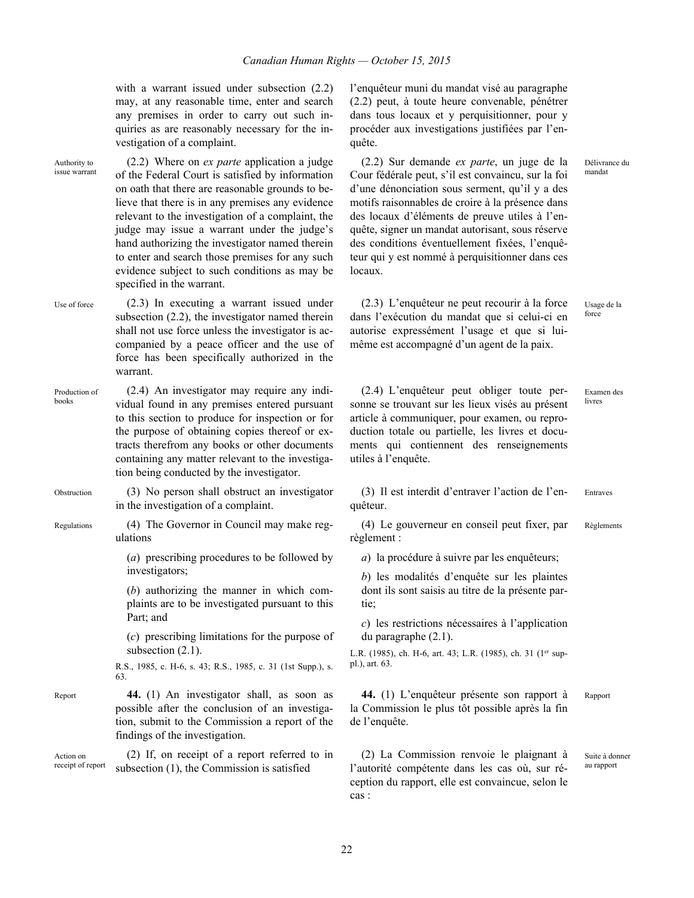with a warrant issued under subsection (2.2) may, at any reasonable time, enter and search any premises in order to carry out such inquiries as are reasonably necessary for the investigation of a complaint.

l'enquêteur muni du mandat visé au paragraphe (2.2) peut, à toute heure convenable, pénétrer dans tous locaux et y perquisitionner, pour y procéder aux investigations justifiées par l'enquête.

Authority to issue warrant

(2.2) Where on *ex parte* application a judge of the Federal Court is satisfied by information on oath that there are reasonable grounds to believe that there is in any premises any evidence relevant to the investigation of a complaint, the judge may issue a warrant under the judge's hand authorizing the investigator named therein to enter and search those premises for any such evidence subject to such conditions as may be specified in the warrant.

Délivrance du mandat

(2.2) Sur demande *ex parte*, un juge de la Cour fédérale peut, s'il est convaincu, sur la foi d'une dénonciation sous serment, qu'il y a des motifs raisonnables de croire à la présence dans des locaux d'éléments de preuve utiles à l'enquête, signer un mandat autorisant, sous réserve des conditions éventuellement fixées, l'enquêteur qui y est nommé à perquisitionner dans ces locaux.

Use of force

(2.3) In executing a warrant issued under subsection (2.2), the investigator named therein shall not use force unless the investigator is accompanied by a peace officer and the use of force has been specifically authorized in the warrant.

Usage de la force

(2.3) L'enquêteur ne peut recourir à la force dans l'exécution du mandat que si celui-ci en autorise expressément l'usage et que si lui-même est accompagné d'un agent de la paix.

Production of books

(2.4) An investigator may require any individual found in any premises entered pursuant to this section to produce for inspection or for the purpose of obtaining copies thereof or extracts therefrom any books or other documents containing any matter relevant to the investigation being conducted by the investigator.

Examen des livres

(2.4) L'enquêteur peut obliger toute personne se trouvant sur les lieux visés au présent article à communiquer, pour examen, ou reproduction totale ou partielle, les livres et documents qui contiennent des renseignements utiles à l'enquête.

Obstruction

(3) No person shall obstruct an investigator in the investigation of a complaint.

Entraves

(3) Il est interdit d'entraver l'action de l'enquêteur.

Regulations

(4) The Governor in Council may make regulations

(*a*) prescribing procedures to be followed by investigators;

(*b*) authorizing the manner in which complaints are to be investigated pursuant to this Part; and

(*c*) prescribing limitations for the purpose of subsection (2.1).

R.S., 1985, c. H-6, s. 43; R.S., 1985, c. 31 (1st Supp.), s. 63.

Règlements

(4) Le gouverneur en conseil peut fixer, par règlement :

*a*) la procédure à suivre par les enquêteurs;

*b*) les modalités d'enquête sur les plaintes dont ils sont saisis au titre de la présente partie;

*c*) les restrictions nécessaires à l'application du paragraphe (2.1).

L.R. (1985), ch. H-6, art. 43; L.R. (1985), ch. 31 (1er suppl.), art. 63.

Report

**44.** (1) An investigator shall, as soon as possible after the conclusion of an investigation, submit to the Commission a report of the findings of the investigation.

Rapport

**44.** (1) L'enquêteur présente son rapport à la Commission le plus tôt possible après la fin de l'enquête.

Action on receipt of report

(2) If, on receipt of a report referred to in subsection (1), the Commission is satisfied

Suite à donner au rapport

(2) La Commission renvoie le plaignant à l'autorité compétente dans les cas où, sur réception du rapport, elle est convaincue, selon le cas :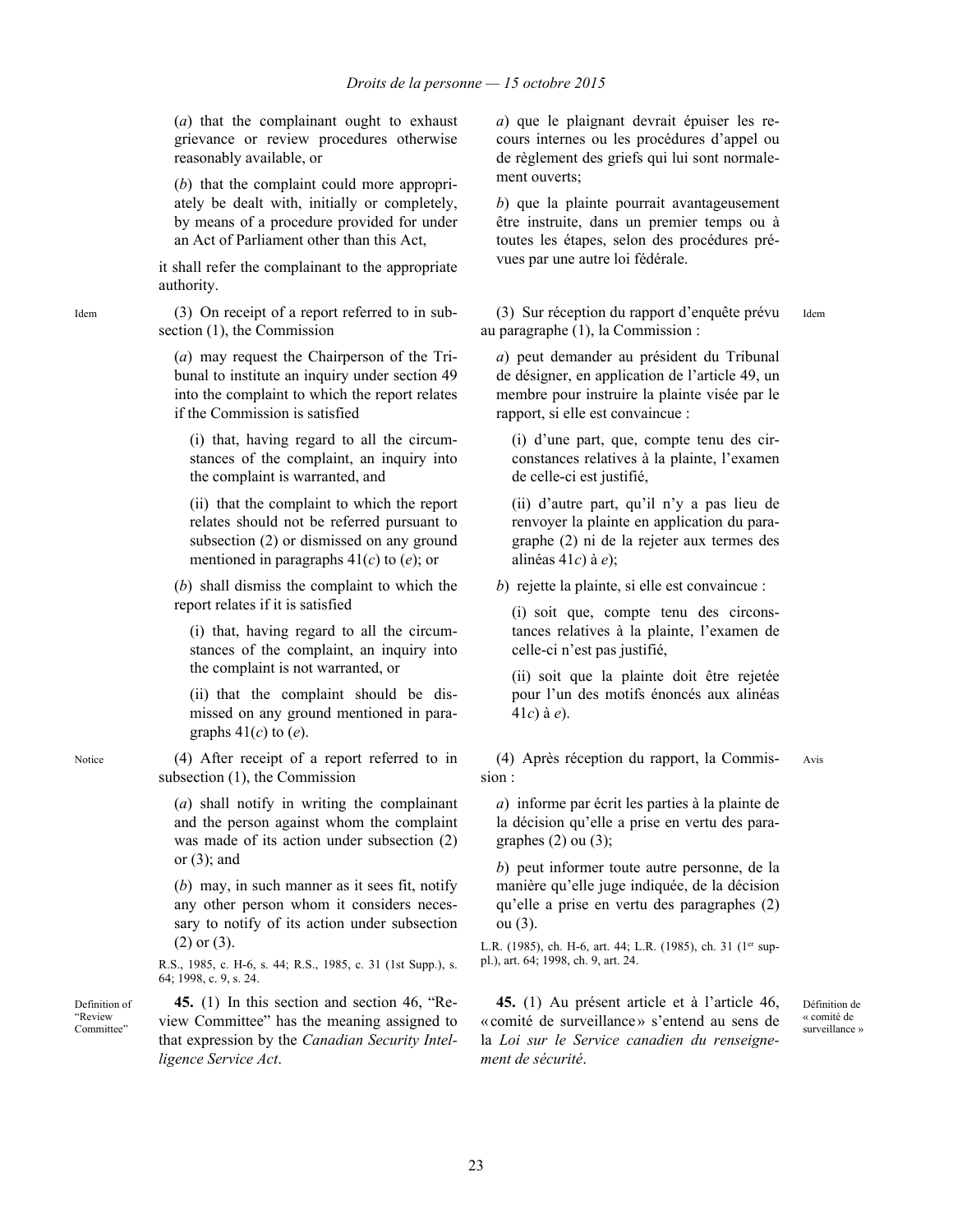(*a*) that the complainant ought to exhaust grievance or review procedures otherwise reasonably available, or

(*b*) that the complaint could more appropriately be dealt with, initially or completely, by means of a procedure provided for under an Act of Parliament other than this Act,

it shall refer the complainant to the appropriate authority.

Idem

(3) On receipt of a report referred to in subsection (1), the Commission

(*a*) may request the Chairperson of the Tribunal to institute an inquiry under section 49 into the complaint to which the report relates if the Commission is satisfied

(i) that, having regard to all the circumstances of the complaint, an inquiry into the complaint is warranted, and

(ii) that the complaint to which the report relates should not be referred pursuant to subsection (2) or dismissed on any ground mentioned in paragraphs 41(*c*) to (*e*); or

(*b*) shall dismiss the complaint to which the report relates if it is satisfied

(i) that, having regard to all the circumstances of the complaint, an inquiry into the complaint is not warranted, or

(ii) that the complaint should be dismissed on any ground mentioned in paragraphs 41(*c*) to (*e*).

Notice

(4) After receipt of a report referred to in subsection (1), the Commission

(*a*) shall notify in writing the complainant and the person against whom the complaint was made of its action under subsection (2) or (3); and

(*b*) may, in such manner as it sees fit, notify any other person whom it considers necessary to notify of its action under subsection (2) or (3).

R.S., 1985, c. H-6, s. 44; R.S., 1985, c. 31 (1st Supp.), s. 64; 1998, c. 9, s. 24.

Definition of "Review Committee"

**45.** (1) In this section and section 46, "Review Committee" has the meaning assigned to that expression by the *Canadian Security Intelligence Service Act*.

*a*) que le plaignant devrait épuiser les recours internes ou les procédures d'appel ou de règlement des griefs qui lui sont normalement ouverts;

*b*) que la plainte pourrait avantageusement être instruite, dans un premier temps ou à toutes les étapes, selon des procédures prévues par une autre loi fédérale.

(3) Sur réception du rapport d'enquête prévu au paragraphe (1), la Commission :

Idem

*a*) peut demander au président du Tribunal de désigner, en application de l'article 49, un membre pour instruire la plainte visée par le rapport, si elle est convaincue :

(i) d'une part, que, compte tenu des circonstances relatives à la plainte, l'examen de celle-ci est justifié,

(ii) d'autre part, qu'il n'y a pas lieu de renvoyer la plainte en application du paragraphe (2) ni de la rejeter aux termes des alinéas 41*c*) à *e*);

*b*) rejette la plainte, si elle est convaincue :

(i) soit que, compte tenu des circonstances relatives à la plainte, l'examen de celle-ci n'est pas justifié,

(ii) soit que la plainte doit être rejetée pour l'un des motifs énoncés aux alinéas 41*c*) à *e*).

(4) Après réception du rapport, la Commission :

Avis

*a*) informe par écrit les parties à la plainte de la décision qu'elle a prise en vertu des paragraphes (2) ou (3);

*b*) peut informer toute autre personne, de la manière qu'elle juge indiquée, de la décision qu'elle a prise en vertu des paragraphes (2) ou (3).

L.R. (1985), ch. H-6, art. 44; L.R. (1985), ch. 31 (1er suppl.), art. 64; 1998, ch. 9, art. 24.

**45.** (1) Au présent article et à l'article 46, « comité de surveillance » s'entend au sens de la *Loi sur le Service canadien du renseignement de sécurité*.

Définition de « comité de surveillance »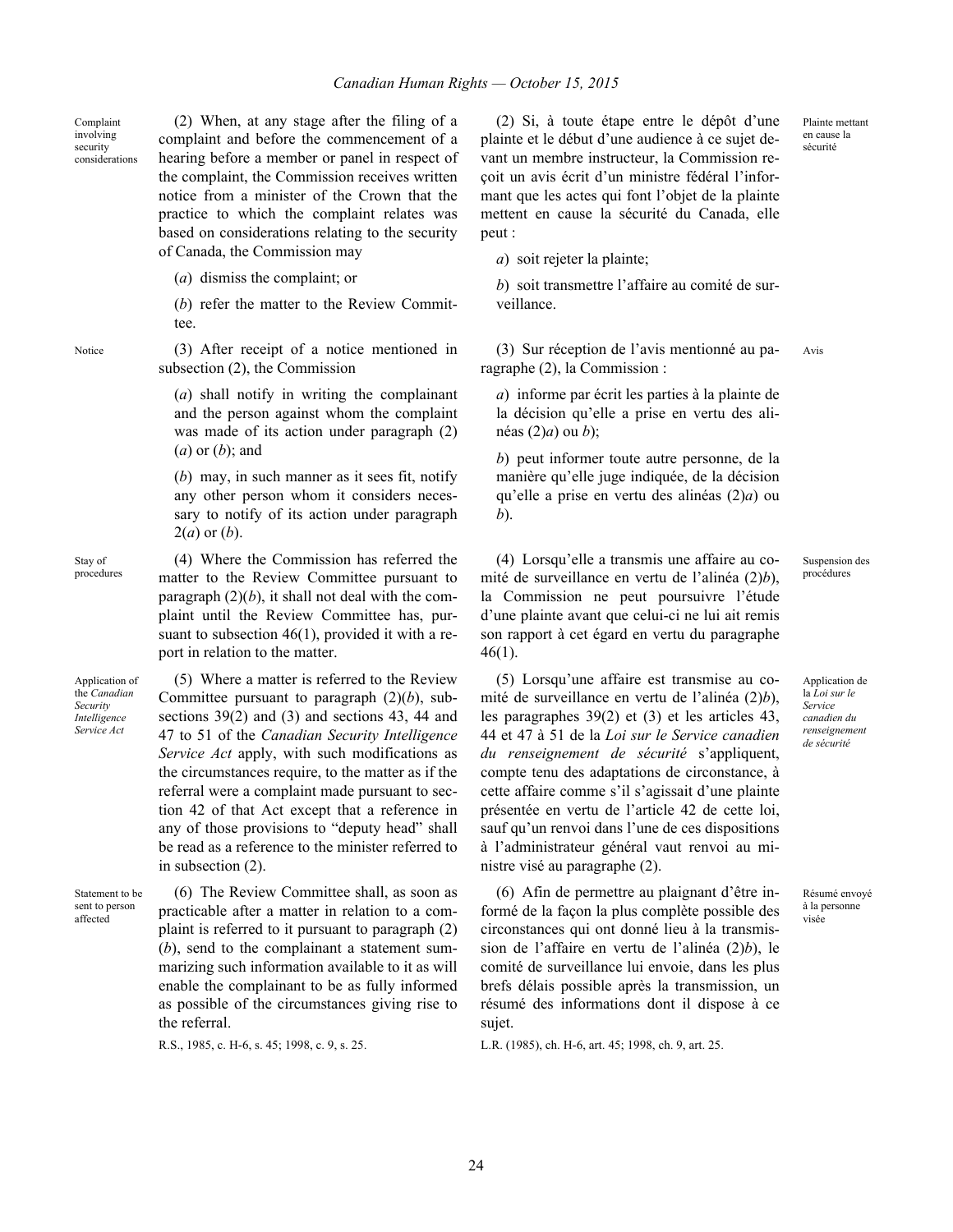Complaint involving security considerations

(2) When, at any stage after the filing of a complaint and before the commencement of a hearing before a member or panel in respect of the complaint, the Commission receives written notice from a minister of the Crown that the practice to which the complaint relates was based on considerations relating to the security of Canada, the Commission may

(*a*) dismiss the complaint; or

(*b*) refer the matter to the Review Committee.

Notice

(3) After receipt of a notice mentioned in subsection (2), the Commission

(*a*) shall notify in writing the complainant and the person against whom the complaint was made of its action under paragraph (2)(*a*) or (*b*); and

(*b*) may, in such manner as it sees fit, notify any other person whom it considers necessary to notify of its action under paragraph 2(*a*) or (*b*).

Stay of procedures

(4) Where the Commission has referred the matter to the Review Committee pursuant to paragraph (2)(*b*), it shall not deal with the complaint until the Review Committee has, pursuant to subsection 46(1), provided it with a report in relation to the matter.

Application of the *Canadian Security Intelligence Service Act*

(5) Where a matter is referred to the Review Committee pursuant to paragraph (2)(*b*), subsections 39(2) and (3) and sections 43, 44 and 47 to 51 of the *Canadian Security Intelligence Service Act* apply, with such modifications as the circumstances require, to the matter as if the referral were a complaint made pursuant to section 42 of that Act except that a reference in any of those provisions to "deputy head" shall be read as a reference to the minister referred to in subsection (2).

Statement to be sent to person affected

(6) The Review Committee shall, as soon as practicable after a matter in relation to a complaint is referred to it pursuant to paragraph (2)(*b*), send to the complainant a statement summarizing such information available to it as will enable the complainant to be as fully informed as possible of the circumstances giving rise to the referral.

R.S., 1985, c. H-6, s. 45; 1998, c. 9, s. 25.

Plainte mettant en cause la sécurité

(2) Si, à toute étape entre le dépôt d'une plainte et le début d'une audience à ce sujet devant un membre instructeur, la Commission reçoit un avis écrit d'un ministre fédéral l'informant que les actes qui font l'objet de la plainte mettent en cause la sécurité du Canada, elle peut :

*a*) soit rejeter la plainte;

*b*) soit transmettre l'affaire au comité de surveillance.

Avis

(3) Sur réception de l'avis mentionné au paragraphe (2), la Commission :

*a*) informe par écrit les parties à la plainte de la décision qu'elle a prise en vertu des alinéas (2)*a*) ou *b*);

*b*) peut informer toute autre personne, de la manière qu'elle juge indiquée, de la décision qu'elle a prise en vertu des alinéas (2)*a*) ou *b*).

Suspension des procédures

(4) Lorsqu'elle a transmis une affaire au comité de surveillance en vertu de l'alinéa (2)*b*), la Commission ne peut poursuivre l'étude d'une plainte avant que celui-ci ne lui ait remis son rapport à cet égard en vertu du paragraphe 46(1).

Application de la *Loi sur le Service canadien du renseignement de sécurité*

(5) Lorsqu'une affaire est transmise au comité de surveillance en vertu de l'alinéa (2)*b*), les paragraphes 39(2) et (3) et les articles 43, 44 et 47 à 51 de la *Loi sur le Service canadien du renseignement de sécurité* s'appliquent, compte tenu des adaptations de circonstance, à cette affaire comme s'il s'agissait d'une plainte présentée en vertu de l'article 42 de cette loi, sauf qu'un renvoi dans l'une de ces dispositions à l'administrateur général vaut renvoi au ministre visé au paragraphe (2).

Résumé envoyé à la personne visée

(6) Afin de permettre au plaignant d'être informé de la façon la plus complète possible des circonstances qui ont donné lieu à la transmission de l'affaire en vertu de l'alinéa (2)*b*), le comité de surveillance lui envoie, dans les plus brefs délais possible après la transmission, un résumé des informations dont il dispose à ce sujet.

L.R. (1985), ch. H-6, art. 45; 1998, ch. 9, art. 25.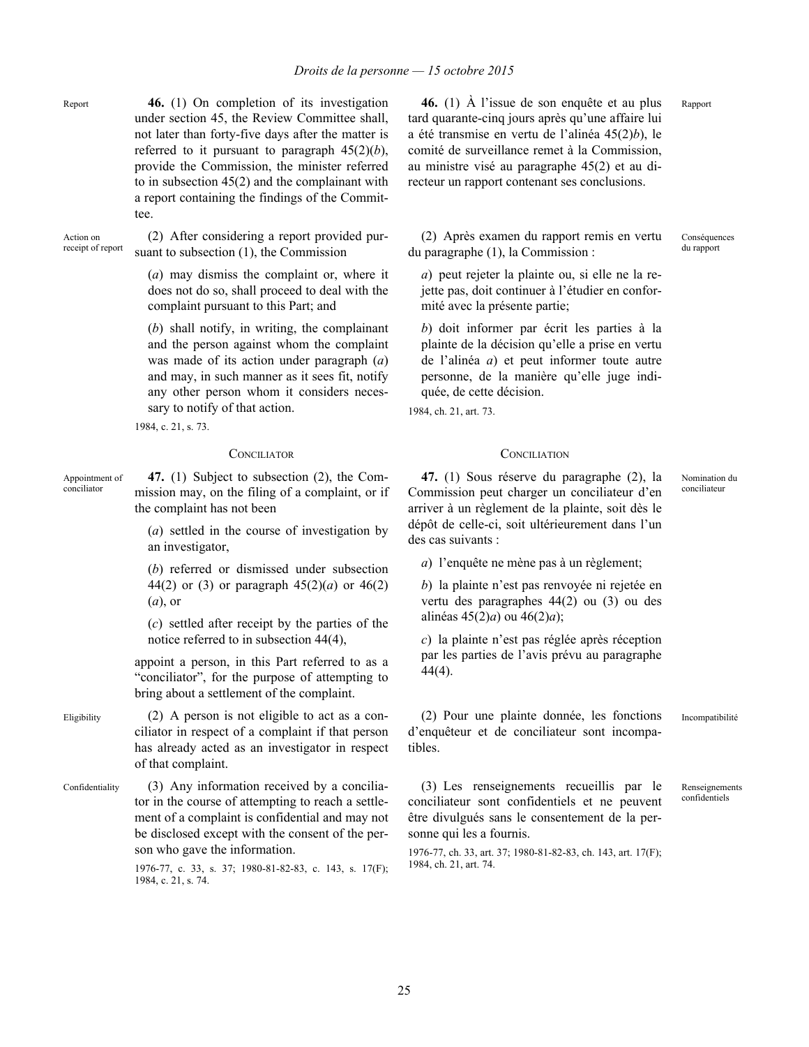Report

**46.** (1) On completion of its investigation under section 45, the Review Committee shall, not later than forty-five days after the matter is referred to it pursuant to paragraph 45(2)(*b*), provide the Commission, the minister referred to in subsection 45(2) and the complainant with a report containing the findings of the Committee.

Action on receipt of report

(2) After considering a report provided pursuant to subsection (1), the Commission

(*a*) may dismiss the complaint or, where it does not do so, shall proceed to deal with the complaint pursuant to this Part; and

(*b*) shall notify, in writing, the complainant and the person against whom the complaint was made of its action under paragraph (*a*) and may, in such manner as it sees fit, notify any other person whom it considers necessary to notify of that action.

1984, c. 21, s. 73.

Rapport

**46.** (1) À l'issue de son enquête et au plus tard quarante-cinq jours après qu'une affaire lui a été transmise en vertu de l'alinéa 45(2)*b*), le comité de surveillance remet à la Commission, au ministre visé au paragraphe 45(2) et au directeur un rapport contenant ses conclusions.

Conséquences du rapport

(2) Après examen du rapport remis en vertu du paragraphe (1), la Commission :

*a*) peut rejeter la plainte ou, si elle ne la rejette pas, doit continuer à l'étudier en conformité avec la présente partie;

*b*) doit informer par écrit les parties à la plainte de la décision qu'elle a prise en vertu de l'alinéa *a*) et peut informer toute autre personne, de la manière qu'elle juge indiquée, de cette décision.

1984, ch. 21, art. 73.

## CONCILIATOR

Appointment of conciliator

**47.** (1) Subject to subsection (2), the Commission may, on the filing of a complaint, or if the complaint has not been

(*a*) settled in the course of investigation by an investigator,

(*b*) referred or dismissed under subsection 44(2) or (3) or paragraph 45(2)(*a*) or 46(2)(*a*), or

(*c*) settled after receipt by the parties of the notice referred to in subsection 44(4),

appoint a person, in this Part referred to as a "conciliator", for the purpose of attempting to bring about a settlement of the complaint.

Eligibility

(2) A person is not eligible to act as a conciliator in respect of a complaint if that person has already acted as an investigator in respect of that complaint.

Confidentiality

(3) Any information received by a conciliator in the course of attempting to reach a settlement of a complaint is confidential and may not be disclosed except with the consent of the person who gave the information.

1976-77, c. 33, s. 37; 1980-81-82-83, c. 143, s. 17(F); 1984, c. 21, s. 74.

## CONCILIATION

Nomination du conciliateur

**47.** (1) Sous réserve du paragraphe (2), la Commission peut charger un conciliateur d'en arriver à un règlement de la plainte, soit dès le dépôt de celle-ci, soit ultérieurement dans l'un des cas suivants :

*a*) l'enquête ne mène pas à un règlement;

*b*) la plainte n'est pas renvoyée ni rejetée en vertu des paragraphes 44(2) ou (3) ou des alinéas 45(2)*a*) ou 46(2)*a*);

*c*) la plainte n'est pas réglée après réception par les parties de l'avis prévu au paragraphe 44(4).

Incompatibilité

(2) Pour une plainte donnée, les fonctions d'enquêteur et de conciliateur sont incompatibles.

Renseignements confidentiels

(3) Les renseignements recueillis par le conciliateur sont confidentiels et ne peuvent être divulgués sans le consentement de la personne qui les a fournis.

1976-77, ch. 33, art. 37; 1980-81-82-83, ch. 143, art. 17(F); 1984, ch. 21, art. 74.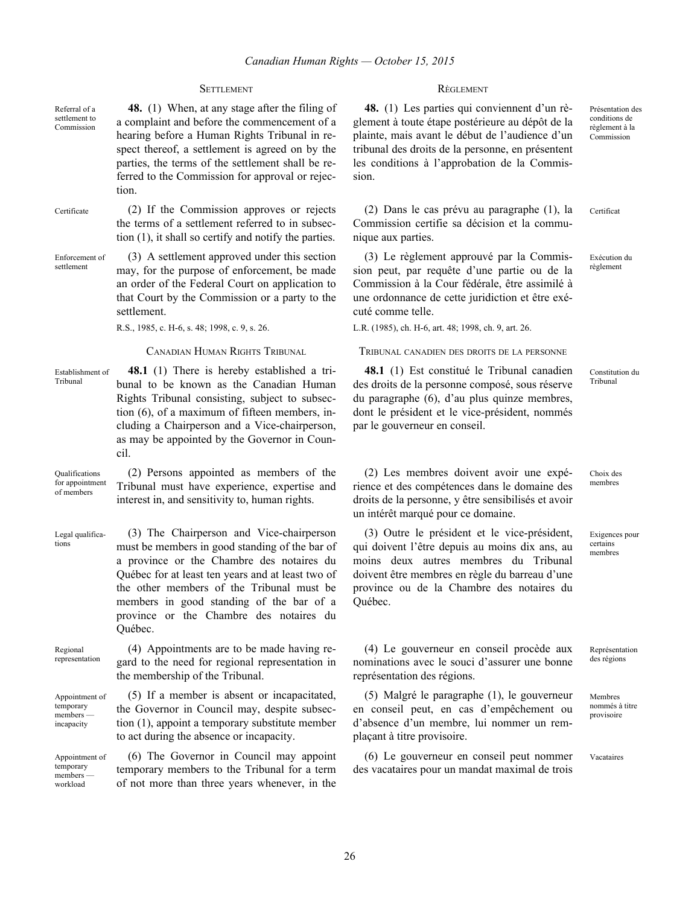## SETTLEMENT

Referral of a settlement to Commission

**48.** (1) When, at any stage after the filing of a complaint and before the commencement of a hearing before a Human Rights Tribunal in respect thereof, a settlement is agreed on by the parties, the terms of the settlement shall be referred to the Commission for approval or rejection.

Certificate

(2) If the Commission approves or rejects the terms of a settlement referred to in subsection (1), it shall so certify and notify the parties.

Enforcement of settlement

(3) A settlement approved under this section may, for the purpose of enforcement, be made an order of the Federal Court on application to that Court by the Commission or a party to the settlement.

R.S., 1985, c. H-6, s. 48; 1998, c. 9, s. 26.

## CANADIAN HUMAN RIGHTS TRIBUNAL

Establishment of Tribunal

**48.1** (1) There is hereby established a tribunal to be known as the Canadian Human Rights Tribunal consisting, subject to subsection (6), of a maximum of fifteen members, including a Chairperson and a Vice-chairperson, as may be appointed by the Governor in Council.

Qualifications for appointment of members

(2) Persons appointed as members of the Tribunal must have experience, expertise and interest in, and sensitivity to, human rights.

Legal qualifications

(3) The Chairperson and Vice-chairperson must be members in good standing of the bar of a province or the Chambre des notaires du Québec for at least ten years and at least two of the other members of the Tribunal must be members in good standing of the bar of a province or the Chambre des notaires du Québec.

Regional representation

(4) Appointments are to be made having regard to the need for regional representation in the membership of the Tribunal.

Appointment of temporary members — incapacity

(5) If a member is absent or incapacitated, the Governor in Council may, despite subsection (1), appoint a temporary substitute member to act during the absence or incapacity.

Appointment of temporary members — workload

(6) The Governor in Council may appoint temporary members to the Tribunal for a term of not more than three years whenever, in the

## RÈGLEMENT

Présentation des conditions de règlement à la Commission

**48.** (1) Les parties qui conviennent d'un règlement à toute étape postérieure au dépôt de la plainte, mais avant le début de l'audience d'un tribunal des droits de la personne, en présentent les conditions à l'approbation de la Commission.

Certificat

(2) Dans le cas prévu au paragraphe (1), la Commission certifie sa décision et la communique aux parties.

Exécution du règlement

(3) Le règlement approuvé par la Commission peut, par requête d'une partie ou de la Commission à la Cour fédérale, être assimilé à une ordonnance de cette juridiction et être exécuté comme telle.

L.R. (1985), ch. H-6, art. 48; 1998, ch. 9, art. 26.

## TRIBUNAL CANADIEN DES DROITS DE LA PERSONNE

Constitution du Tribunal

**48.1** (1) Est constitué le Tribunal canadien des droits de la personne composé, sous réserve du paragraphe (6), d'au plus quinze membres, dont le président et le vice-président, nommés par le gouverneur en conseil.

Choix des membres

(2) Les membres doivent avoir une expérience et des compétences dans le domaine des droits de la personne, y être sensibilisés et avoir un intérêt marqué pour ce domaine.

Exigences pour certains membres

(3) Outre le président et le vice-président, qui doivent l'être depuis au moins dix ans, au moins deux autres membres du Tribunal doivent être membres en règle du barreau d'une province ou de la Chambre des notaires du Québec.

Représentation des régions

(4) Le gouverneur en conseil procède aux nominations avec le souci d'assurer une bonne représentation des régions.

Membres nommés à titre provisoire

(5) Malgré le paragraphe (1), le gouverneur en conseil peut, en cas d'empêchement ou d'absence d'un membre, lui nommer un remplaçant à titre provisoire.

Vacataires

(6) Le gouverneur en conseil peut nommer des vacataires pour un mandat maximal de trois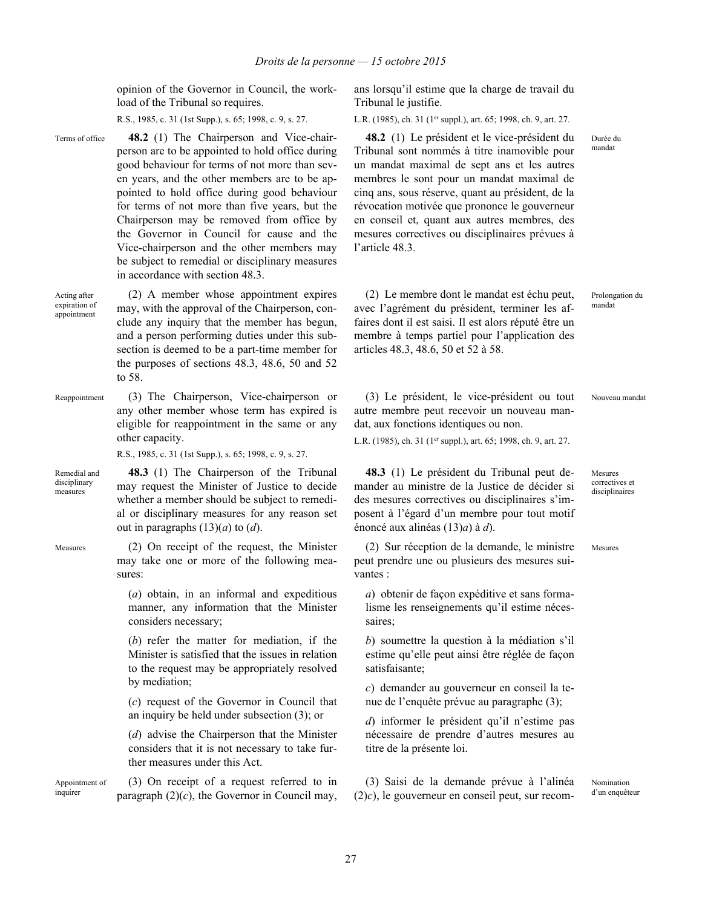opinion of the Governor in Council, the workload of the Tribunal so requires.

R.S., 1985, c. 31 (1st Supp.), s. 65; 1998, c. 9, s. 27.

ans lorsqu'il estime que la charge de travail du Tribunal le justifie.

L.R. (1985), ch. 31 (1er suppl.), art. 65; 1998, ch. 9, art. 27.

Terms of office

**48.2** (1) The Chairperson and Vice-chairperson are to be appointed to hold office during good behaviour for terms of not more than seven years, and the other members are to be appointed to hold office during good behaviour for terms of not more than five years, but the Chairperson may be removed from office by the Governor in Council for cause and the Vice-chairperson and the other members may be subject to remedial or disciplinary measures in accordance with section 48.3.

Durée du mandat

**48.2** (1) Le président et le vice-président du Tribunal sont nommés à titre inamovible pour un mandat maximal de sept ans et les autres membres le sont pour un mandat maximal de cinq ans, sous réserve, quant au président, de la révocation motivée que prononce le gouverneur en conseil et, quant aux autres membres, des mesures correctives ou disciplinaires prévues à l'article 48.3.

Acting after expiration of appointment

(2) A member whose appointment expires may, with the approval of the Chairperson, conclude any inquiry that the member has begun, and a person performing duties under this subsection is deemed to be a part-time member for the purposes of sections 48.3, 48.6, 50 and 52 to 58.

Prolongation du mandat

(2) Le membre dont le mandat est échu peut, avec l'agrément du président, terminer les affaires dont il est saisi. Il est alors réputé être un membre à temps partiel pour l'application des articles 48.3, 48.6, 50 et 52 à 58.

Reappointment

(3) The Chairperson, Vice-chairperson or any other member whose term has expired is eligible for reappointment in the same or any other capacity.

R.S., 1985, c. 31 (1st Supp.), s. 65; 1998, c. 9, s. 27.

Nouveau mandat

(3) Le président, le vice-président ou tout autre membre peut recevoir un nouveau mandat, aux fonctions identiques ou non.

L.R. (1985), ch. 31 (1er suppl.), art. 65; 1998, ch. 9, art. 27.

Remedial and disciplinary measures

**48.3** (1) The Chairperson of the Tribunal may request the Minister of Justice to decide whether a member should be subject to remedial or disciplinary measures for any reason set out in paragraphs (13)(*a*) to (*d*).

Mesures correctives et disciplinaires

**48.3** (1) Le président du Tribunal peut demander au ministre de la Justice de décider si des mesures correctives ou disciplinaires s'imposent à l'égard d'un membre pour tout motif énoncé aux alinéas (13)*a*) à *d*).

Measures

(2) On receipt of the request, the Minister may take one or more of the following measures:

(*a*) obtain, in an informal and expeditious manner, any information that the Minister considers necessary;

(*b*) refer the matter for mediation, if the Minister is satisfied that the issues in relation to the request may be appropriately resolved by mediation;

(*c*) request of the Governor in Council that an inquiry be held under subsection (3); or

(*d*) advise the Chairperson that the Minister considers that it is not necessary to take further measures under this Act.

Mesures

(2) Sur réception de la demande, le ministre peut prendre une ou plusieurs des mesures suivantes :

*a*) obtenir de façon expéditive et sans formalisme les renseignements qu'il estime nécessaires;

*b*) soumettre la question à la médiation s'il estime qu'elle peut ainsi être réglée de façon satisfaisante;

*c*) demander au gouverneur en conseil la tenue de l'enquête prévue au paragraphe (3);

*d*) informer le président qu'il n'estime pas nécessaire de prendre d'autres mesures au titre de la présente loi.

Appointment of inquirer

(3) On receipt of a request referred to in paragraph (2)(*c*), the Governor in Council may,

Nomination d'un enquêteur

(3) Saisi de la demande prévue à l'alinéa (2)*c*), le gouverneur en conseil peut, sur recom-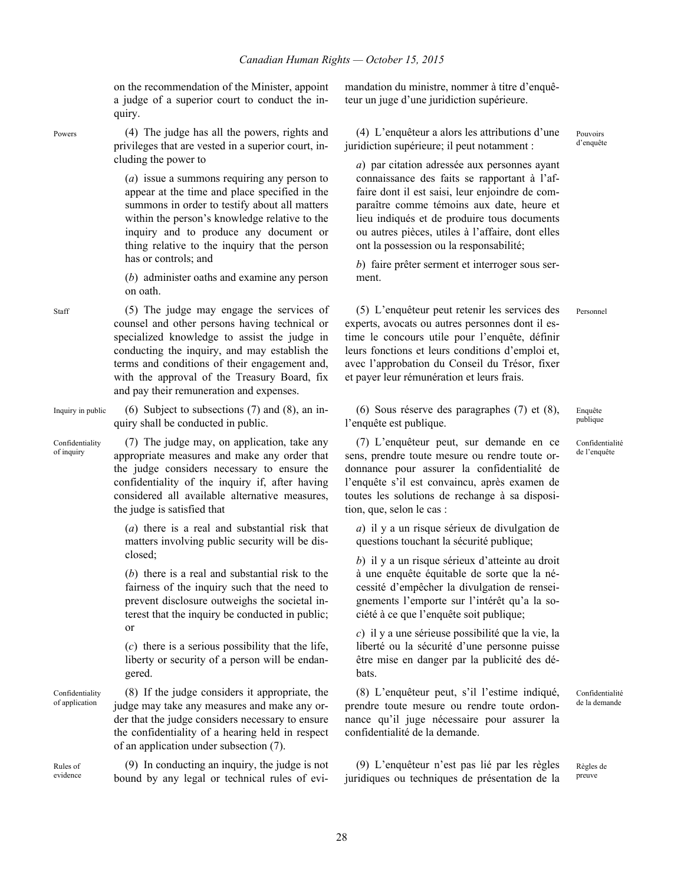on the recommendation of the Minister, appoint a judge of a superior court to conduct the inquiry.

mandation du ministre, nommer à titre d'enquêteur un juge d'une juridiction supérieure.

**Powers**

(4) The judge has all the powers, rights and privileges that are vested in a superior court, including the power to

(*a*) issue a summons requiring any person to appear at the time and place specified in the summons in order to testify about all matters within the person's knowledge relative to the inquiry and to produce any document or thing relative to the inquiry that the person has or controls; and

(*b*) administer oaths and examine any person on oath.

**Pouvoirs d'enquête**

(4) L'enquêteur a alors les attributions d'une juridiction supérieure; il peut notamment :

*a*) par citation adressée aux personnes ayant connaissance des faits se rapportant à l'affaire dont il est saisi, leur enjoindre de comparaître comme témoins aux date, heure et lieu indiqués et de produire tous documents ou autres pièces, utiles à l'affaire, dont elles ont la possession ou la responsabilité;

*b*) faire prêter serment et interroger sous serment.

**Staff**

(5) The judge may engage the services of counsel and other persons having technical or specialized knowledge to assist the judge in conducting the inquiry, and may establish the terms and conditions of their engagement and, with the approval of the Treasury Board, fix and pay their remuneration and expenses.

**Personnel**

(5) L'enquêteur peut retenir les services des experts, avocats ou autres personnes dont il estime le concours utile pour l'enquête, définir leurs fonctions et leurs conditions d'emploi et, avec l'approbation du Conseil du Trésor, fixer et payer leur rémunération et leurs frais.

**Inquiry in public**

(6) Subject to subsections (7) and (8), an inquiry shall be conducted in public.

**Enquête publique**

(6) Sous réserve des paragraphes (7) et (8), l'enquête est publique.

**Confidentiality of inquiry**

(7) The judge may, on application, take any appropriate measures and make any order that the judge considers necessary to ensure the confidentiality of the inquiry if, after having considered all available alternative measures, the judge is satisfied that

(*a*) there is a real and substantial risk that matters involving public security will be disclosed;

(*b*) there is a real and substantial risk to the fairness of the inquiry such that the need to prevent disclosure outweighs the societal interest that the inquiry be conducted in public; or

(*c*) there is a serious possibility that the life, liberty or security of a person will be endangered.

**Confidentialité de l'enquête**

(7) L'enquêteur peut, sur demande en ce sens, prendre toute mesure ou rendre toute ordonnance pour assurer la confidentialité de l'enquête s'il est convaincu, après examen de toutes les solutions de rechange à sa disposition, que, selon le cas :

*a*) il y a un risque sérieux de divulgation de questions touchant la sécurité publique;

*b*) il y a un risque sérieux d'atteinte au droit à une enquête équitable de sorte que la nécessité d'empêcher la divulgation de renseignements l'emporte sur l'intérêt qu'a la société à ce que l'enquête soit publique;

*c*) il y a une sérieuse possibilité que la vie, la liberté ou la sécurité d'une personne puisse être mise en danger par la publicité des débats.

**Confidentiality of application**

(8) If the judge considers it appropriate, the judge may take any measures and make any order that the judge considers necessary to ensure the confidentiality of a hearing held in respect of an application under subsection (7).

**Confidentialité de la demande**

(8) L'enquêteur peut, s'il l'estime indiqué, prendre toute mesure ou rendre toute ordonnance qu'il juge nécessaire pour assurer la confidentialité de la demande.

**Rules of evidence**

(9) In conducting an inquiry, the judge is not bound by any legal or technical rules of evi-

**Règles de preuve**

(9) L'enquêteur n'est pas lié par les règles juridiques ou techniques de présentation de la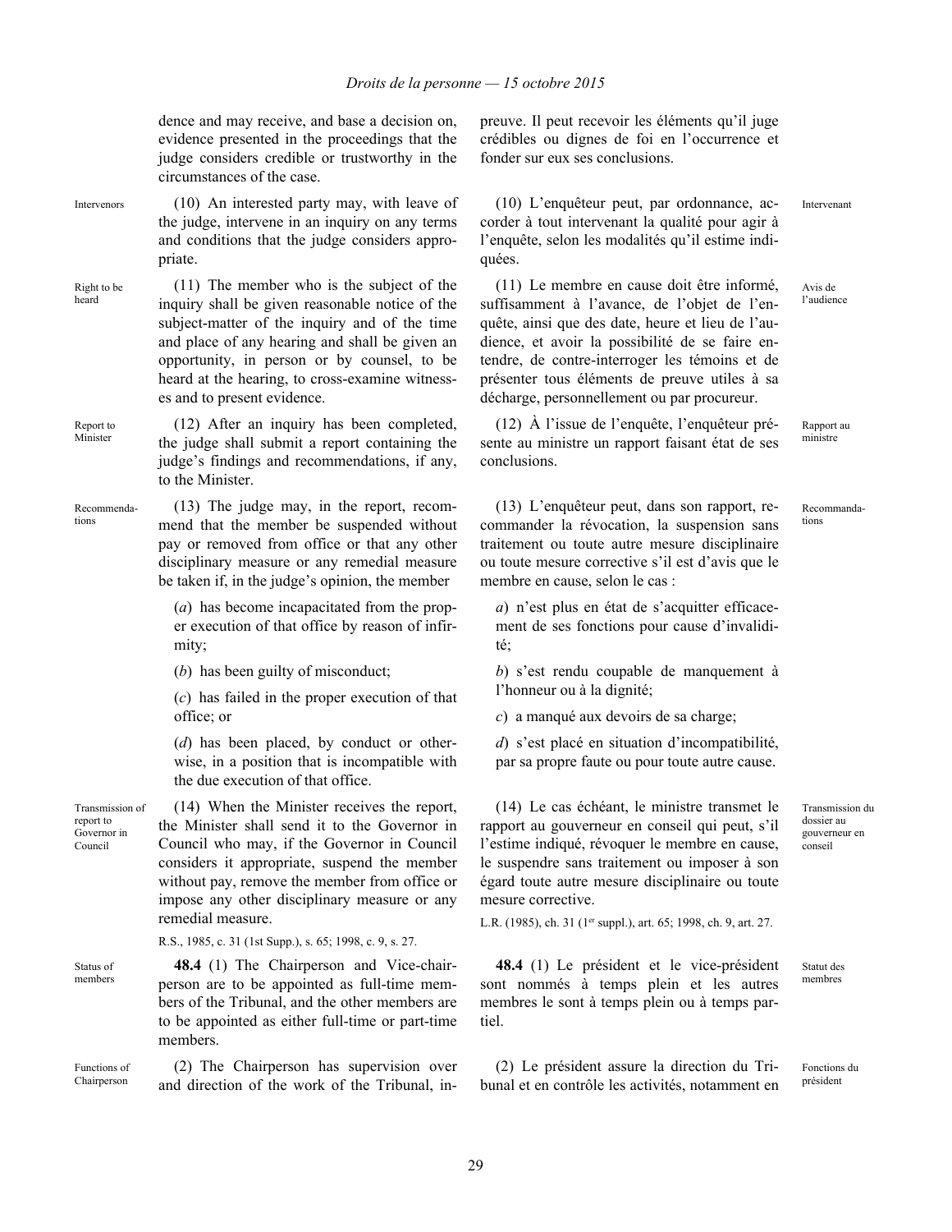dence and may receive, and base a decision on, evidence presented in the proceedings that the judge considers credible or trustworthy in the circumstances of the case.

preuve. Il peut recevoir les éléments qu'il juge crédibles ou dignes de foi en l'occurrence et fonder sur eux ses conclusions.

Intervenors

(10) An interested party may, with leave of the judge, intervene in an inquiry on any terms and conditions that the judge considers appropriate.

(10) L'enquêteur peut, par ordonnance, accorder à tout intervenant la qualité pour agir à l'enquête, selon les modalités qu'il estime indiquées.

Intervenant

Right to be heard

(11) The member who is the subject of the inquiry shall be given reasonable notice of the subject-matter of the inquiry and of the time and place of any hearing and shall be given an opportunity, in person or by counsel, to be heard at the hearing, to cross-examine witnesses and to present evidence.

(11) Le membre en cause doit être informé, suffisamment à l'avance, de l'objet de l'enquête, ainsi que des date, heure et lieu de l'audience, et avoir la possibilité de se faire entendre, de contre-interroger les témoins et de présenter tous éléments de preuve utiles à sa décharge, personnellement ou par procureur.

Avis de l'audience

Report to Minister

(12) After an inquiry has been completed, the judge shall submit a report containing the judge's findings and recommendations, if any, to the Minister.

(12) À l'issue de l'enquête, l'enquêteur présente au ministre un rapport faisant état de ses conclusions.

Rapport au ministre

Recommendations

(13) The judge may, in the report, recommend that the member be suspended without pay or removed from office or that any other disciplinary measure or any remedial measure be taken if, in the judge's opinion, the member

(*a*) has become incapacitated from the proper execution of that office by reason of infirmity;

(*b*) has been guilty of misconduct;

(*c*) has failed in the proper execution of that office; or

(*d*) has been placed, by conduct or otherwise, in a position that is incompatible with the due execution of that office.

(13) L'enquêteur peut, dans son rapport, recommander la révocation, la suspension sans traitement ou toute autre mesure disciplinaire ou toute mesure corrective s'il est d'avis que le membre en cause, selon le cas :

*a*) n'est plus en état de s'acquitter efficacement de ses fonctions pour cause d'invalidité;

*b*) s'est rendu coupable de manquement à l'honneur ou à la dignité;

*c*) a manqué aux devoirs de sa charge;

*d*) s'est placé en situation d'incompatibilité, par sa propre faute ou pour toute autre cause.

Recommandations

Transmission of report to Governor in Council

(14) When the Minister receives the report, the Minister shall send it to the Governor in Council who may, if the Governor in Council considers it appropriate, suspend the member without pay, remove the member from office or impose any other disciplinary measure or any remedial measure.

R.S., 1985, c. 31 (1st Supp.), s. 65; 1998, c. 9, s. 27.

(14) Le cas échéant, le ministre transmet le rapport au gouverneur en conseil qui peut, s'il l'estime indiqué, révoquer le membre en cause, le suspendre sans traitement ou imposer à son égard toute autre mesure disciplinaire ou toute mesure corrective.

L.R. (1985), ch. 31 (1er suppl.), art. 65; 1998, ch. 9, art. 27.

Transmission du dossier au gouverneur en conseil

Status of members

**48.4** (1) The Chairperson and Vice-chairperson are to be appointed as full-time members of the Tribunal, and the other members are to be appointed as either full-time or part-time members.

**48.4** (1) Le président et le vice-président sont nommés à temps plein et les autres membres le sont à temps plein ou à temps partiel.

Statut des membres

Functions of Chairperson

(2) The Chairperson has supervision over and direction of the work of the Tribunal, in-

(2) Le président assure la direction du Tribunal et en contrôle les activités, notamment en

Fonctions du président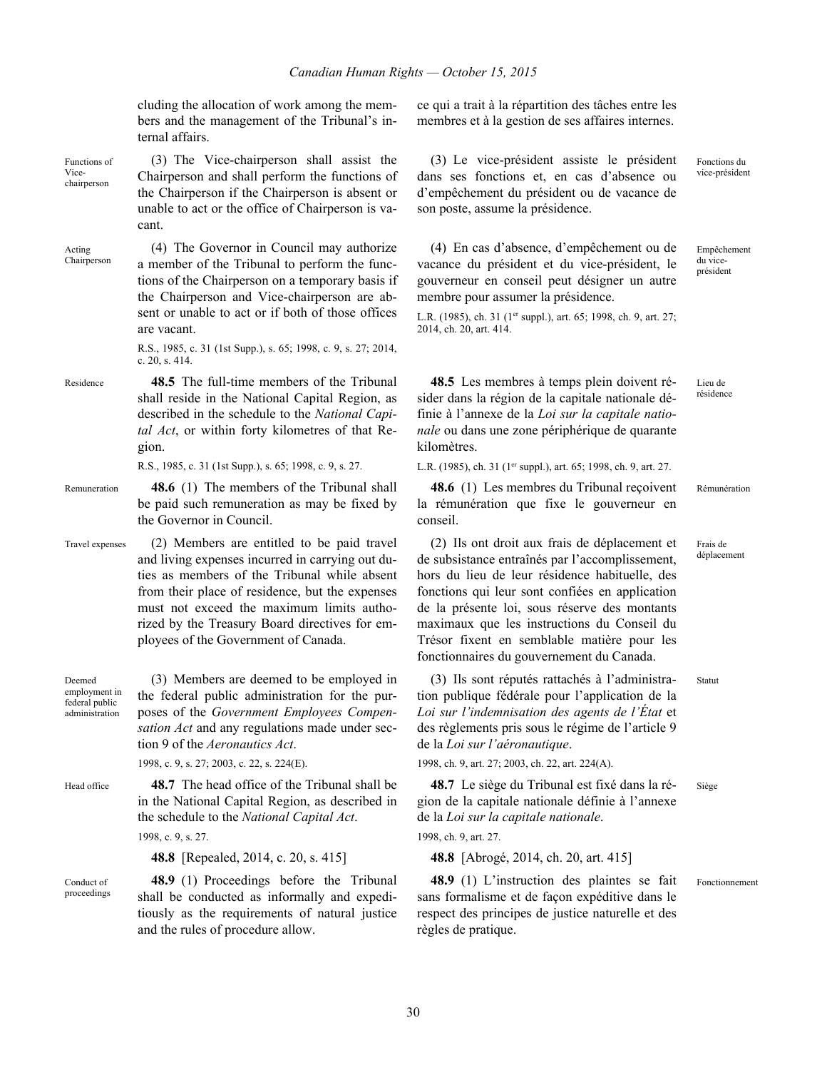cluding the allocation of work among the members and the management of the Tribunal's internal affairs.

Functions of Vice-chairperson

(3) The Vice-chairperson shall assist the Chairperson and shall perform the functions of the Chairperson if the Chairperson is absent or unable to act or the office of Chairperson is vacant.

Acting Chairperson

(4) The Governor in Council may authorize a member of the Tribunal to perform the functions of the Chairperson on a temporary basis if the Chairperson and Vice-chairperson are absent or unable to act or if both of those offices are vacant.

R.S., 1985, c. 31 (1st Supp.), s. 65; 1998, c. 9, s. 27; 2014, c. 20, s. 414.

Residence

**48.5** The full-time members of the Tribunal shall reside in the National Capital Region, as described in the schedule to the *National Capital Act*, or within forty kilometres of that Region.

R.S., 1985, c. 31 (1st Supp.), s. 65; 1998, c. 9, s. 27.

Remuneration

**48.6** (1) The members of the Tribunal shall be paid such remuneration as may be fixed by the Governor in Council.

Travel expenses

(2) Members are entitled to be paid travel and living expenses incurred in carrying out duties as members of the Tribunal while absent from their place of residence, but the expenses must not exceed the maximum limits authorized by the Treasury Board directives for employees of the Government of Canada.

Deemed employment in federal public administration

(3) Members are deemed to be employed in the federal public administration for the purposes of the *Government Employees Compensation Act* and any regulations made under section 9 of the *Aeronautics Act*.

1998, c. 9, s. 27; 2003, c. 22, s. 224(E).

Head office

**48.7** The head office of the Tribunal shall be in the National Capital Region, as described in the schedule to the *National Capital Act*.

1998, c. 9, s. 27.

**48.8** [Repealed, 2014, c. 20, s. 415]

Conduct of proceedings

**48.9** (1) Proceedings before the Tribunal shall be conducted as informally and expeditiously as the requirements of natural justice and the rules of procedure allow.

---

ce qui a trait à la répartition des tâches entre les membres et à la gestion de ses affaires internes.

Fonctions du vice-président

(3) Le vice-président assiste le président dans ses fonctions et, en cas d'absence ou d'empêchement du président ou de vacance de son poste, assume la présidence.

Empêchement du vice-président

(4) En cas d'absence, d'empêchement ou de vacance du président et du vice-président, le gouverneur en conseil peut désigner un autre membre pour assumer la présidence.

L.R. (1985), ch. 31 (1er suppl.), art. 65; 1998, ch. 9, art. 27; 2014, ch. 20, art. 414.

Lieu de résidence

**48.5** Les membres à temps plein doivent résider dans la région de la capitale nationale définie à l'annexe de la *Loi sur la capitale nationale* ou dans une zone périphérique de quarante kilomètres.

L.R. (1985), ch. 31 (1er suppl.), art. 65; 1998, ch. 9, art. 27.

Rémunération

**48.6** (1) Les membres du Tribunal reçoivent la rémunération que fixe le gouverneur en conseil.

Frais de déplacement

(2) Ils ont droit aux frais de déplacement et de subsistance entraînés par l'accomplissement, hors du lieu de leur résidence habituelle, des fonctions qui leur sont confiées en application de la présente loi, sous réserve des montants maximaux que les instructions du Conseil du Trésor fixent en semblable matière pour les fonctionnaires du gouvernement du Canada.

Statut

(3) Ils sont réputés rattachés à l'administration publique fédérale pour l'application de la *Loi sur l'indemnisation des agents de l'État* et des règlements pris sous le régime de l'article 9 de la *Loi sur l'aéronautique*.

1998, ch. 9, art. 27; 2003, ch. 22, art. 224(A).

Siège

**48.7** Le siège du Tribunal est fixé dans la région de la capitale nationale définie à l'annexe de la *Loi sur la capitale nationale*.

1998, ch. 9, art. 27.

**48.8** [Abrogé, 2014, ch. 20, art. 415]

Fonctionnement

**48.9** (1) L'instruction des plaintes se fait sans formalisme et de façon expéditive dans le respect des principes de justice naturelle et des règles de pratique.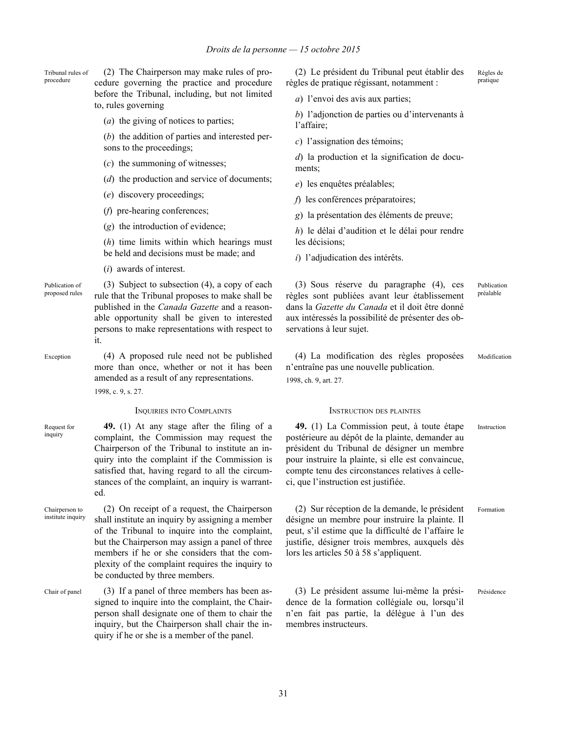Tribunal rules of procedure

(2) The Chairperson may make rules of procedure governing the practice and procedure before the Tribunal, including, but not limited to, rules governing

(*a*) the giving of notices to parties;

(*b*) the addition of parties and interested persons to the proceedings;

(*c*) the summoning of witnesses;

(*d*) the production and service of documents;

(*e*) discovery proceedings;

(*f*) pre-hearing conferences;

(*g*) the introduction of evidence;

(*h*) time limits within which hearings must be held and decisions must be made; and

(*i*) awards of interest.

Publication of proposed rules

(3) Subject to subsection (4), a copy of each rule that the Tribunal proposes to make shall be published in the *Canada Gazette* and a reasonable opportunity shall be given to interested persons to make representations with respect to it.

Exception

(4) A proposed rule need not be published more than once, whether or not it has been amended as a result of any representations.

1998, c. 9, s. 27.

Règles de pratique

(2) Le président du Tribunal peut établir des règles de pratique régissant, notamment :

*a*) l'envoi des avis aux parties;

*b*) l'adjonction de parties ou d'intervenants à l'affaire;

*c*) l'assignation des témoins;

*d*) la production et la signification de documents;

*e*) les enquêtes préalables;

*f*) les conférences préparatoires;

*g*) la présentation des éléments de preuve;

*h*) le délai d'audition et le délai pour rendre les décisions;

*i*) l'adjudication des intérêts.

Publication préalable

(3) Sous réserve du paragraphe (4), ces règles sont publiées avant leur établissement dans la *Gazette du Canada* et il doit être donné aux intéressés la possibilité de présenter des observations à leur sujet.

Modification

(4) La modification des règles proposées n'entraîne pas une nouvelle publication.

1998, ch. 9, art. 27.

## INQUIRIES INTO COMPLAINTS

Request for inquiry

**49.** (1) At any stage after the filing of a complaint, the Commission may request the Chairperson of the Tribunal to institute an inquiry into the complaint if the Commission is satisfied that, having regard to all the circumstances of the complaint, an inquiry is warranted.

Chairperson to institute inquiry

(2) On receipt of a request, the Chairperson shall institute an inquiry by assigning a member of the Tribunal to inquire into the complaint, but the Chairperson may assign a panel of three members if he or she considers that the complexity of the complaint requires the inquiry to be conducted by three members.

Chair of panel

(3) If a panel of three members has been assigned to inquire into the complaint, the Chairperson shall designate one of them to chair the inquiry, but the Chairperson shall chair the inquiry if he or she is a member of the panel.

## INSTRUCTION DES PLAINTES

Instruction

**49.** (1) La Commission peut, à toute étape postérieure au dépôt de la plainte, demander au président du Tribunal de désigner un membre pour instruire la plainte, si elle est convaincue, compte tenu des circonstances relatives à celle-ci, que l'instruction est justifiée.

Formation

(2) Sur réception de la demande, le président désigne un membre pour instruire la plainte. Il peut, s'il estime que la difficulté de l'affaire le justifie, désigner trois membres, auxquels dès lors les articles 50 à 58 s'appliquent.

Présidence

(3) Le président assume lui-même la présidence de la formation collégiale ou, lorsqu'il n'en fait pas partie, la délègue à l'un des membres instructeurs.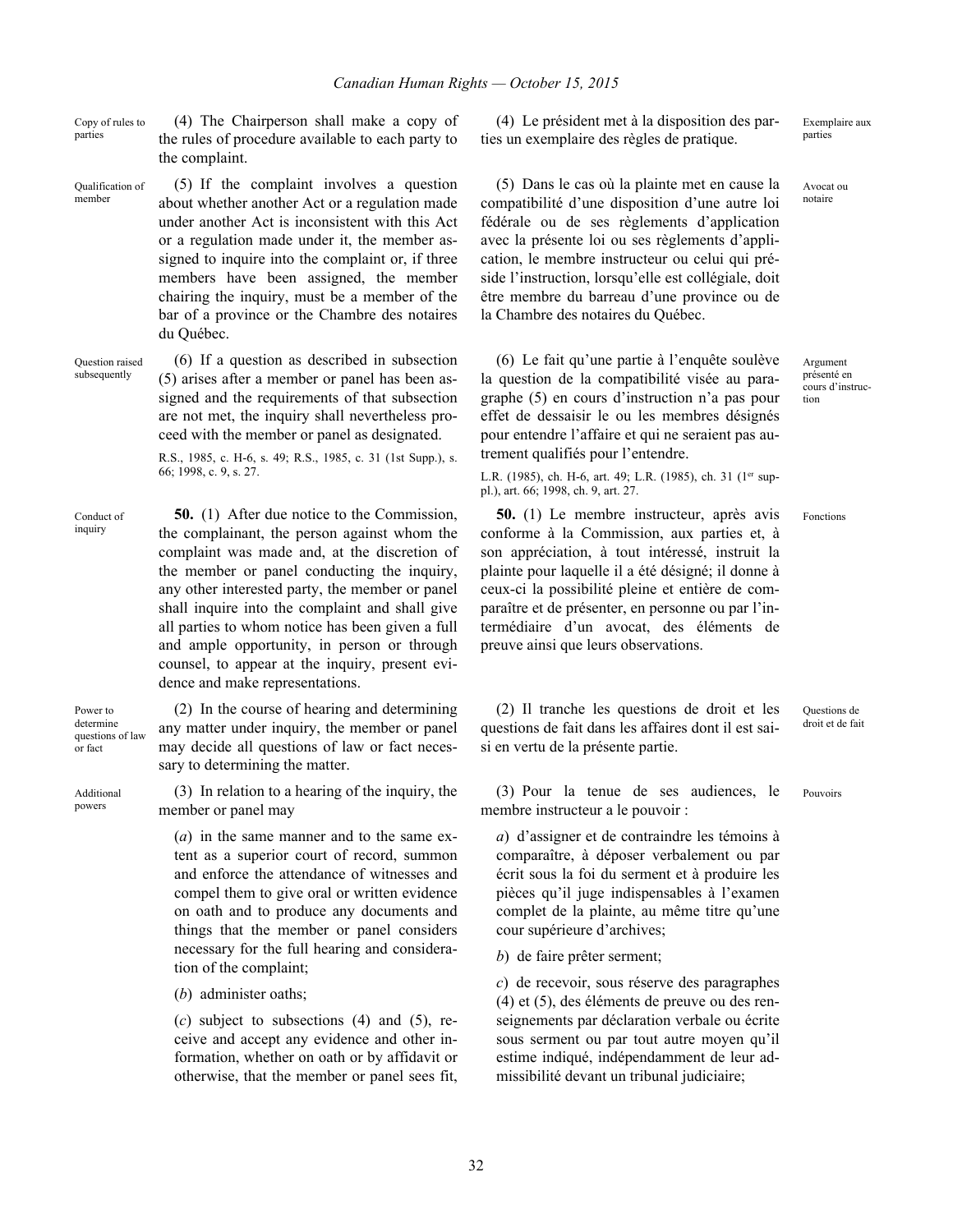Copy of rules to parties

(4) The Chairperson shall make a copy of the rules of procedure available to each party to the complaint.

Qualification of member

(5) If the complaint involves a question about whether another Act or a regulation made under another Act is inconsistent with this Act or a regulation made under it, the member assigned to inquire into the complaint or, if three members have been assigned, the member chairing the inquiry, must be a member of the bar of a province or the Chambre des notaires du Québec.

Question raised subsequently

(6) If a question as described in subsection (5) arises after a member or panel has been assigned and the requirements of that subsection are not met, the inquiry shall nevertheless proceed with the member or panel as designated.

R.S., 1985, c. H-6, s. 49; R.S., 1985, c. 31 (1st Supp.), s. 66; 1998, c. 9, s. 27.

Conduct of inquiry

**50.** (1) After due notice to the Commission, the complainant, the person against whom the complaint was made and, at the discretion of the member or panel conducting the inquiry, any other interested party, the member or panel shall inquire into the complaint and shall give all parties to whom notice has been given a full and ample opportunity, in person or through counsel, to appear at the inquiry, present evidence and make representations.

Power to determine questions of law or fact

(2) In the course of hearing and determining any matter under inquiry, the member or panel may decide all questions of law or fact necessary to determining the matter.

Additional powers

(3) In relation to a hearing of the inquiry, the member or panel may

(*a*) in the same manner and to the same extent as a superior court of record, summon and enforce the attendance of witnesses and compel them to give oral or written evidence on oath and to produce any documents and things that the member or panel considers necessary for the full hearing and consideration of the complaint;

(*b*) administer oaths;

(*c*) subject to subsections (4) and (5), receive and accept any evidence and other information, whether on oath or by affidavit or otherwise, that the member or panel sees fit,

---

Exemplaire aux parties

(4) Le président met à la disposition des parties un exemplaire des règles de pratique.

Avocat ou notaire

(5) Dans le cas où la plainte met en cause la compatibilité d'une disposition d'une autre loi fédérale ou de ses règlements d'application avec la présente loi ou ses règlements d'application, le membre instructeur ou celui qui préside l'instruction, lorsqu'elle est collégiale, doit être membre du barreau d'une province ou de la Chambre des notaires du Québec.

Argument présenté en cours d'instruction

(6) Le fait qu'une partie à l'enquête soulève la question de la compatibilité visée au paragraphe (5) en cours d'instruction n'a pas pour effet de dessaisir le ou les membres désignés pour entendre l'affaire et qui ne seraient pas autrement qualifiés pour l'entendre.

L.R. (1985), ch. H-6, art. 49; L.R. (1985), ch. 31 (1er suppl.), art. 66; 1998, ch. 9, art. 27.

Fonctions

**50.** (1) Le membre instructeur, après avis conforme à la Commission, aux parties et, à son appréciation, à tout intéressé, instruit la plainte pour laquelle il a été désigné; il donne à ceux-ci la possibilité pleine et entière de comparaître et de présenter, en personne ou par l'intermédiaire d'un avocat, des éléments de preuve ainsi que leurs observations.

Questions de droit et de fait

(2) Il tranche les questions de droit et les questions de fait dans les affaires dont il est saisi en vertu de la présente partie.

Pouvoirs

(3) Pour la tenue de ses audiences, le membre instructeur a le pouvoir :

*a*) d'assigner et de contraindre les témoins à comparaître, à déposer verbalement ou par écrit sous la foi du serment et à produire les pièces qu'il juge indispensables à l'examen complet de la plainte, au même titre qu'une cour supérieure d'archives;

*b*) de faire prêter serment;

*c*) de recevoir, sous réserve des paragraphes (4) et (5), des éléments de preuve ou des renseignements par déclaration verbale ou écrite sous serment ou par tout autre moyen qu'il estime indiqué, indépendamment de leur admissibilité devant un tribunal judiciaire;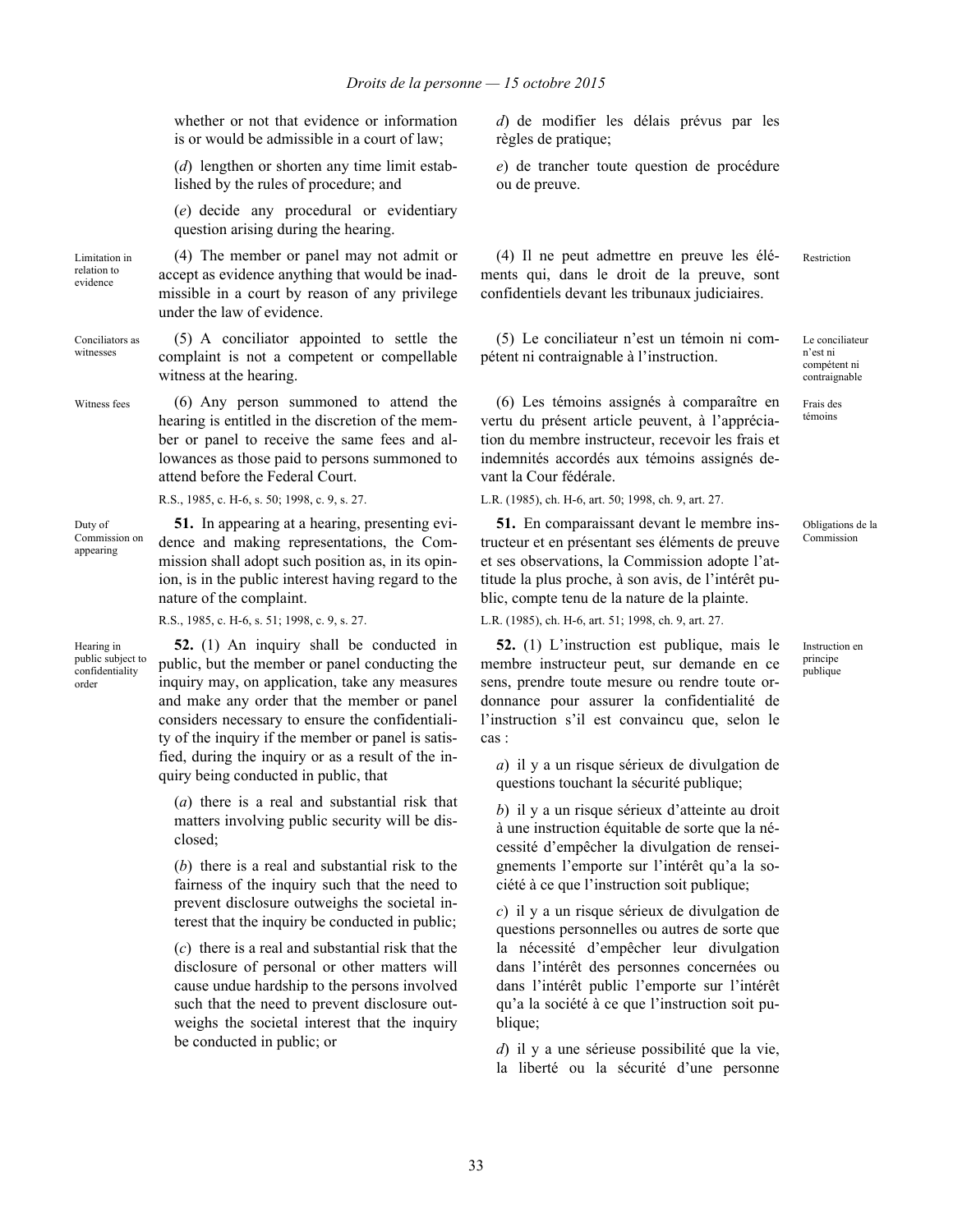whether or not that evidence or information is or would be admissible in a court of law;

(*d*) lengthen or shorten any time limit established by the rules of procedure; and

(*e*) decide any procedural or evidentiary question arising during the hearing.

Limitation in relation to evidence

(4) The member or panel may not admit or accept as evidence anything that would be inadmissible in a court by reason of any privilege under the law of evidence.

Conciliators as witnesses

(5) A conciliator appointed to settle the complaint is not a competent or compellable witness at the hearing.

Witness fees

(6) Any person summoned to attend the hearing is entitled in the discretion of the member or panel to receive the same fees and allowances as those paid to persons summoned to attend before the Federal Court.

R.S., 1985, c. H-6, s. 50; 1998, c. 9, s. 27.

Duty of Commission on appearing

**51.** In appearing at a hearing, presenting evidence and making representations, the Commission shall adopt such position as, in its opinion, is in the public interest having regard to the nature of the complaint.

R.S., 1985, c. H-6, s. 51; 1998, c. 9, s. 27.

Hearing in public subject to confidentiality order

**52.** (1) An inquiry shall be conducted in public, but the member or panel conducting the inquiry may, on application, take any measures and make any order that the member or panel considers necessary to ensure the confidentiality of the inquiry if the member or panel is satisfied, during the inquiry or as a result of the inquiry being conducted in public, that

(*a*) there is a real and substantial risk that matters involving public security will be disclosed;

(*b*) there is a real and substantial risk to the fairness of the inquiry such that the need to prevent disclosure outweighs the societal interest that the inquiry be conducted in public;

(*c*) there is a real and substantial risk that the disclosure of personal or other matters will cause undue hardship to the persons involved such that the need to prevent disclosure outweighs the societal interest that the inquiry be conducted in public; or

*d*) de modifier les délais prévus par les règles de pratique;

*e*) de trancher toute question de procédure ou de preuve.

Restriction

(4) Il ne peut admettre en preuve les éléments qui, dans le droit de la preuve, sont confidentiels devant les tribunaux judiciaires.

Le conciliateur n'est ni compétent ni contraignable

(5) Le conciliateur n'est un témoin ni compétent ni contraignable à l'instruction.

Frais des témoins

(6) Les témoins assignés à comparaître en vertu du présent article peuvent, à l'appréciation du membre instructeur, recevoir les frais et indemnités accordés aux témoins assignés devant la Cour fédérale.

L.R. (1985), ch. H-6, art. 50; 1998, ch. 9, art. 27.

Obligations de la Commission

**51.** En comparaissant devant le membre instructeur et en présentant ses éléments de preuve et ses observations, la Commission adopte l'attitude la plus proche, à son avis, de l'intérêt public, compte tenu de la nature de la plainte.

L.R. (1985), ch. H-6, art. 51; 1998, ch. 9, art. 27.

Instruction en principe publique

**52.** (1) L'instruction est publique, mais le membre instructeur peut, sur demande en ce sens, prendre toute mesure ou rendre toute ordonnance pour assurer la confidentialité de l'instruction s'il est convaincu que, selon le cas :

*a*) il y a un risque sérieux de divulgation de questions touchant la sécurité publique;

*b*) il y a un risque sérieux d'atteinte au droit à une instruction équitable de sorte que la nécessité d'empêcher la divulgation de renseignements l'emporte sur l'intérêt qu'a la société à ce que l'instruction soit publique;

*c*) il y a un risque sérieux de divulgation de questions personnelles ou autres de sorte que la nécessité d'empêcher leur divulgation dans l'intérêt des personnes concernées ou dans l'intérêt public l'emporte sur l'intérêt qu'a la société à ce que l'instruction soit publique;

*d*) il y a une sérieuse possibilité que la vie, la liberté ou la sécurité d'une personne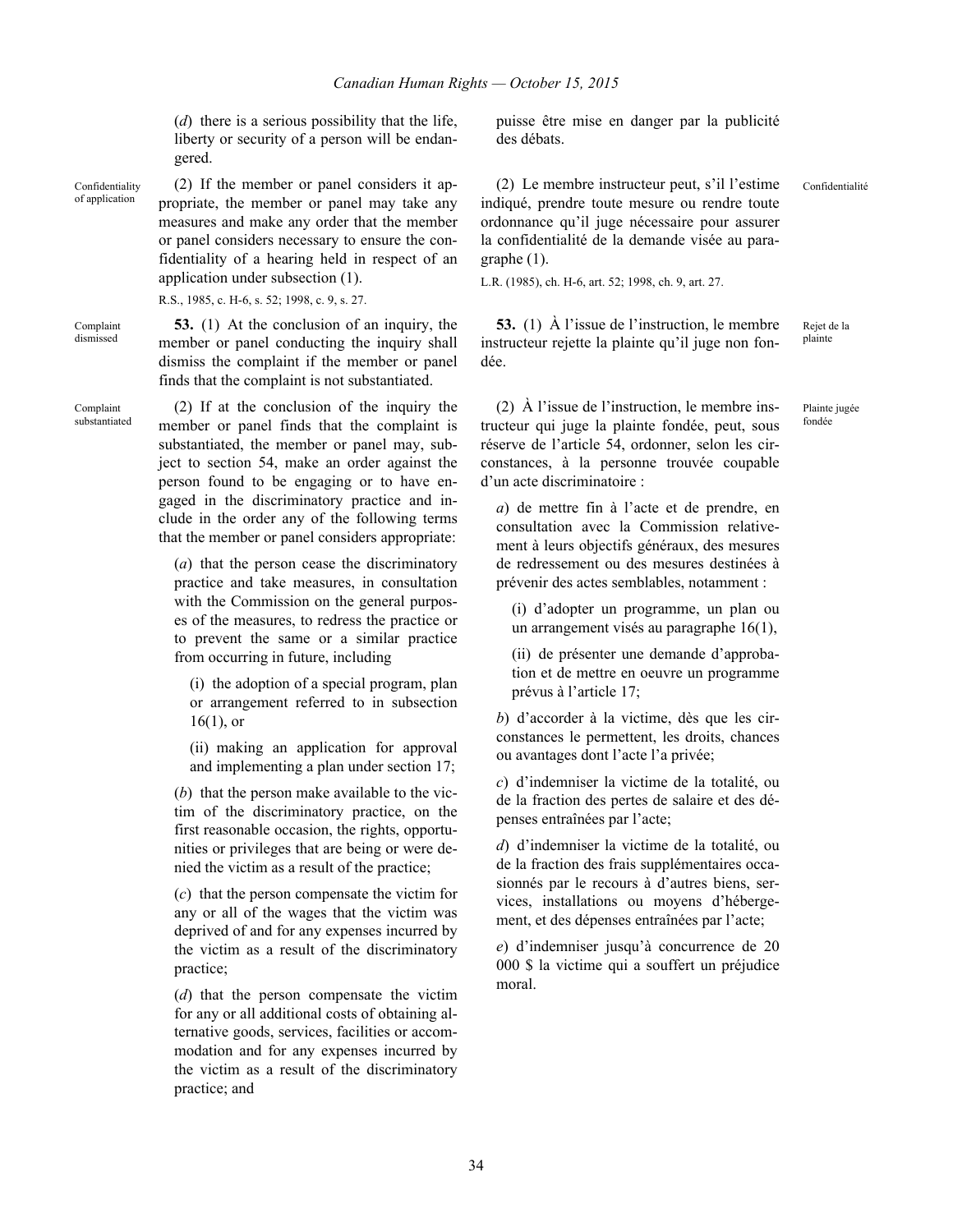(*d*) there is a serious possibility that the life, liberty or security of a person will be endangered.

Confidentiality of application

(2) If the member or panel considers it appropriate, the member or panel may take any measures and make any order that the member or panel considers necessary to ensure the confidentiality of a hearing held in respect of an application under subsection (1).

R.S., 1985, c. H-6, s. 52; 1998, c. 9, s. 27.

Complaint dismissed

**53.** (1) At the conclusion of an inquiry, the member or panel conducting the inquiry shall dismiss the complaint if the member or panel finds that the complaint is not substantiated.

Complaint substantiated

(2) If at the conclusion of the inquiry the member or panel finds that the complaint is substantiated, the member or panel may, subject to section 54, make an order against the person found to be engaging or to have engaged in the discriminatory practice and include in the order any of the following terms that the member or panel considers appropriate:

(*a*) that the person cease the discriminatory practice and take measures, in consultation with the Commission on the general purposes of the measures, to redress the practice or to prevent the same or a similar practice from occurring in future, including

(i) the adoption of a special program, plan or arrangement referred to in subsection 16(1), or

(ii) making an application for approval and implementing a plan under section 17;

(*b*) that the person make available to the victim of the discriminatory practice, on the first reasonable occasion, the rights, opportunities or privileges that are being or were denied the victim as a result of the practice;

(*c*) that the person compensate the victim for any or all of the wages that the victim was deprived of and for any expenses incurred by the victim as a result of the discriminatory practice;

(*d*) that the person compensate the victim for any or all additional costs of obtaining alternative goods, services, facilities or accommodation and for any expenses incurred by the victim as a result of the discriminatory practice; and

---

puisse être mise en danger par la publicité des débats.

Confidentialité

(2) Le membre instructeur peut, s'il l'estime indiqué, prendre toute mesure ou rendre toute ordonnance qu'il juge nécessaire pour assurer la confidentialité de la demande visée au paragraphe (1).

L.R. (1985), ch. H-6, art. 52; 1998, ch. 9, art. 27.

Rejet de la plainte

**53.** (1) À l'issue de l'instruction, le membre instructeur rejette la plainte qu'il juge non fondée.

Plainte jugée fondée

(2) À l'issue de l'instruction, le membre instructeur qui juge la plainte fondée, peut, sous réserve de l'article 54, ordonner, selon les circonstances, à la personne trouvée coupable d'un acte discriminatoire :

*a*) de mettre fin à l'acte et de prendre, en consultation avec la Commission relativement à leurs objectifs généraux, des mesures de redressement ou des mesures destinées à prévenir des actes semblables, notamment :

(i) d'adopter un programme, un plan ou un arrangement visés au paragraphe 16(1),

(ii) de présenter une demande d'approbation et de mettre en oeuvre un programme prévus à l'article 17;

*b*) d'accorder à la victime, dès que les circonstances le permettent, les droits, chances ou avantages dont l'acte l'a privée;

*c*) d'indemniser la victime de la totalité, ou de la fraction des pertes de salaire et des dépenses entraînées par l'acte;

*d*) d'indemniser la victime de la totalité, ou de la fraction des frais supplémentaires occasionnés par le recours à d'autres biens, services, installations ou moyens d'hébergement, et des dépenses entraînées par l'acte;

*e*) d'indemniser jusqu'à concurrence de 20 000 $ la victime qui a souffert un préjudice moral.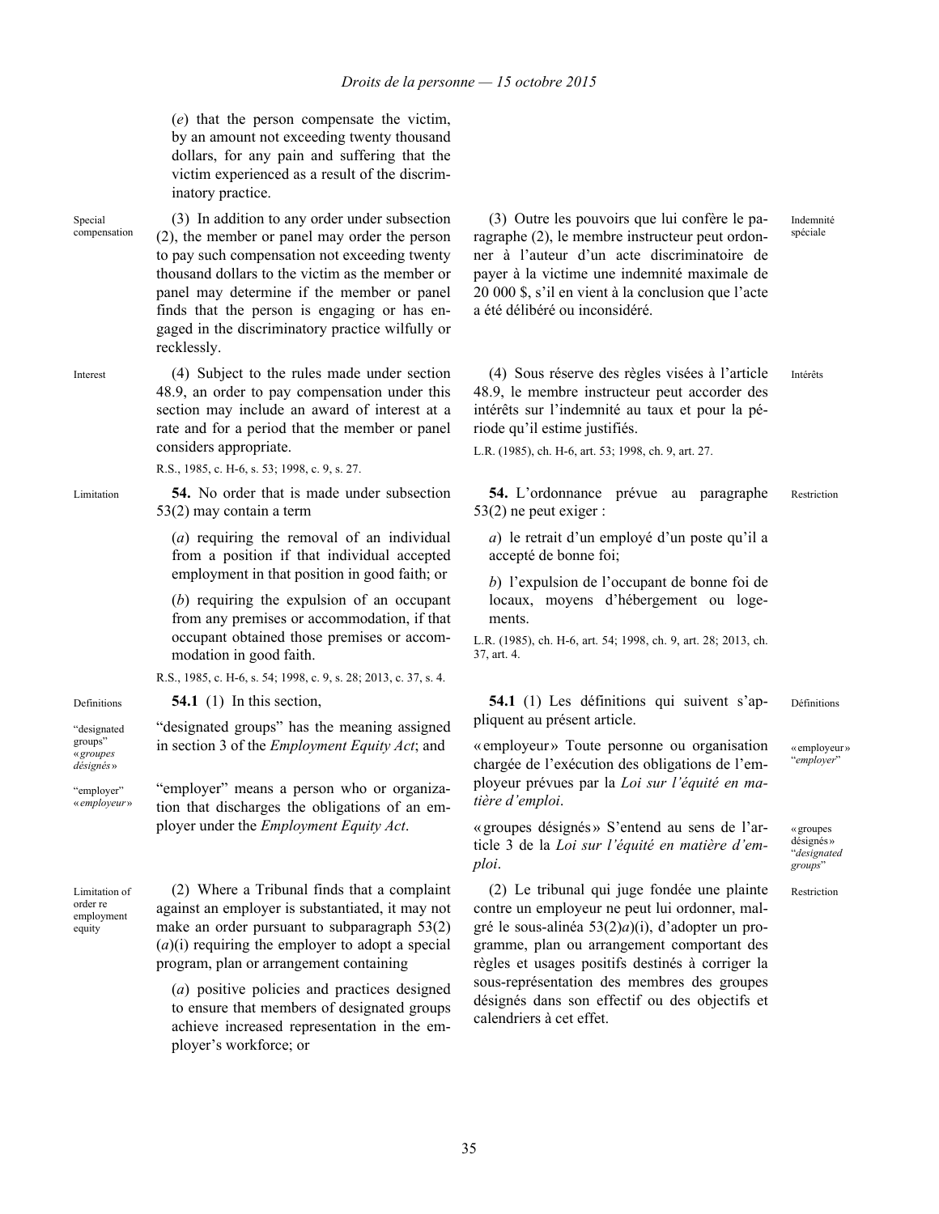(*e*) that the person compensate the victim, by an amount not exceeding twenty thousand dollars, for any pain and suffering that the victim experienced as a result of the discriminatory practice.

Special compensation

(3) In addition to any order under subsection (2), the member or panel may order the person to pay such compensation not exceeding twenty thousand dollars to the victim as the member or panel may determine if the member or panel finds that the person is engaging or has engaged in the discriminatory practice wilfully or recklessly.

Interest

(4) Subject to the rules made under section 48.9, an order to pay compensation under this section may include an award of interest at a rate and for a period that the member or panel considers appropriate.

R.S., 1985, c. H-6, s. 53; 1998, c. 9, s. 27.

Limitation

**54.** No order that is made under subsection 53(2) may contain a term

(*a*) requiring the removal of an individual from a position if that individual accepted employment in that position in good faith; or

(*b*) requiring the expulsion of an occupant from any premises or accommodation, if that occupant obtained those premises or accommodation in good faith.

R.S., 1985, c. H-6, s. 54; 1998, c. 9, s. 28; 2013, c. 37, s. 4.

Definitions

**54.1** (1) In this section,

"designated groups" « *groupes désignés* »

"designated groups" has the meaning assigned in section 3 of the *Employment Equity Act*; and

"employer" « *employeur* »

"employer" means a person who or organization that discharges the obligations of an employer under the *Employment Equity Act*.

Limitation of order re employment equity

(2) Where a Tribunal finds that a complaint against an employer is substantiated, it may not make an order pursuant to subparagraph 53(2)(*a*)(i) requiring the employer to adopt a special program, plan or arrangement containing

(*a*) positive policies and practices designed to ensure that members of designated groups achieve increased representation in the employer's workforce; or

---

Indemnité spéciale

(3) Outre les pouvoirs que lui confère le paragraphe (2), le membre instructeur peut ordonner à l'auteur d'un acte discriminatoire de payer à la victime une indemnité maximale de 20 000 $, s'il en vient à la conclusion que l'acte a été délibéré ou inconsidéré.

Intérêts

(4) Sous réserve des règles visées à l'article 48.9, le membre instructeur peut accorder des intérêts sur l'indemnité au taux et pour la période qu'il estime justifiés.

L.R. (1985), ch. H-6, art. 53; 1998, ch. 9, art. 27.

Restriction

**54.** L'ordonnance prévue au paragraphe 53(2) ne peut exiger :

*a*) le retrait d'un employé d'un poste qu'il a accepté de bonne foi;

*b*) l'expulsion de l'occupant de bonne foi de locaux, moyens d'hébergement ou logements.

L.R. (1985), ch. H-6, art. 54; 1998, ch. 9, art. 28; 2013, ch. 37, art. 4.

Définitions

**54.1** (1) Les définitions qui suivent s'appliquent au présent article.

« employeur » "*employer*"

« employeur » Toute personne ou organisation chargée de l'exécution des obligations de l'employeur prévues par la *Loi sur l'équité en matière d'emploi*.

« groupes désignés » "*designated groups*"

« groupes désignés » S'entend au sens de l'article 3 de la *Loi sur l'équité en matière d'emploi*.

Restriction

(2) Le tribunal qui juge fondée une plainte contre un employeur ne peut lui ordonner, malgré le sous-alinéa 53(2)*a*)(i), d'adopter un programme, plan ou arrangement comportant des règles et usages positifs destinés à corriger la sous-représentation des membres des groupes désignés dans son effectif ou des objectifs et calendriers à cet effet.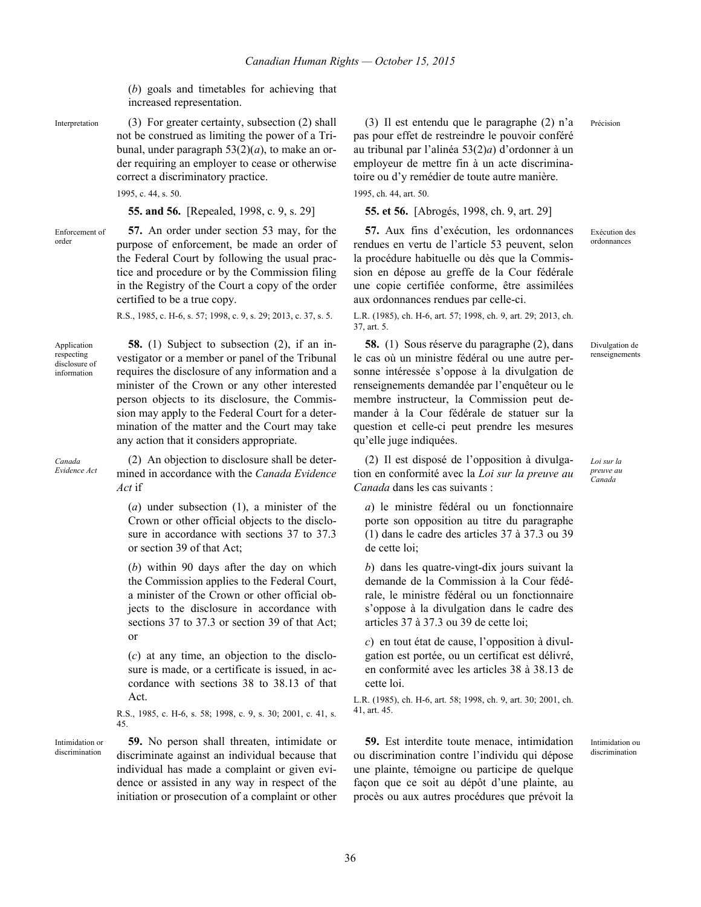(*b*) goals and timetables for achieving that increased representation.

Interpretation

(3) For greater certainty, subsection (2) shall not be construed as limiting the power of a Tribunal, under paragraph 53(2)(*a*), to make an order requiring an employer to cease or otherwise correct a discriminatory practice.

1995, c. 44, s. 50.

**55. and 56.** [Repealed, 1998, c. 9, s. 29]

Enforcement of order

**57.** An order under section 53 may, for the purpose of enforcement, be made an order of the Federal Court by following the usual practice and procedure or by the Commission filing in the Registry of the Court a copy of the order certified to be a true copy.

R.S., 1985, c. H-6, s. 57; 1998, c. 9, s. 29; 2013, c. 37, s. 5.

Application respecting disclosure of information

**58.** (1) Subject to subsection (2), if an investigator or a member or panel of the Tribunal requires the disclosure of any information and a minister of the Crown or any other interested person objects to its disclosure, the Commission may apply to the Federal Court for a determination of the matter and the Court may take any action that it considers appropriate.

*Canada Evidence Act*

(2) An objection to disclosure shall be determined in accordance with the *Canada Evidence Act* if

(*a*) under subsection (1), a minister of the Crown or other official objects to the disclosure in accordance with sections 37 to 37.3 or section 39 of that Act;

(*b*) within 90 days after the day on which the Commission applies to the Federal Court, a minister of the Crown or other official objects to the disclosure in accordance with sections 37 to 37.3 or section 39 of that Act; or

(*c*) at any time, an objection to the disclosure is made, or a certificate is issued, in accordance with sections 38 to 38.13 of that Act.

R.S., 1985, c. H-6, s. 58; 1998, c. 9, s. 30; 2001, c. 41, s. 45.

Intimidation or discrimination

**59.** No person shall threaten, intimidate or discriminate against an individual because that individual has made a complaint or given evidence or assisted in any way in respect of the initiation or prosecution of a complaint or other

---

(3) Il est entendu que le paragraphe (2) n'a pas pour effet de restreindre le pouvoir conféré au tribunal par l'alinéa 53(2)*a*) d'ordonner à un employeur de mettre fin à un acte discriminatoire ou d'y remédier de toute autre manière.

Précision

1995, ch. 44, art. 50.

**55. et 56.** [Abrogés, 1998, ch. 9, art. 29]

**57.** Aux fins d'exécution, les ordonnances rendues en vertu de l'article 53 peuvent, selon la procédure habituelle ou dès que la Commission en dépose au greffe de la Cour fédérale une copie certifiée conforme, être assimilées aux ordonnances rendues par celle-ci.

Exécution des ordonnances

L.R. (1985), ch. H-6, art. 57; 1998, ch. 9, art. 29; 2013, ch. 37, art. 5.

**58.** (1) Sous réserve du paragraphe (2), dans le cas où un ministre fédéral ou une autre personne intéressée s'oppose à la divulgation de renseignements demandée par l'enquêteur ou le membre instructeur, la Commission peut demander à la Cour fédérale de statuer sur la question et celle-ci peut prendre les mesures qu'elle juge indiquées.

Divulgation de renseignements

(2) Il est disposé de l'opposition à divulgation en conformité avec la *Loi sur la preuve au Canada* dans les cas suivants :

*Loi sur la preuve au Canada*

*a*) le ministre fédéral ou un fonctionnaire porte son opposition au titre du paragraphe (1) dans le cadre des articles 37 à 37.3 ou 39 de cette loi;

*b*) dans les quatre-vingt-dix jours suivant la demande de la Commission à la Cour fédérale, le ministre fédéral ou un fonctionnaire s'oppose à la divulgation dans le cadre des articles 37 à 37.3 ou 39 de cette loi;

*c*) en tout état de cause, l'opposition à divulgation est portée, ou un certificat est délivré, en conformité avec les articles 38 à 38.13 de cette loi.

L.R. (1985), ch. H-6, art. 58; 1998, ch. 9, art. 30; 2001, ch. 41, art. 45.

**59.** Est interdite toute menace, intimidation ou discrimination contre l'individu qui dépose une plainte, témoigne ou participe de quelque façon que ce soit au dépôt d'une plainte, au procès ou aux autres procédures que prévoit la

Intimidation ou discrimination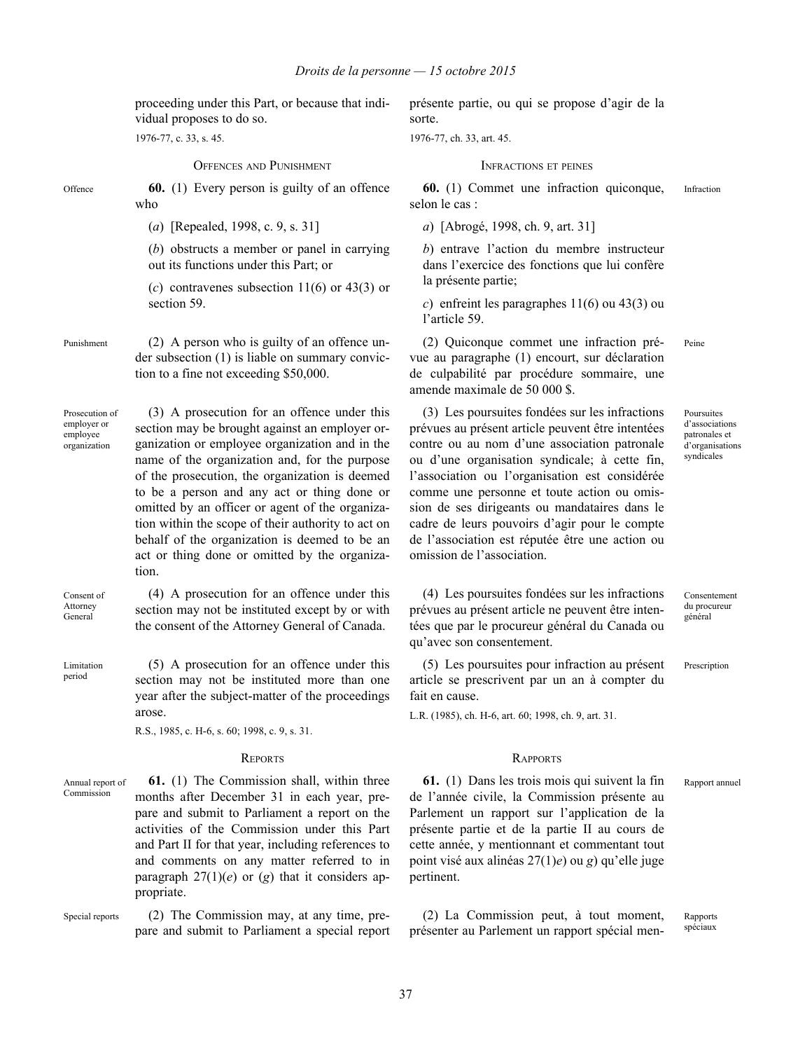proceeding under this Part, or because that individual proposes to do so.

1976-77, c. 33, s. 45.

présente partie, ou qui se propose d'agir de la sorte.

1976-77, ch. 33, art. 45.

### OFFENCES AND PUNISHMENT

Offence

**60.** (1) Every person is guilty of an offence who

(*a*) [Repealed, 1998, c. 9, s. 31]

(*b*) obstructs a member or panel in carrying out its functions under this Part; or

(*c*) contravenes subsection 11(6) or 43(3) or section 59.

Punishment

(2) A person who is guilty of an offence under subsection (1) is liable on summary conviction to a fine not exceeding $50,000.

Prosecution of employer or employee organization

(3) A prosecution for an offence under this section may be brought against an employer organization or employee organization and in the name of the organization and, for the purpose of the prosecution, the organization is deemed to be a person and any act or thing done or omitted by an officer or agent of the organization within the scope of their authority to act on behalf of the organization is deemed to be an act or thing done or omitted by the organization.

Consent of Attorney General

(4) A prosecution for an offence under this section may not be instituted except by or with the consent of the Attorney General of Canada.

Limitation period

(5) A prosecution for an offence under this section may not be instituted more than one year after the subject-matter of the proceedings arose.

R.S., 1985, c. H-6, s. 60; 1998, c. 9, s. 31.

### INFRACTIONS ET PEINES

Infraction

**60.** (1) Commet une infraction quiconque, selon le cas :

*a*) [Abrogé, 1998, ch. 9, art. 31]

*b*) entrave l'action du membre instructeur dans l'exercice des fonctions que lui confère la présente partie;

*c*) enfreint les paragraphes 11(6) ou 43(3) ou l'article 59.

Peine

(2) Quiconque commet une infraction prévue au paragraphe (1) encourt, sur déclaration de culpabilité par procédure sommaire, une amende maximale de 50 000 $.

Poursuites d'associations patronales et d'organisations syndicales

(3) Les poursuites fondées sur les infractions prévues au présent article peuvent être intentées contre ou au nom d'une association patronale ou d'une organisation syndicale; à cette fin, l'association ou l'organisation est considérée comme une personne et toute action ou omission de ses dirigeants ou mandataires dans le cadre de leurs pouvoirs d'agir pour le compte de l'association est réputée être une action ou omission de l'association.

Consentement du procureur général

(4) Les poursuites fondées sur les infractions prévues au présent article ne peuvent être intentées que par le procureur général du Canada ou qu'avec son consentement.

Prescription

(5) Les poursuites pour infraction au présent article se prescrivent par un an à compter du fait en cause.

L.R. (1985), ch. H-6, art. 60; 1998, ch. 9, art. 31.

### REPORTS

Annual report of Commission

**61.** (1) The Commission shall, within three months after December 31 in each year, prepare and submit to Parliament a report on the activities of the Commission under this Part and Part II for that year, including references to and comments on any matter referred to in paragraph 27(1)(*e*) or (*g*) that it considers appropriate.

Special reports

(2) The Commission may, at any time, prepare and submit to Parliament a special report

### RAPPORTS

Rapport annuel

**61.** (1) Dans les trois mois qui suivent la fin de l'année civile, la Commission présente au Parlement un rapport sur l'application de la présente partie et de la partie II au cours de cette année, y mentionnant et commentant tout point visé aux alinéas 27(1)*e*) ou *g*) qu'elle juge pertinent.

Rapports spéciaux

(2) La Commission peut, à tout moment, présenter au Parlement un rapport spécial men-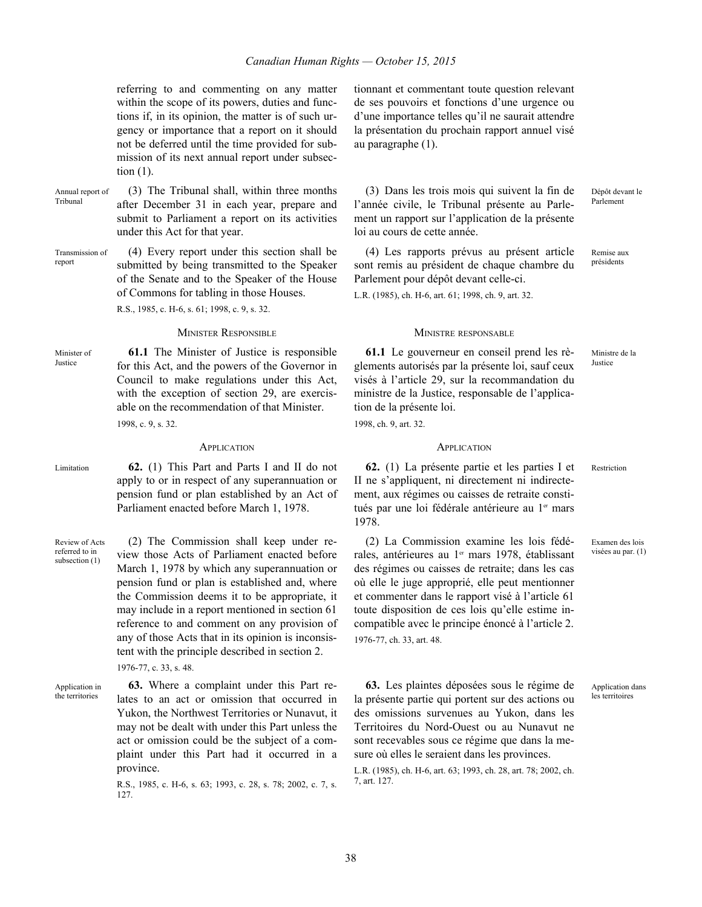referring to and commenting on any matter within the scope of its powers, duties and functions if, in its opinion, the matter is of such urgency or importance that a report on it should not be deferred until the time provided for submission of its next annual report under subsection (1).

tionnant et commentant toute question relevant de ses pouvoirs et fonctions d'une urgence ou d'une importance telles qu'il ne saurait attendre la présentation du prochain rapport annuel visé au paragraphe (1).

Annual report of Tribunal

(3) The Tribunal shall, within three months after December 31 in each year, prepare and submit to Parliament a report on its activities under this Act for that year.

Dépôt devant le Parlement

(3) Dans les trois mois qui suivent la fin de l'année civile, le Tribunal présente au Parlement un rapport sur l'application de la présente loi au cours de cette année.

Transmission of report

(4) Every report under this section shall be submitted by being transmitted to the Speaker of the Senate and to the Speaker of the House of Commons for tabling in those Houses.

R.S., 1985, c. H-6, s. 61; 1998, c. 9, s. 32.

Remise aux présidents

(4) Les rapports prévus au présent article sont remis au président de chaque chambre du Parlement pour dépôt devant celle-ci.

L.R. (1985), ch. H-6, art. 61; 1998, ch. 9, art. 32.

## MINISTER RESPONSIBLE

## MINISTRE RESPONSABLE

Minister of Justice

**61.1** The Minister of Justice is responsible for this Act, and the powers of the Governor in Council to make regulations under this Act, with the exception of section 29, are exercisable on the recommendation of that Minister.

1998, c. 9, s. 32.

Ministre de la Justice

**61.1** Le gouverneur en conseil prend les règlements autorisés par la présente loi, sauf ceux visés à l'article 29, sur la recommandation du ministre de la Justice, responsable de l'application de la présente loi.

1998, ch. 9, art. 32.

## APPLICATION

## APPLICATION

Limitation

**62.** (1) This Part and Parts I and II do not apply to or in respect of any superannuation or pension fund or plan established by an Act of Parliament enacted before March 1, 1978.

Restriction

**62.** (1) La présente partie et les parties I et II ne s'appliquent, ni directement ni indirectement, aux régimes ou caisses de retraite constitués par une loi fédérale antérieure au 1er mars 1978.

Review of Acts referred to in subsection (1)

(2) The Commission shall keep under review those Acts of Parliament enacted before March 1, 1978 by which any superannuation or pension fund or plan is established and, where the Commission deems it to be appropriate, it may include in a report mentioned in section 61 reference to and comment on any provision of any of those Acts that in its opinion is inconsistent with the principle described in section 2.

1976-77, c. 33, s. 48.

Examen des lois visées au par. (1)

(2) La Commission examine les lois fédérales, antérieures au 1er mars 1978, établissant des régimes ou caisses de retraite; dans les cas où elle le juge approprié, elle peut mentionner et commenter dans le rapport visé à l'article 61 toute disposition de ces lois qu'elle estime incompatible avec le principe énoncé à l'article 2.

1976-77, ch. 33, art. 48.

Application in the territories

**63.** Where a complaint under this Part relates to an act or omission that occurred in Yukon, the Northwest Territories or Nunavut, it may not be dealt with under this Part unless the act or omission could be the subject of a complaint under this Part had it occurred in a province.

R.S., 1985, c. H-6, s. 63; 1993, c. 28, s. 78; 2002, c. 7, s. 127.

Application dans les territoires

**63.** Les plaintes déposées sous le régime de la présente partie qui portent sur des actions ou des omissions survenues au Yukon, dans les Territoires du Nord-Ouest ou au Nunavut ne sont recevables sous ce régime que dans la mesure où elles le seraient dans les provinces.

L.R. (1985), ch. H-6, art. 63; 1993, ch. 28, art. 78; 2002, ch. 7, art. 127.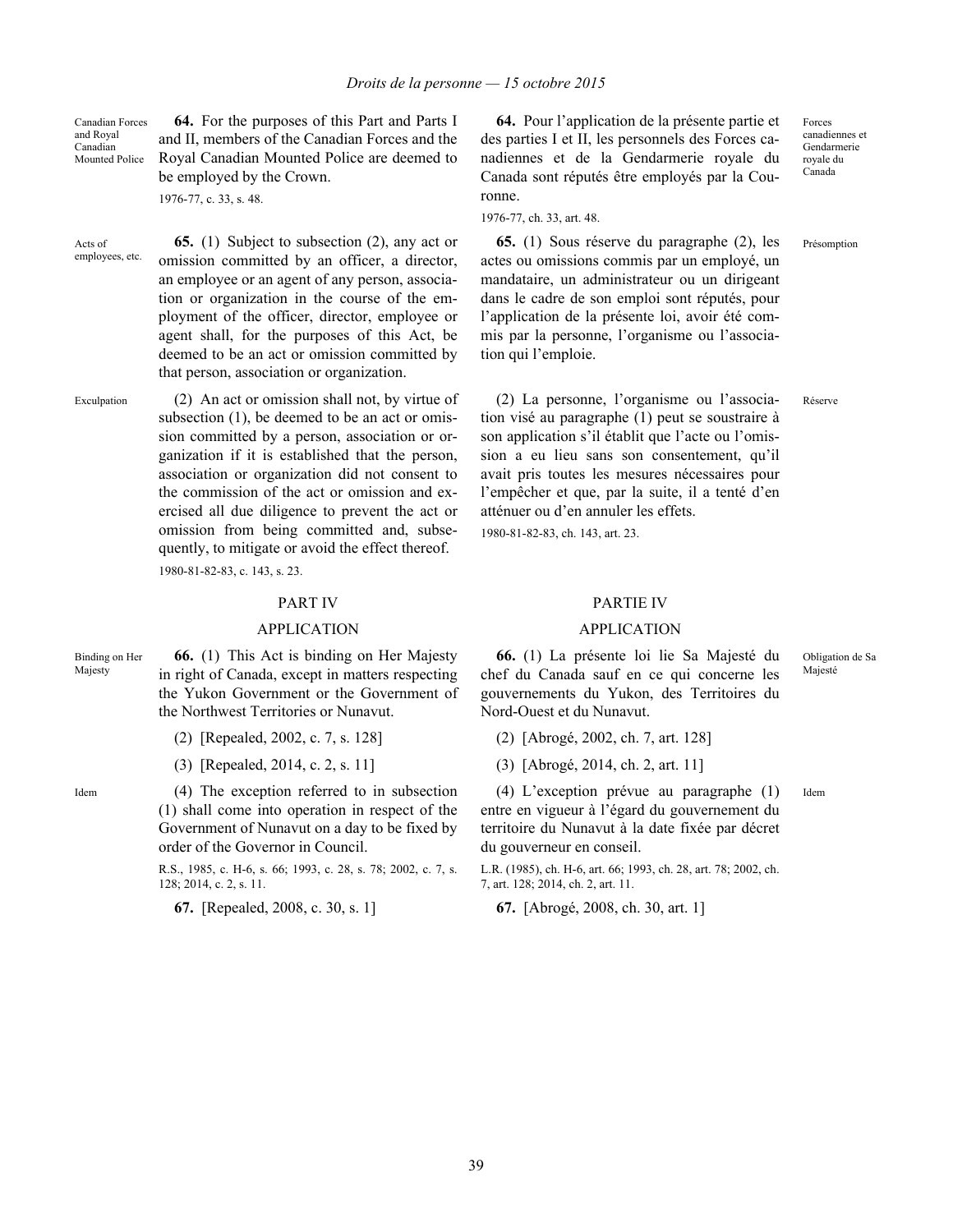Canadian Forces and Royal Canadian Mounted Police

**64.** For the purposes of this Part and Parts I and II, members of the Canadian Forces and the Royal Canadian Mounted Police are deemed to be employed by the Crown.

1976-77, c. 33, s. 48.

Acts of employees, etc.

**65.** (1) Subject to subsection (2), any act or omission committed by an officer, a director, an employee or an agent of any person, association or organization in the course of the employment of the officer, director, employee or agent shall, for the purposes of this Act, be deemed to be an act or omission committed by that person, association or organization.

Exculpation

(2) An act or omission shall not, by virtue of subsection (1), be deemed to be an act or omission committed by a person, association or organization if it is established that the person, association or organization did not consent to the commission of the act or omission and exercised all due diligence to prevent the act or omission from being committed and, subsequently, to mitigate or avoid the effect thereof.

1980-81-82-83, c. 143, s. 23.

## PART IV

## APPLICATION

Binding on Her Majesty

**66.** (1) This Act is binding on Her Majesty in right of Canada, except in matters respecting the Yukon Government or the Government of the Northwest Territories or Nunavut.

(2) [Repealed, 2002, c. 7, s. 128]

(3) [Repealed, 2014, c. 2, s. 11]

Idem

(4) The exception referred to in subsection (1) shall come into operation in respect of the Government of Nunavut on a day to be fixed by order of the Governor in Council.

R.S., 1985, c. H-6, s. 66; 1993, c. 28, s. 78; 2002, c. 7, s. 128; 2014, c. 2, s. 11.

**67.** [Repealed, 2008, c. 30, s. 1]

---

Forces canadiennes et Gendarmerie royale du Canada

**64.** Pour l'application de la présente partie et des parties I et II, les personnels des Forces canadiennes et de la Gendarmerie royale du Canada sont réputés être employés par la Couronne.

1976-77, ch. 33, art. 48.

Présomption

**65.** (1) Sous réserve du paragraphe (2), les actes ou omissions commis par un employé, un mandataire, un administrateur ou un dirigeant dans le cadre de son emploi sont réputés, pour l'application de la présente loi, avoir été commis par la personne, l'organisme ou l'association qui l'emploie.

Réserve

(2) La personne, l'organisme ou l'association visé au paragraphe (1) peut se soustraire à son application s'il établit que l'acte ou l'omission a eu lieu sans son consentement, qu'il avait pris toutes les mesures nécessaires pour l'empêcher et que, par la suite, il a tenté d'en atténuer ou d'en annuler les effets.

1980-81-82-83, ch. 143, art. 23.

## PARTIE IV

## APPLICATION

Obligation de Sa Majesté

**66.** (1) La présente loi lie Sa Majesté du chef du Canada sauf en ce qui concerne les gouvernements du Yukon, des Territoires du Nord-Ouest et du Nunavut.

(2) [Abrogé, 2002, ch. 7, art. 128]

(3) [Abrogé, 2014, ch. 2, art. 11]

Idem

(4) L'exception prévue au paragraphe (1) entre en vigueur à l'égard du gouvernement du territoire du Nunavut à la date fixée par décret du gouverneur en conseil.

L.R. (1985), ch. H-6, art. 66; 1993, ch. 28, art. 78; 2002, ch. 7, art. 128; 2014, ch. 2, art. 11.

**67.** [Abrogé, 2008, ch. 30, art. 1]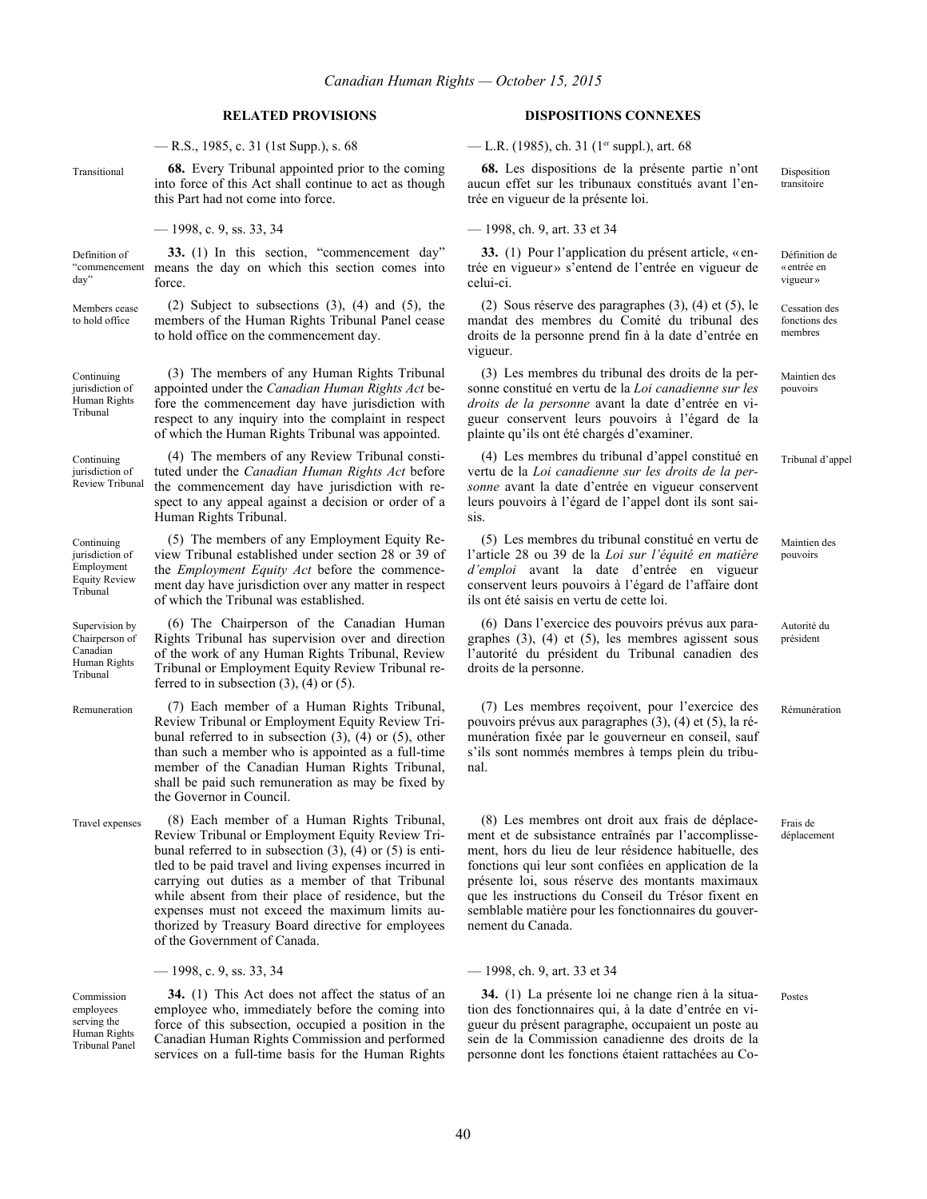## RELATED PROVISIONS

— R.S., 1985, c. 31 (1st Supp.), s. 68

Transitional

**68.** Every Tribunal appointed prior to the coming into force of this Act shall continue to act as though this Part had not come into force.

— 1998, c. 9, ss. 33, 34

Definition of "commencement day"

**33.** (1) In this section, "commencement day" means the day on which this section comes into force.

Members cease to hold office

(2) Subject to subsections (3), (4) and (5), the members of the Human Rights Tribunal Panel cease to hold office on the commencement day.

Continuing jurisdiction of Human Rights Tribunal

(3) The members of any Human Rights Tribunal appointed under the *Canadian Human Rights Act* before the commencement day have jurisdiction with respect to any inquiry into the complaint in respect of which the Human Rights Tribunal was appointed.

Continuing jurisdiction of Review Tribunal

(4) The members of any Review Tribunal constituted under the *Canadian Human Rights Act* before the commencement day have jurisdiction with respect to any appeal against a decision or order of a Human Rights Tribunal.

Continuing jurisdiction of Employment Equity Review Tribunal

(5) The members of any Employment Equity Review Tribunal established under section 28 or 39 of the *Employment Equity Act* before the commencement day have jurisdiction over any matter in respect of which the Tribunal was established.

Supervision by Chairperson of Canadian Human Rights Tribunal

(6) The Chairperson of the Canadian Human Rights Tribunal has supervision over and direction of the work of any Human Rights Tribunal, Review Tribunal or Employment Equity Review Tribunal referred to in subsection (3), (4) or (5).

Remuneration

(7) Each member of a Human Rights Tribunal, Review Tribunal or Employment Equity Review Tribunal referred to in subsection (3), (4) or (5), other than such a member who is appointed as a full-time member of the Canadian Human Rights Tribunal, shall be paid such remuneration as may be fixed by the Governor in Council.

Travel expenses

(8) Each member of a Human Rights Tribunal, Review Tribunal or Employment Equity Review Tribunal referred to in subsection (3), (4) or (5) is entitled to be paid travel and living expenses incurred in carrying out duties as a member of that Tribunal while absent from their place of residence, but the expenses must not exceed the maximum limits authorized by Treasury Board directive for employees of the Government of Canada.

— 1998, c. 9, ss. 33, 34

Commission employees serving the Human Rights Tribunal Panel

**34.** (1) This Act does not affect the status of an employee who, immediately before the coming into force of this subsection, occupied a position in the Canadian Human Rights Commission and performed services on a full-time basis for the Human Rights

## DISPOSITIONS CONNEXES

— L.R. (1985), ch. 31 (1er suppl.), art. 68

Disposition transitoire

**68.** Les dispositions de la présente partie n'ont aucun effet sur les tribunaux constitués avant l'entrée en vigueur de la présente loi.

— 1998, ch. 9, art. 33 et 34

Définition de « entrée en vigueur »

**33.** (1) Pour l'application du présent article, « entrée en vigueur » s'entend de l'entrée en vigueur de celui-ci.

Cessation des fonctions des membres

(2) Sous réserve des paragraphes (3), (4) et (5), le mandat des membres du Comité du tribunal des droits de la personne prend fin à la date d'entrée en vigueur.

Maintien des pouvoirs

(3) Les membres du tribunal des droits de la personne constitué en vertu de la *Loi canadienne sur les droits de la personne* avant la date d'entrée en vigueur conservent leurs pouvoirs à l'égard de la plainte qu'ils ont été chargés d'examiner.

Tribunal d'appel

(4) Les membres du tribunal d'appel constitué en vertu de la *Loi canadienne sur les droits de la personne* avant la date d'entrée en vigueur conservent leurs pouvoirs à l'égard de l'appel dont ils sont saisis.

Maintien des pouvoirs

(5) Les membres du tribunal constitué en vertu de l'article 28 ou 39 de la *Loi sur l'équité en matière d'emploi* avant la date d'entrée en vigueur conservent leurs pouvoirs à l'égard de l'affaire dont ils ont été saisis en vertu de cette loi.

Autorité du président

(6) Dans l'exercice des pouvoirs prévus aux paragraphes (3), (4) et (5), les membres agissent sous l'autorité du président du Tribunal canadien des droits de la personne.

Rémunération

(7) Les membres reçoivent, pour l'exercice des pouvoirs prévus aux paragraphes (3), (4) et (5), la rémunération fixée par le gouverneur en conseil, sauf s'ils sont nommés membres à temps plein du tribunal.

Frais de déplacement

(8) Les membres ont droit aux frais de déplacement et de subsistance entraînés par l'accomplissement, hors du lieu de leur résidence habituelle, des fonctions qui leur sont confiées en application de la présente loi, sous réserve des montants maximaux que les instructions du Conseil du Trésor fixent en semblable matière pour les fonctionnaires du gouvernement du Canada.

— 1998, ch. 9, art. 33 et 34

Postes

**34.** (1) La présente loi ne change rien à la situation des fonctionnaires qui, à la date d'entrée en vigueur du présent paragraphe, occupaient un poste au sein de la Commission canadienne des droits de la personne dont les fonctions étaient rattachées au Co-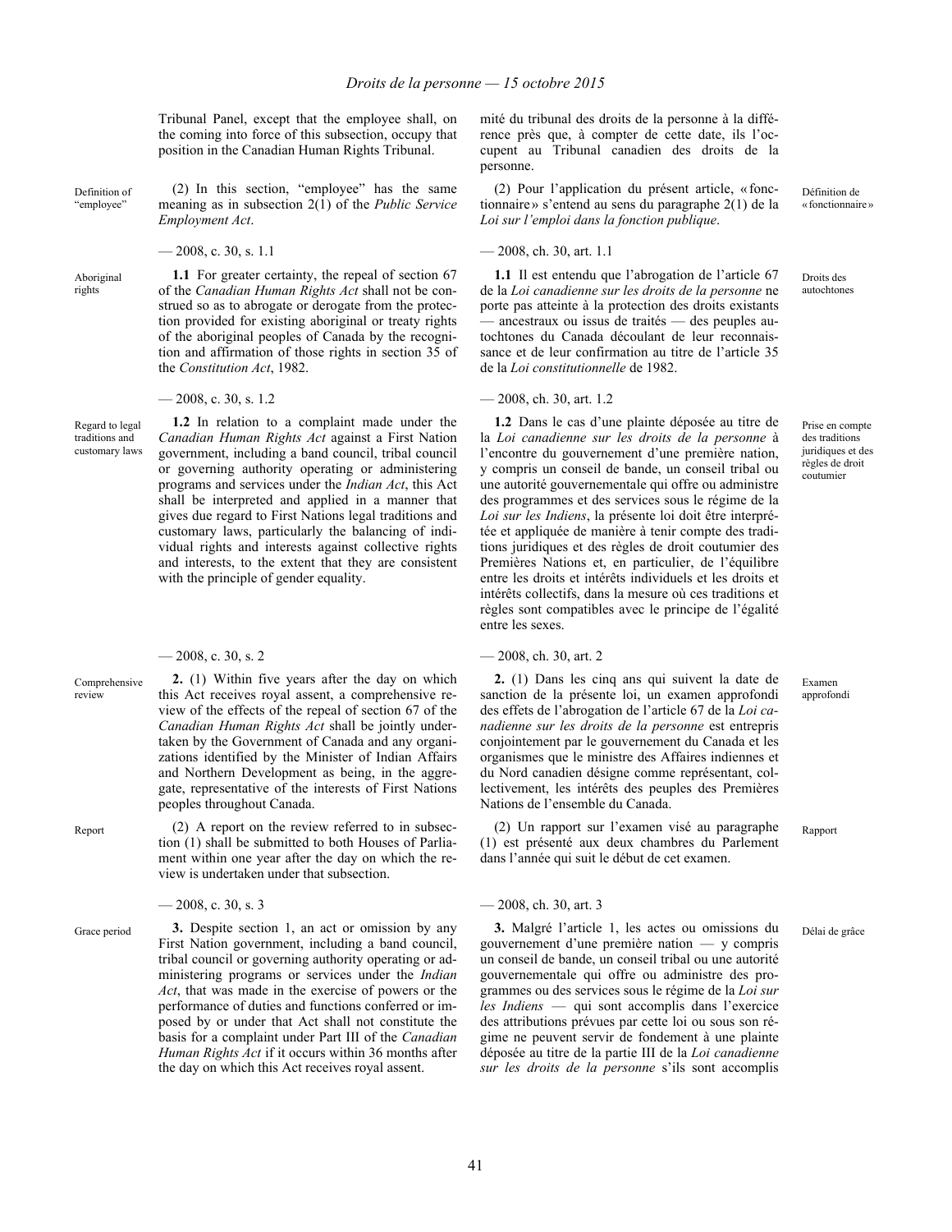Tribunal Panel, except that the employee shall, on the coming into force of this subsection, occupy that position in the Canadian Human Rights Tribunal.

Definition of "employee"

(2) In this section, "employee" has the same meaning as in subsection 2(1) of the *Public Service Employment Act*.

— 2008, c. 30, s. 1.1

Aboriginal rights

**1.1** For greater certainty, the repeal of section 67 of the *Canadian Human Rights Act* shall not be construed so as to abrogate or derogate from the protection provided for existing aboriginal or treaty rights of the aboriginal peoples of Canada by the recognition and affirmation of those rights in section 35 of the *Constitution Act*, 1982.

— 2008, c. 30, s. 1.2

Regard to legal traditions and customary laws

**1.2** In relation to a complaint made under the *Canadian Human Rights Act* against a First Nation government, including a band council, tribal council or governing authority operating or administering programs and services under the *Indian Act*, this Act shall be interpreted and applied in a manner that gives due regard to First Nations legal traditions and customary laws, particularly the balancing of individual rights and interests against collective rights and interests, to the extent that they are consistent with the principle of gender equality.

— 2008, c. 30, s. 2

Comprehensive review

**2.** (1) Within five years after the day on which this Act receives royal assent, a comprehensive review of the effects of the repeal of section 67 of the *Canadian Human Rights Act* shall be jointly undertaken by the Government of Canada and any organizations identified by the Minister of Indian Affairs and Northern Development as being, in the aggregate, representative of the interests of First Nations peoples throughout Canada.

Report

(2) A report on the review referred to in subsection (1) shall be submitted to both Houses of Parliament within one year after the day on which the review is undertaken under that subsection.

— 2008, c. 30, s. 3

Grace period

**3.** Despite section 1, an act or omission by any First Nation government, including a band council, tribal council or governing authority operating or administering programs or services under the *Indian Act*, that was made in the exercise of powers or the performance of duties and functions conferred or imposed by or under that Act shall not constitute the basis for a complaint under Part III of the *Canadian Human Rights Act* if it occurs within 36 months after the day on which this Act receives royal assent.

mité du tribunal des droits de la personne à la différence près que, à compter de cette date, ils l'occupent au Tribunal canadien des droits de la personne.

Définition de « fonctionnaire »

(2) Pour l'application du présent article, « fonctionnaire » s'entend au sens du paragraphe 2(1) de la *Loi sur l'emploi dans la fonction publique*.

— 2008, ch. 30, art. 1.1

Droits des autochtones

**1.1** Il est entendu que l'abrogation de l'article 67 de la *Loi canadienne sur les droits de la personne* ne porte pas atteinte à la protection des droits existants — ancestraux ou issus de traités — des peuples autochtones du Canada découlant de leur reconnaissance et de leur confirmation au titre de l'article 35 de la *Loi constitutionnelle* de 1982.

— 2008, ch. 30, art. 1.2

Prise en compte des traditions juridiques et des règles de droit coutumier

**1.2** Dans le cas d'une plainte déposée au titre de la *Loi canadienne sur les droits de la personne* à l'encontre du gouvernement d'une première nation, y compris un conseil de bande, un conseil tribal ou une autorité gouvernementale qui offre ou administre des programmes et des services sous le régime de la *Loi sur les Indiens*, la présente loi doit être interprétée et appliquée de manière à tenir compte des traditions juridiques et des règles de droit coutumier des Premières Nations et, en particulier, de l'équilibre entre les droits et intérêts individuels et les droits et intérêts collectifs, dans la mesure où ces traditions et règles sont compatibles avec le principe de l'égalité entre les sexes.

— 2008, ch. 30, art. 2

Examen approfondi

**2.** (1) Dans les cinq ans qui suivent la date de sanction de la présente loi, un examen approfondi des effets de l'abrogation de l'article 67 de la *Loi canadienne sur les droits de la personne* est entrepris conjointement par le gouvernement du Canada et les organismes que le ministre des Affaires indiennes et du Nord canadien désigne comme représentant, collectivement, les intérêts des peuples des Premières Nations de l'ensemble du Canada.

Rapport

(2) Un rapport sur l'examen visé au paragraphe (1) est présenté aux deux chambres du Parlement dans l'année qui suit le début de cet examen.

— 2008, ch. 30, art. 3

Délai de grâce

**3.** Malgré l'article 1, les actes ou omissions du gouvernement d'une première nation — y compris un conseil de bande, un conseil tribal ou une autorité gouvernementale qui offre ou administre des programmes ou des services sous le régime de la *Loi sur les Indiens* — qui sont accomplis dans l'exercice des attributions prévues par cette loi ou sous son régime ne peuvent servir de fondement à une plainte déposée au titre de la partie III de la *Loi canadienne sur les droits de la personne* s'ils sont accomplis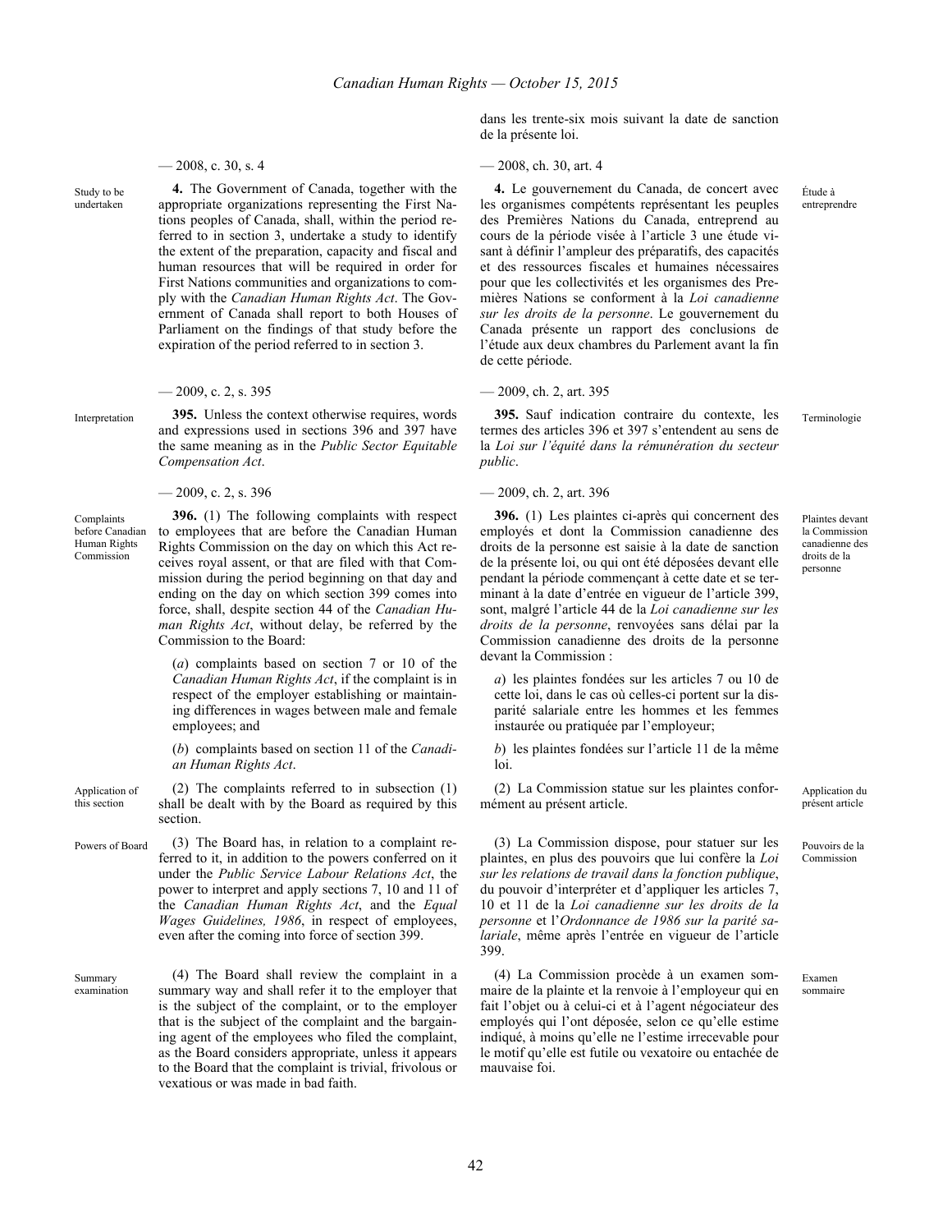dans les trente-six mois suivant la date de sanction de la présente loi.

— 2008, c. 30, s. 4

Study to be undertaken

**4.** The Government of Canada, together with the appropriate organizations representing the First Nations peoples of Canada, shall, within the period referred to in section 3, undertake a study to identify the extent of the preparation, capacity and fiscal and human resources that will be required in order for First Nations communities and organizations to comply with the *Canadian Human Rights Act*. The Government of Canada shall report to both Houses of Parliament on the findings of that study before the expiration of the period referred to in section 3.

— 2008, ch. 30, art. 4

Étude à entreprendre

**4.** Le gouvernement du Canada, de concert avec les organismes compétents représentant les peuples des Premières Nations du Canada, entreprend au cours de la période visée à l'article 3 une étude visant à définir l'ampleur des préparatifs, des capacités et des ressources fiscales et humaines nécessaires pour que les collectivités et les organismes des Premières Nations se conforment à la *Loi canadienne sur les droits de la personne*. Le gouvernement du Canada présente un rapport des conclusions de l'étude aux deux chambres du Parlement avant la fin de cette période.

— 2009, c. 2, s. 395

Interpretation

**395.** Unless the context otherwise requires, words and expressions used in sections 396 and 397 have the same meaning as in the *Public Sector Equitable Compensation Act*.

— 2009, ch. 2, art. 395

Terminologie

**395.** Sauf indication contraire du contexte, les termes des articles 396 et 397 s'entendent au sens de la *Loi sur l'équité dans la rémunération du secteur public*.

— 2009, c. 2, s. 396

Complaints before Canadian Human Rights Commission

**396.** (1) The following complaints with respect to employees that are before the Canadian Human Rights Commission on the day on which this Act receives royal assent, or that are filed with that Commission during the period beginning on that day and ending on the day on which section 399 comes into force, shall, despite section 44 of the *Canadian Human Rights Act*, without delay, be referred by the Commission to the Board:

(*a*) complaints based on section 7 or 10 of the *Canadian Human Rights Act*, if the complaint is in respect of the employer establishing or maintaining differences in wages between male and female employees; and

(*b*) complaints based on section 11 of the *Canadian Human Rights Act*.

Application of this section

(2) The complaints referred to in subsection (1) shall be dealt with by the Board as required by this section.

Powers of Board

(3) The Board has, in relation to a complaint referred to it, in addition to the powers conferred on it under the *Public Service Labour Relations Act*, the power to interpret and apply sections 7, 10 and 11 of the *Canadian Human Rights Act*, and the *Equal Wages Guidelines, 1986*, in respect of employees, even after the coming into force of section 399.

Summary examination

(4) The Board shall review the complaint in a summary way and shall refer it to the employer that is the subject of the complaint, or to the employer that is the subject of the complaint and the bargaining agent of the employees who filed the complaint, as the Board considers appropriate, unless it appears to the Board that the complaint is trivial, frivolous or vexatious or was made in bad faith.

— 2009, ch. 2, art. 396

Plaintes devant la Commission canadienne des droits de la personne

**396.** (1) Les plaintes ci-après qui concernent des employés et dont la Commission canadienne des droits de la personne est saisie à la date de sanction de la présente loi, ou qui ont été déposées devant elle pendant la période commençant à cette date et se terminant à la date d'entrée en vigueur de l'article 399, sont, malgré l'article 44 de la *Loi canadienne sur les droits de la personne*, renvoyées sans délai par la Commission canadienne des droits de la personne devant la Commission :

*a*) les plaintes fondées sur les articles 7 ou 10 de cette loi, dans le cas où celles-ci portent sur la disparité salariale entre les hommes et les femmes instaurée ou pratiquée par l'employeur;

*b*) les plaintes fondées sur l'article 11 de la même loi.

Application du présent article

(2) La Commission statue sur les plaintes conformément au présent article.

Pouvoirs de la Commission

(3) La Commission dispose, pour statuer sur les plaintes, en plus des pouvoirs que lui confère la *Loi sur les relations de travail dans la fonction publique*, du pouvoir d'interpréter et d'appliquer les articles 7, 10 et 11 de la *Loi canadienne sur les droits de la personne* et l'*Ordonnance de 1986 sur la parité salariale*, même après l'entrée en vigueur de l'article 399.

Examen sommaire

(4) La Commission procède à un examen sommaire de la plainte et la renvoie à l'employeur qui en fait l'objet ou à celui-ci et à l'agent négociateur des employés qui l'ont déposée, selon ce qu'elle estime indiqué, à moins qu'elle ne l'estime irrecevable pour le motif qu'elle est futile ou vexatoire ou entachée de mauvaise foi.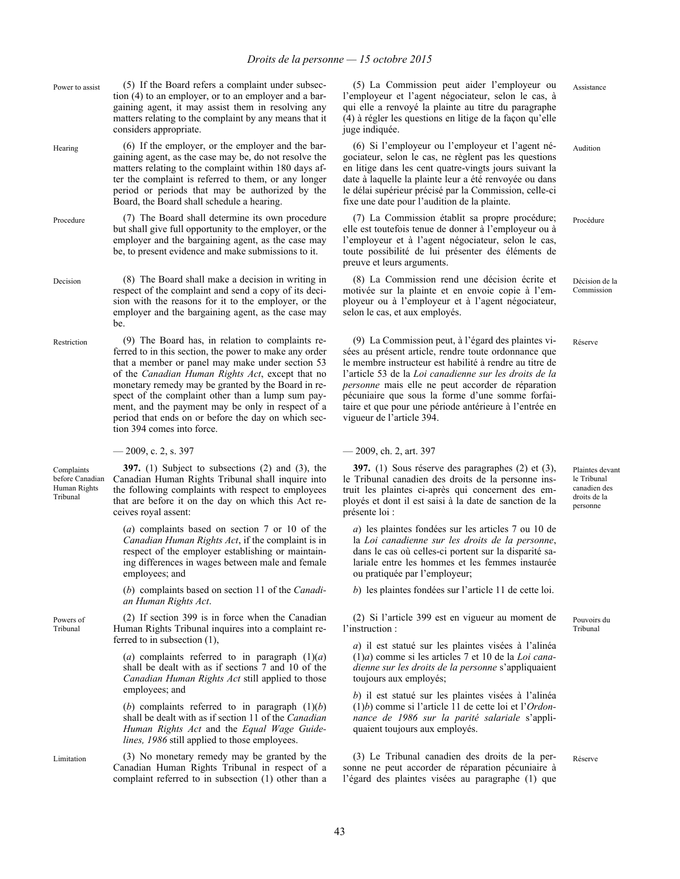Power to assist

(5) If the Board refers a complaint under subsection (4) to an employer, or to an employer and a bargaining agent, it may assist them in resolving any matters relating to the complaint by any means that it considers appropriate.

Hearing

(6) If the employer, or the employer and the bargaining agent, as the case may be, do not resolve the matters relating to the complaint within 180 days after the complaint is referred to them, or any longer period or periods that may be authorized by the Board, the Board shall schedule a hearing.

Procedure

(7) The Board shall determine its own procedure but shall give full opportunity to the employer, or the employer and the bargaining agent, as the case may be, to present evidence and make submissions to it.

Decision

(8) The Board shall make a decision in writing in respect of the complaint and send a copy of its decision with the reasons for it to the employer, or the employer and the bargaining agent, as the case may be.

Restriction

(9) The Board has, in relation to complaints referred to in this section, the power to make any order that a member or panel may make under section 53 of the *Canadian Human Rights Act*, except that no monetary remedy may be granted by the Board in respect of the complaint other than a lump sum payment, and the payment may be only in respect of a period that ends on or before the day on which section 394 comes into force.

— 2009, c. 2, s. 397

Complaints before Canadian Human Rights Tribunal

**397.** (1) Subject to subsections (2) and (3), the Canadian Human Rights Tribunal shall inquire into the following complaints with respect to employees that are before it on the day on which this Act receives royal assent:

(*a*) complaints based on section 7 or 10 of the *Canadian Human Rights Act*, if the complaint is in respect of the employer establishing or maintaining differences in wages between male and female employees; and

(*b*) complaints based on section 11 of the *Canadian Human Rights Act*.

Powers of Tribunal

(2) If section 399 is in force when the Canadian Human Rights Tribunal inquires into a complaint referred to in subsection (1),

(*a*) complaints referred to in paragraph (1)(*a*) shall be dealt with as if sections 7 and 10 of the *Canadian Human Rights Act* still applied to those employees; and

(*b*) complaints referred to in paragraph (1)(*b*) shall be dealt with as if section 11 of the *Canadian Human Rights Act* and the *Equal Wage Guidelines, 1986* still applied to those employees.

Limitation

(3) No monetary remedy may be granted by the Canadian Human Rights Tribunal in respect of a complaint referred to in subsection (1) other than a

Assistance

(5) La Commission peut aider l'employeur ou l'employeur et l'agent négociateur, selon le cas, à qui elle a renvoyé la plainte au titre du paragraphe (4) à régler les questions en litige de la façon qu'elle juge indiquée.

Audition

(6) Si l'employeur ou l'employeur et l'agent négociateur, selon le cas, ne règlent pas les questions en litige dans les cent quatre-vingts jours suivant la date à laquelle la plainte leur a été renvoyée ou dans le délai supérieur précisé par la Commission, celle-ci fixe une date pour l'audition de la plainte.

Procédure

(7) La Commission établit sa propre procédure; elle est toutefois tenue de donner à l'employeur ou à l'employeur et à l'agent négociateur, selon le cas, toute possibilité de lui présenter des éléments de preuve et leurs arguments.

Décision de la Commission

(8) La Commission rend une décision écrite et motivée sur la plainte et en envoie copie à l'employeur ou à l'employeur et à l'agent négociateur, selon le cas, et aux employés.

Réserve

(9) La Commission peut, à l'égard des plaintes visées au présent article, rendre toute ordonnance que le membre instructeur est habilité à rendre au titre de l'article 53 de la *Loi canadienne sur les droits de la personne* mais elle ne peut accorder de réparation pécuniaire que sous la forme d'une somme forfaitaire et que pour une période antérieure à l'entrée en vigueur de l'article 394.

— 2009, ch. 2, art. 397

Plaintes devant le Tribunal canadien des droits de la personne

**397.** (1) Sous réserve des paragraphes (2) et (3), le Tribunal canadien des droits de la personne instruit les plaintes ci-après qui concernent des employés et dont il est saisi à la date de sanction de la présente loi :

*a*) les plaintes fondées sur les articles 7 ou 10 de la *Loi canadienne sur les droits de la personne*, dans le cas où celles-ci portent sur la disparité salariale entre les hommes et les femmes instaurée ou pratiquée par l'employeur;

*b*) les plaintes fondées sur l'article 11 de cette loi.

Pouvoirs du Tribunal

(2) Si l'article 399 est en vigueur au moment de l'instruction :

*a*) il est statué sur les plaintes visées à l'alinéa (1)*a*) comme si les articles 7 et 10 de la *Loi canadienne sur les droits de la personne* s'appliquaient toujours aux employés;

*b*) il est statué sur les plaintes visées à l'alinéa (1)*b*) comme si l'article 11 de cette loi et l'*Ordonnance de 1986 sur la parité salariale* s'appliquaient toujours aux employés.

Réserve

(3) Le Tribunal canadien des droits de la personne ne peut accorder de réparation pécuniaire à l'égard des plaintes visées au paragraphe (1) que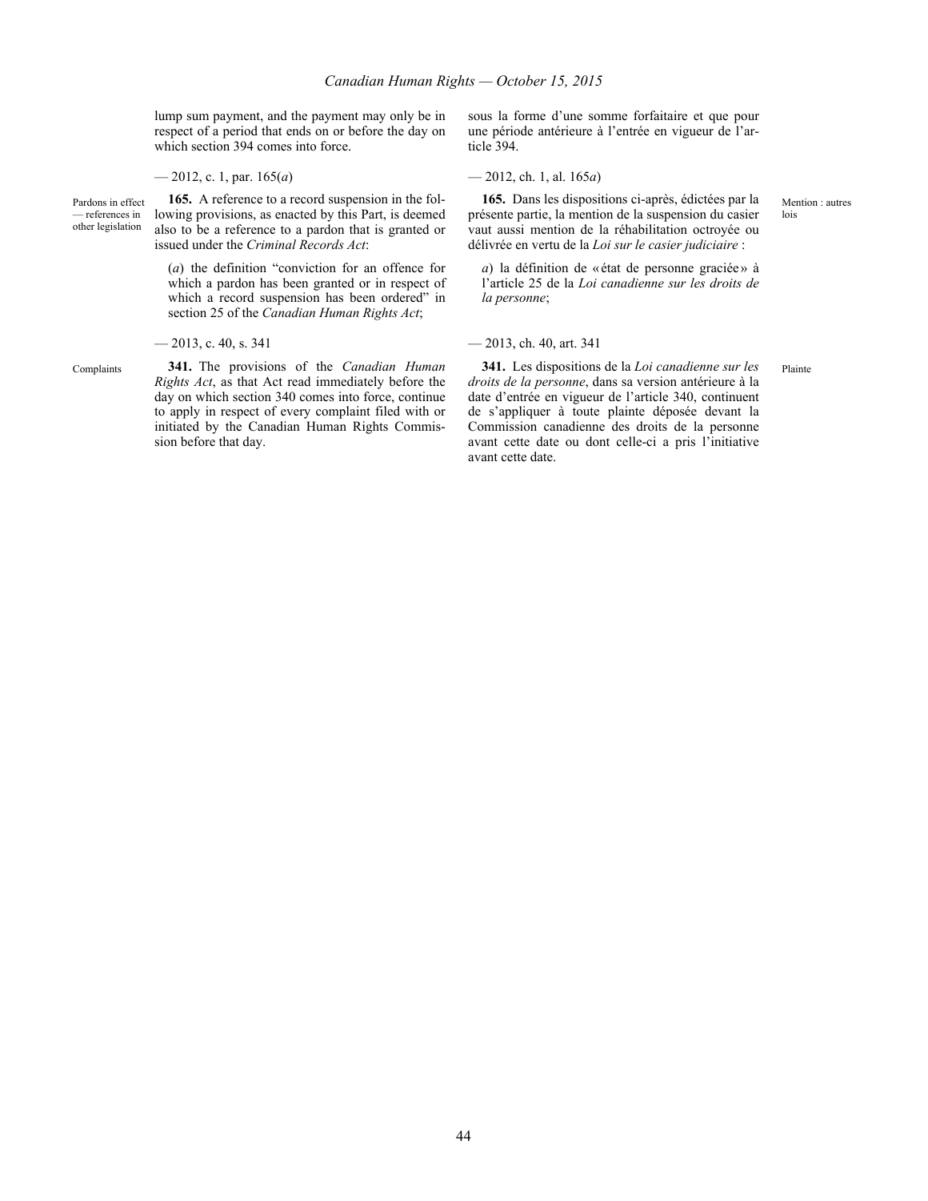lump sum payment, and the payment may only be in respect of a period that ends on or before the day on which section 394 comes into force.

sous la forme d'une somme forfaitaire et que pour une période antérieure à l'entrée en vigueur de l'article 394.

— 2012, c. 1, par. 165(*a*)

— 2012, ch. 1, al. 165*a*)

Pardons in effect — references in other legislation

**165.** A reference to a record suspension in the following provisions, as enacted by this Part, is deemed also to be a reference to a pardon that is granted or issued under the *Criminal Records Act*:

(*a*) the definition "conviction for an offence for which a pardon has been granted or in respect of which a record suspension has been ordered" in section 25 of the *Canadian Human Rights Act*;

Mention : autres lois

**165.** Dans les dispositions ci-après, édictées par la présente partie, la mention de la suspension du casier vaut aussi mention de la réhabilitation octroyée ou délivrée en vertu de la *Loi sur le casier judiciaire* :

*a*) la définition de « état de personne graciée » à l'article 25 de la *Loi canadienne sur les droits de la personne*;

— 2013, c. 40, s. 341

— 2013, ch. 40, art. 341

Complaints

**341.** The provisions of the *Canadian Human Rights Act*, as that Act read immediately before the day on which section 340 comes into force, continue to apply in respect of every complaint filed with or initiated by the Canadian Human Rights Commission before that day.

Plainte

**341.** Les dispositions de la *Loi canadienne sur les droits de la personne*, dans sa version antérieure à la date d'entrée en vigueur de l'article 340, continuent de s'appliquer à toute plainte déposée devant la Commission canadienne des droits de la personne avant cette date ou dont celle-ci a pris l'initiative avant cette date.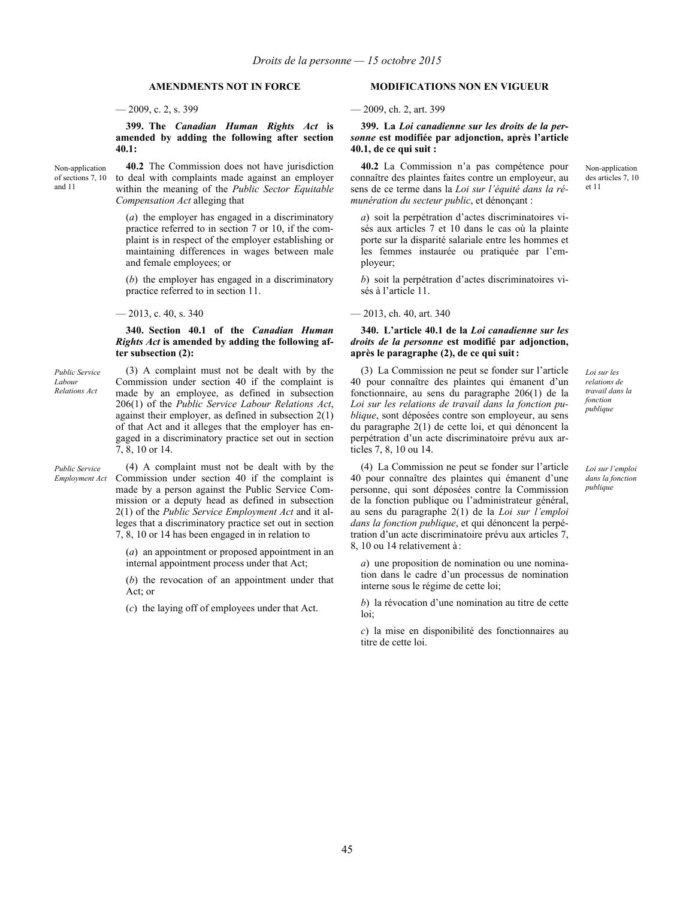## AMENDMENTS NOT IN FORCE

— 2009, c. 2, s. 399

**399. The *Canadian Human Rights Act* is amended by adding the following after section 40.1:**

Non-application of sections 7, 10 and 11

**40.2** The Commission does not have jurisdiction to deal with complaints made against an employer within the meaning of the *Public Sector Equitable Compensation Act* alleging that

(*a*) the employer has engaged in a discriminatory practice referred to in section 7 or 10, if the complaint is in respect of the employer establishing or maintaining differences in wages between male and female employees; or

(*b*) the employer has engaged in a discriminatory practice referred to in section 11.

— 2013, c. 40, s. 340

**340. Section 40.1 of the *Canadian Human Rights Act* is amended by adding the following after subsection (2):**

*Public Service Labour Relations Act*

(3) A complaint must not be dealt with by the Commission under section 40 if the complaint is made by an employee, as defined in subsection 206(1) of the *Public Service Labour Relations Act*, against their employer, as defined in subsection 2(1) of that Act and it alleges that the employer has engaged in a discriminatory practice set out in section 7, 8, 10 or 14.

*Public Service Employment Act*

(4) A complaint must not be dealt with by the Commission under section 40 if the complaint is made by a person against the Public Service Commission or a deputy head as defined in subsection 2(1) of the *Public Service Employment Act* and it alleges that a discriminatory practice set out in section 7, 8, 10 or 14 has been engaged in in relation to

(*a*) an appointment or proposed appointment in an internal appointment process under that Act;

(*b*) the revocation of an appointment under that Act; or

(*c*) the laying off of employees under that Act.

## MODIFICATIONS NON EN VIGUEUR

— 2009, ch. 2, art. 399

**399. La *Loi canadienne sur les droits de la personne* est modifiée par adjonction, après l'article 40.1, de ce qui suit :**

Non-application des articles 7, 10 et 11

**40.2** La Commission n'a pas compétence pour connaître des plaintes faites contre un employeur, au sens de ce terme dans la *Loi sur l'équité dans la rémunération du secteur public*, et dénonçant :

*a*) soit la perpétration d'actes discriminatoires visés aux articles 7 et 10 dans le cas où la plainte porte sur la disparité salariale entre les hommes et les femmes instaurée ou pratiquée par l'employeur;

*b*) soit la perpétration d'actes discriminatoires visés à l'article 11.

— 2013, ch. 40, art. 340

**340. L'article 40.1 de la *Loi canadienne sur les droits de la personne* est modifié par adjonction, après le paragraphe (2), de ce qui suit :**

*Loi sur les relations de travail dans la fonction publique*

(3) La Commission ne peut se fonder sur l'article 40 pour connaître des plaintes qui émanent d'un fonctionnaire, au sens du paragraphe 206(1) de la *Loi sur les relations de travail dans la fonction publique*, sont déposées contre son employeur, au sens du paragraphe 2(1) de cette loi, et qui dénoncent la perpétration d'un acte discriminatoire prévu aux articles 7, 8, 10 ou 14.

*Loi sur l'emploi dans la fonction publique*

(4) La Commission ne peut se fonder sur l'article 40 pour connaître des plaintes qui émanent d'une personne, qui sont déposées contre la Commission de la fonction publique ou l'administrateur général, au sens du paragraphe 2(1) de la *Loi sur l'emploi dans la fonction publique*, et qui dénoncent la perpétration d'un acte discriminatoire prévu aux articles 7, 8, 10 ou 14 relativement à :

*a*) une proposition de nomination ou une nomination dans le cadre d'un processus de nomination interne sous le régime de cette loi;

*b*) la révocation d'une nomination au titre de cette loi;

*c*) la mise en disponibilité des fonctionnaires au titre de cette loi.